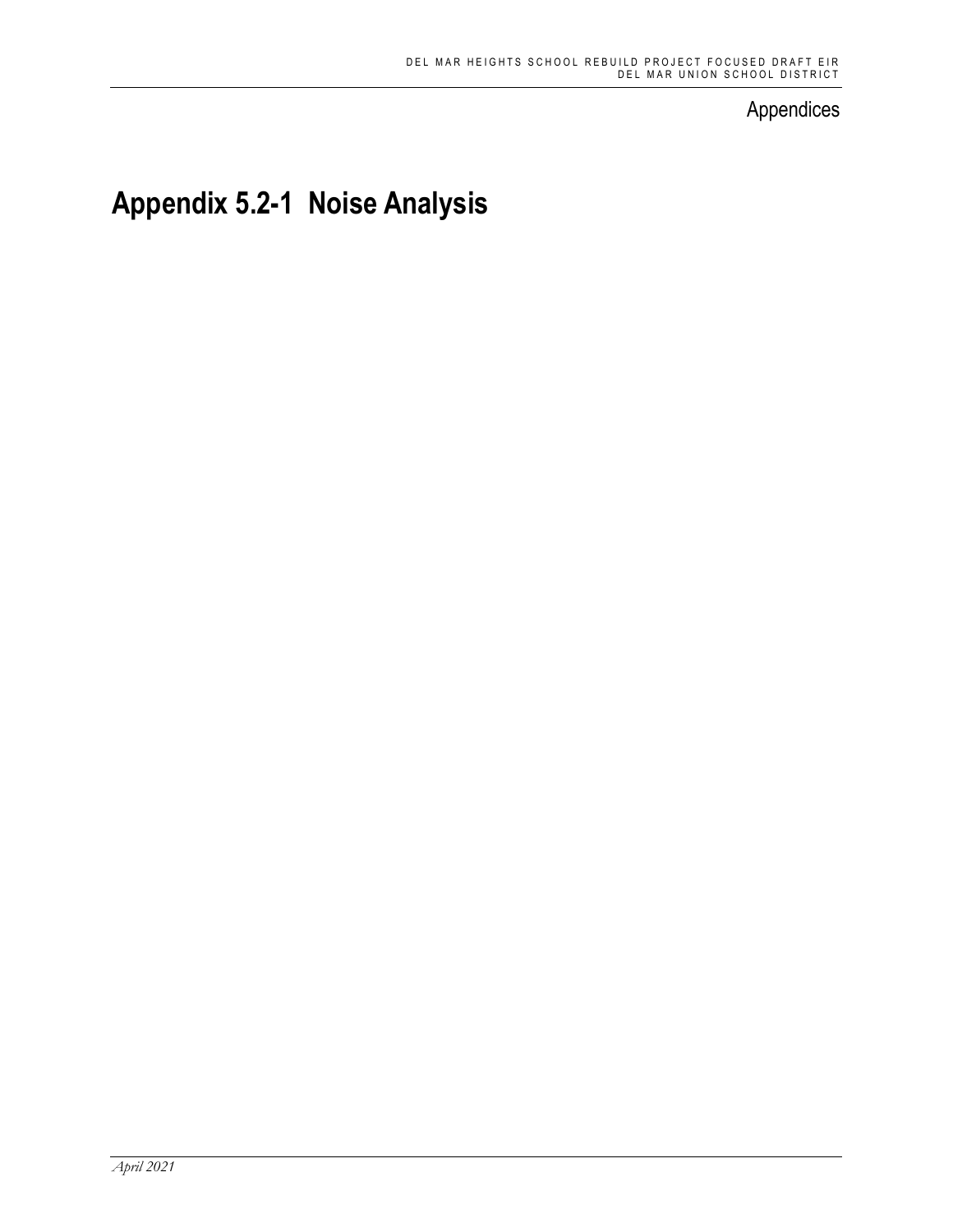Appendices

# Appendix 5.2-1 Noise Analysis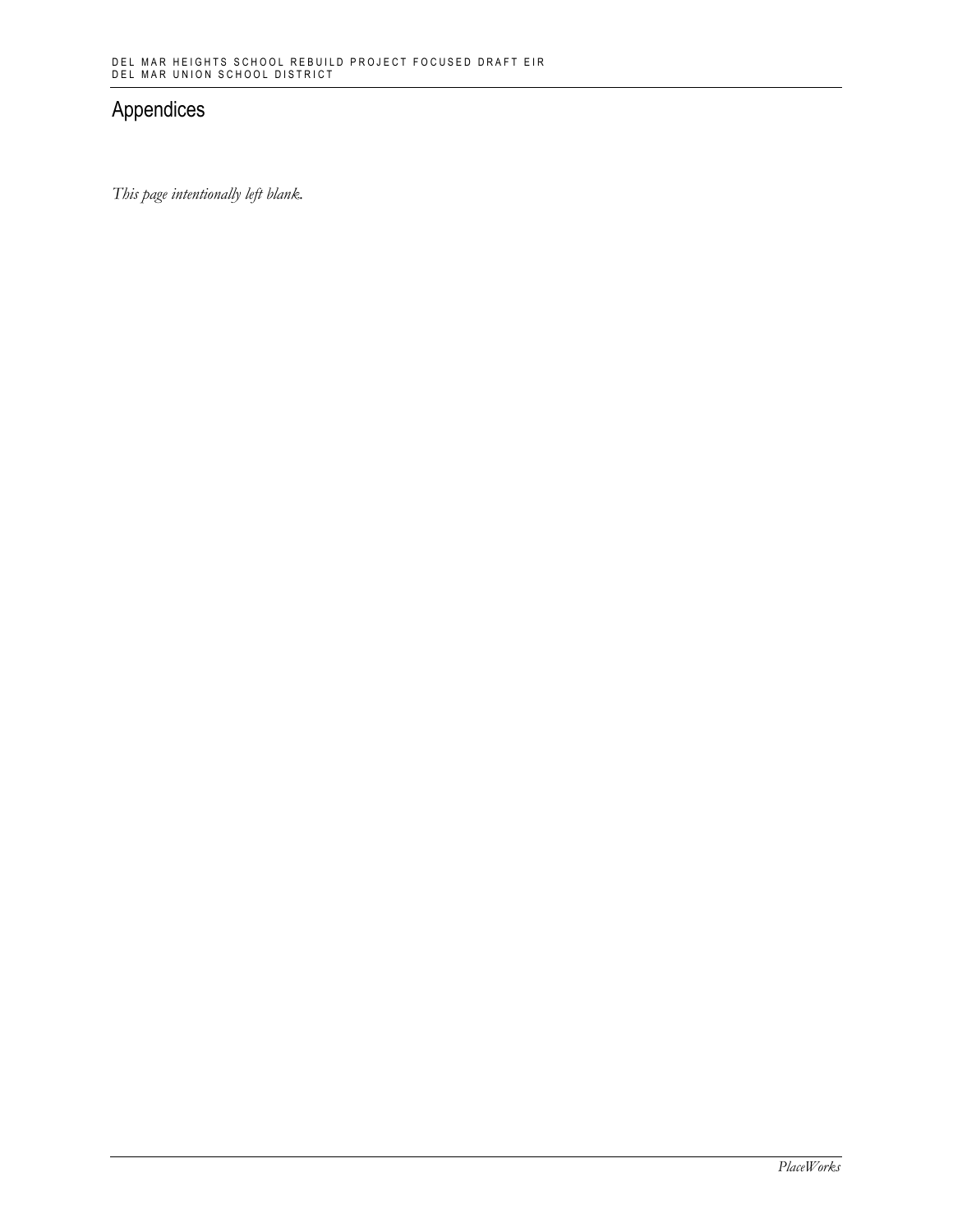# Appendices

*This page intentionally left blank.*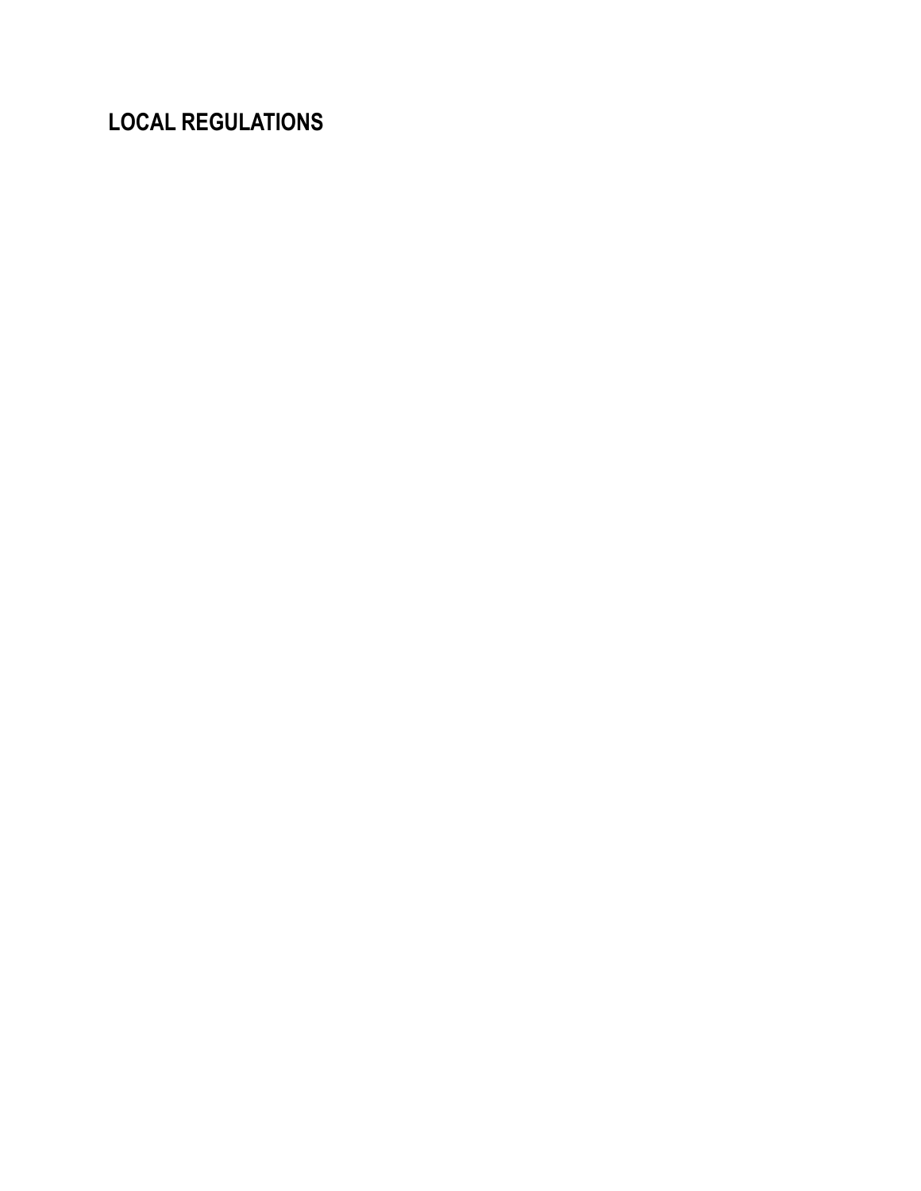# LOCAL REGULATIONS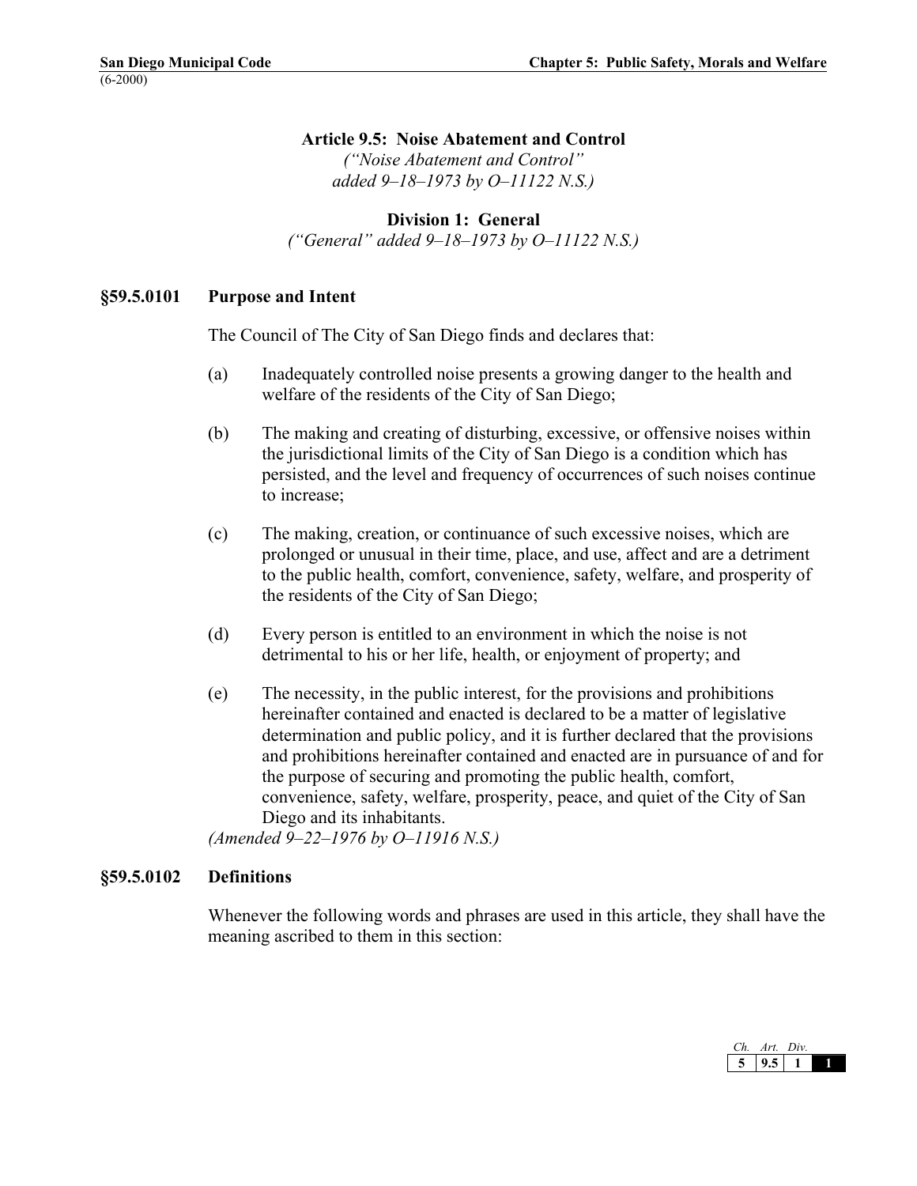# Article 9.5: Noise Abatement and Control

*("Noise Abatement and Control" added 9–18–1973 by O–11122 N.S.)*

## Division 1: General

*("General" added 9–18–1973 by O–11122 N.S.)*

### §59.5.0101 Purpose and Intent

The Council of The City of San Diego finds and declares that:

(a) Inadequately controlled noise presents a growing danger to the health and welfare of the residents of the City of San Diego;

(b) The making and creating of disturbing, excessive, or offensive noises within the jurisdictional limits of the City of San Diego is a condition which has persisted, and the level and frequency of occurrences of such noises continue to increase;

(c) The making, creation, or continuance of such excessive noises, which are prolonged or unusual in their time, place, and use, affect and are a detriment to the public health, comfort, convenience, safety, welfare, and prosperity of the residents of the City of San Diego;

(d) Every person is entitled to an environment in which the noise is not detrimental to his or her life, health, or enjoyment of property; and

(e) The necessity, in the public interest, for the provisions and prohibitions hereinafter contained and enacted is declared to be a matter of legislative determination and public policy, and it is further declared that the provisions and prohibitions hereinafter contained and enacted are in pursuance of and for the purpose of securing and promoting the public health, comfort, convenience, safety, welfare, prosperity, peace, and quiet of the City of San Diego and its inhabitants.

*(Amended 9–22–1976 by O–11916 N.S.)*

### §59.5.0102 Definitions

Whenever the following words and phrases are used in this article, they shall have the meaning ascribed to them in this section: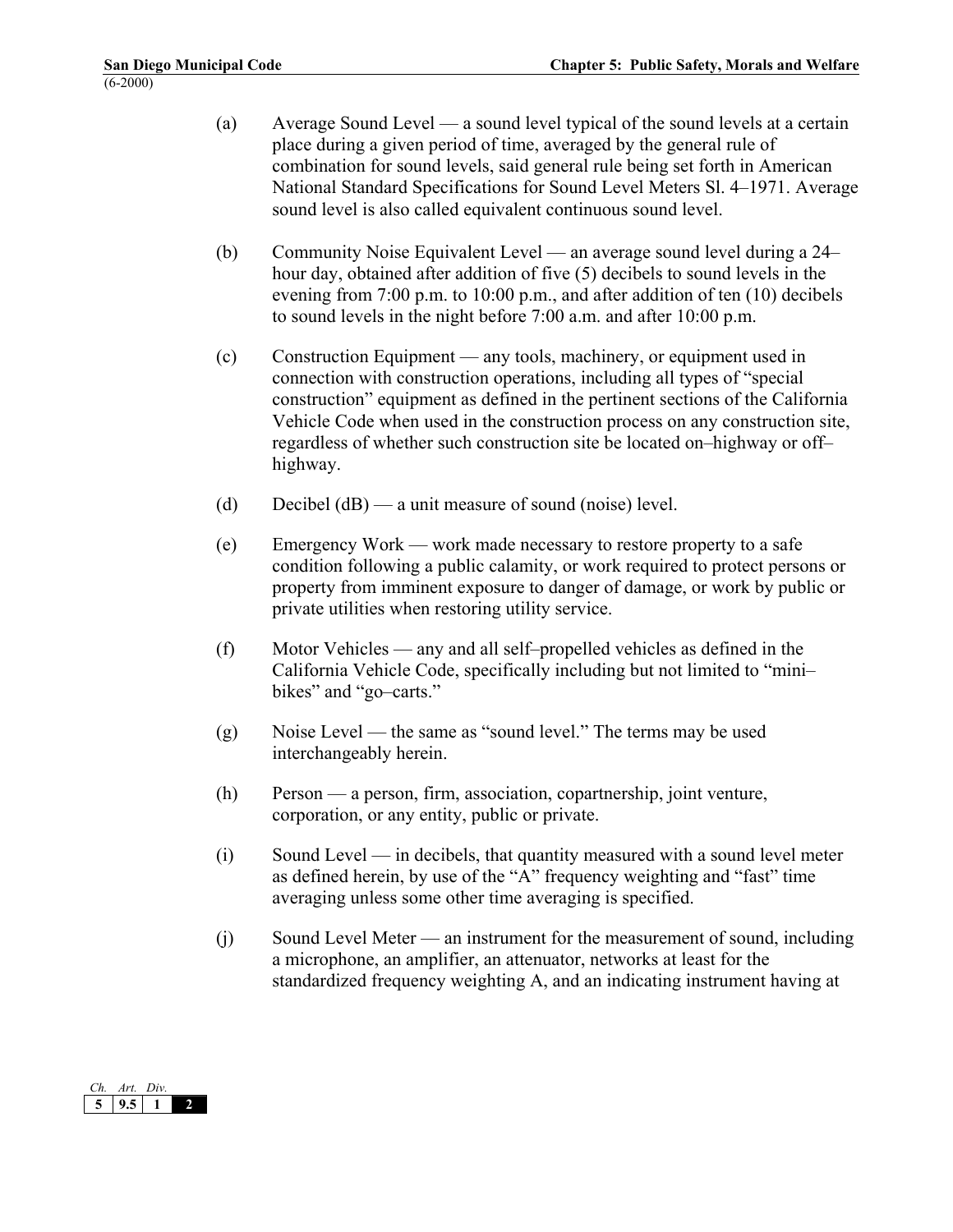(a) Average Sound Level — a sound level typical of the sound levels at a certain place during a given period of time, averaged by the general rule of combination for sound levels, said general rule being set forth in American National Standard Specifications for Sound Level Meters Sl. 4–1971. Average sound level is also called equivalent continuous sound level.

(b) Community Noise Equivalent Level — an average sound level during a 24–hour day, obtained after addition of five (5) decibels to sound levels in the evening from 7:00 p.m. to 10:00 p.m., and after addition of ten (10) decibels to sound levels in the night before 7:00 a.m. and after 10:00 p.m.

(c) Construction Equipment — any tools, machinery, or equipment used in connection with construction operations, including all types of "special construction" equipment as defined in the pertinent sections of the California Vehicle Code when used in the construction process on any construction site, regardless of whether such construction site be located on–highway or off–highway.

(d) Decibel (dB) — a unit measure of sound (noise) level.

(e) Emergency Work — work made necessary to restore property to a safe condition following a public calamity, or work required to protect persons or property from imminent exposure to danger of damage, or work by public or private utilities when restoring utility service.

(f) Motor Vehicles — any and all self–propelled vehicles as defined in the California Vehicle Code, specifically including but not limited to "mini–bikes" and "go–carts."

(g) Noise Level — the same as "sound level." The terms may be used interchangeably herein.

(h) Person — a person, firm, association, copartnership, joint venture, corporation, or any entity, public or private.

(i) Sound Level — in decibels, that quantity measured with a sound level meter as defined herein, by use of the "A" frequency weighting and "fast" time averaging unless some other time averaging is specified.

(j) Sound Level Meter — an instrument for the measurement of sound, including a microphone, an amplifier, an attenuator, networks at least for the standardized frequency weighting A, and an indicating instrument having at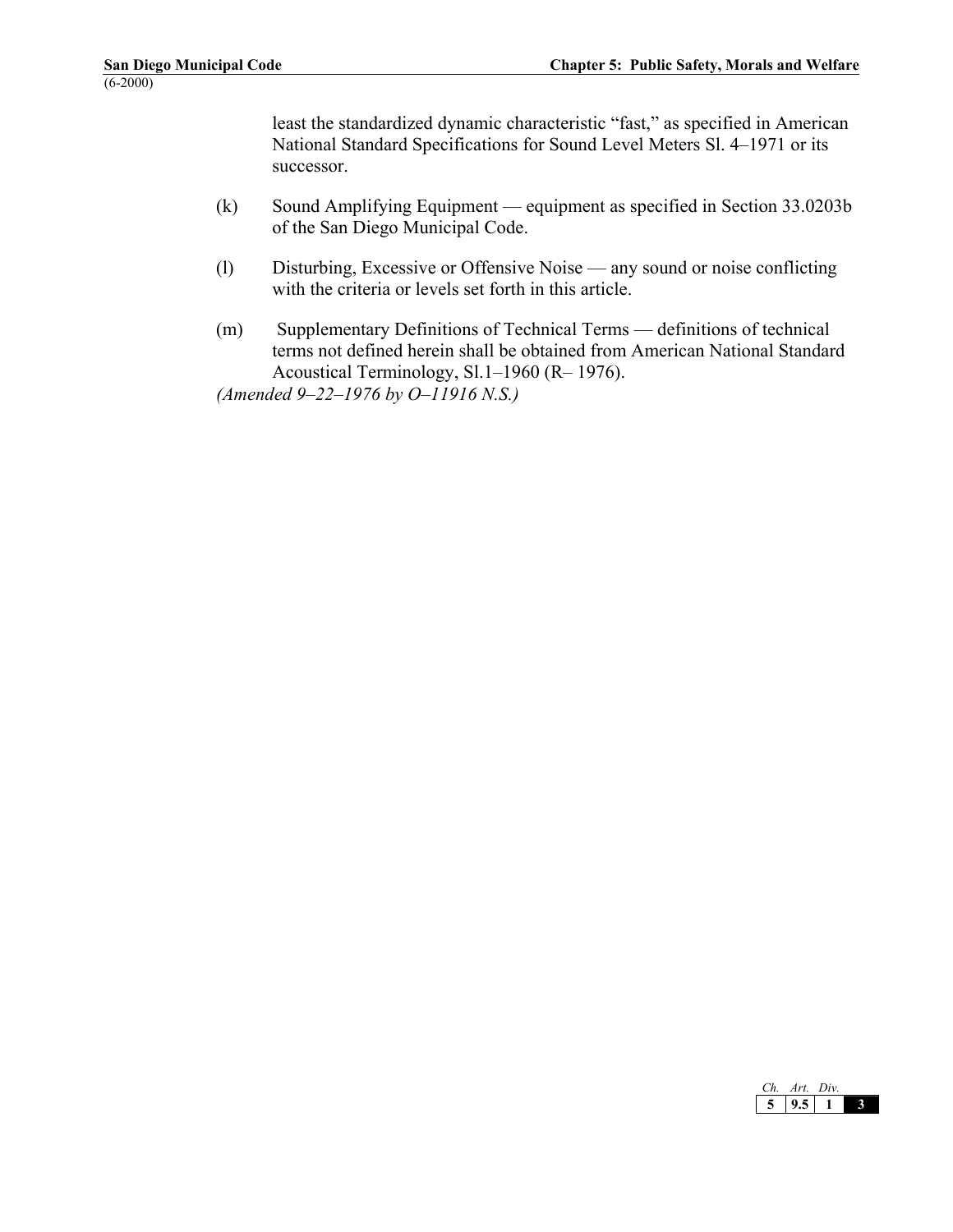least the standardized dynamic characteristic "fast," as specified in American National Standard Specifications for Sound Level Meters Sl. 4–1971 or its successor.

(k) Sound Amplifying Equipment — equipment as specified in Section 33.0203b of the San Diego Municipal Code.

(l) Disturbing, Excessive or Offensive Noise — any sound or noise conflicting with the criteria or levels set forth in this article.

(m) Supplementary Definitions of Technical Terms — definitions of technical terms not defined herein shall be obtained from American National Standard Acoustical Terminology, Sl.1–1960 (R– 1976).

*(Amended 9–22–1976 by O–11916 N.S.)*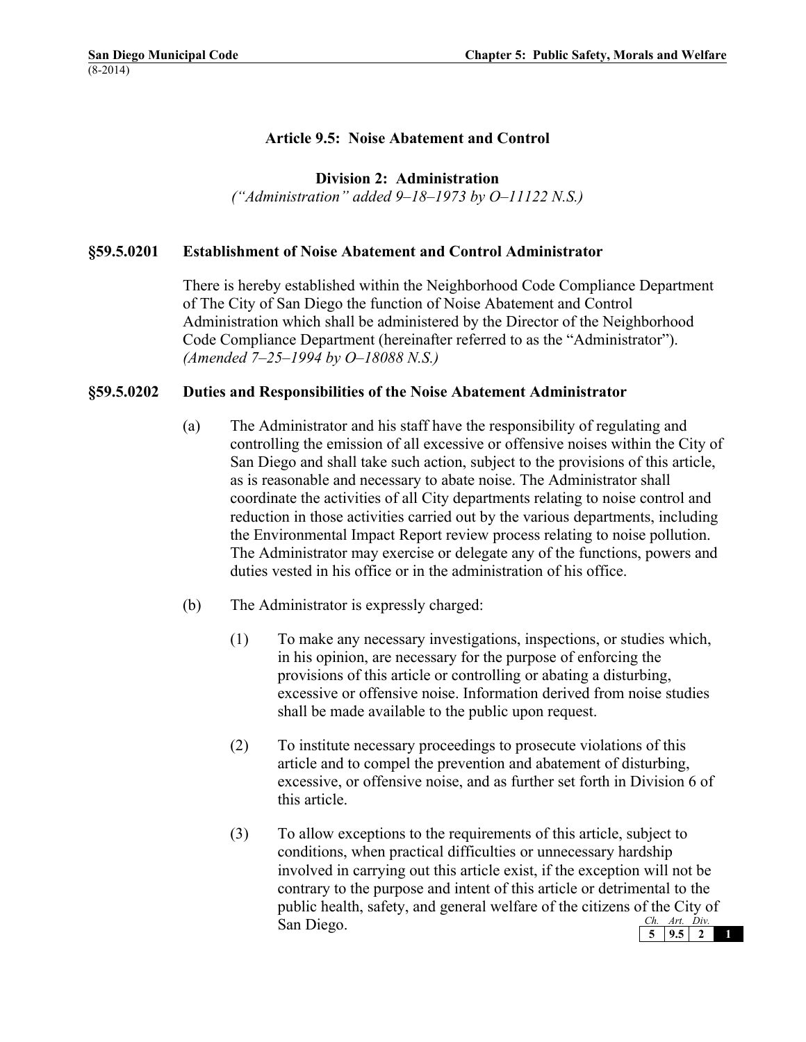## Article 9.5: Noise Abatement and Control

### Division 2: Administration

*("Administration" added 9–18–1973 by O–11122 N.S.)*

**§59.5.0201 Establishment of Noise Abatement and Control Administrator**

There is hereby established within the Neighborhood Code Compliance Department of The City of San Diego the function of Noise Abatement and Control Administration which shall be administered by the Director of the Neighborhood Code Compliance Department (hereinafter referred to as the "Administrator"). *(Amended 7–25–1994 by O–18088 N.S.)*

**§59.5.0202 Duties and Responsibilities of the Noise Abatement Administrator**

(a) The Administrator and his staff have the responsibility of regulating and controlling the emission of all excessive or offensive noises within the City of San Diego and shall take such action, subject to the provisions of this article, as is reasonable and necessary to abate noise. The Administrator shall coordinate the activities of all City departments relating to noise control and reduction in those activities carried out by the various departments, including the Environmental Impact Report review process relating to noise pollution. The Administrator may exercise or delegate any of the functions, powers and duties vested in his office or in the administration of his office.

(b) The Administrator is expressly charged:

(1) To make any necessary investigations, inspections, or studies which, in his opinion, are necessary for the purpose of enforcing the provisions of this article or controlling or abating a disturbing, excessive or offensive noise. Information derived from noise studies shall be made available to the public upon request.

(2) To institute necessary proceedings to prosecute violations of this article and to compel the prevention and abatement of disturbing, excessive, or offensive noise, and as further set forth in Division 6 of this article.

(3) To allow exceptions to the requirements of this article, subject to conditions, when practical difficulties or unnecessary hardship involved in carrying out this article exist, if the exception will not be contrary to the purpose and intent of this article or detrimental to the public health, safety, and general welfare of the citizens of the City of San Diego.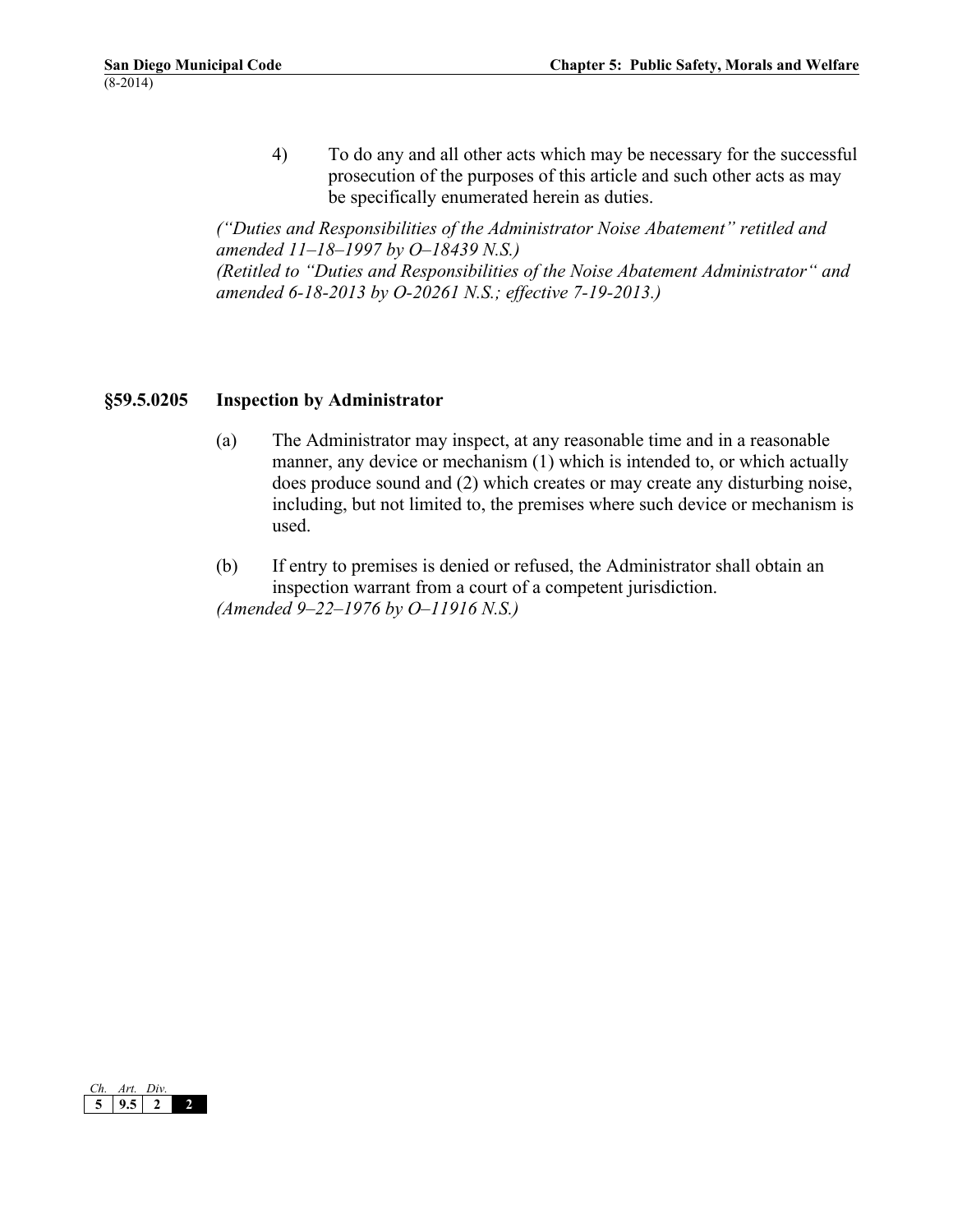4) To do any and all other acts which may be necessary for the successful prosecution of the purposes of this article and such other acts as may be specifically enumerated herein as duties.

*(“Duties and Responsibilities of the Administrator Noise Abatement” retitled and amended 11–18–1997 by O–18439 N.S.)*
*(Retitled to “Duties and Responsibilities of the Noise Abatement Administrator“ and amended 6-18-2013 by O-20261 N.S.; effective 7-19-2013.)*

### §59.5.0205 Inspection by Administrator

(a) The Administrator may inspect, at any reasonable time and in a reasonable manner, any device or mechanism (1) which is intended to, or which actually does produce sound and (2) which creates or may create any disturbing noise, including, but not limited to, the premises where such device or mechanism is used.

(b) If entry to premises is denied or refused, the Administrator shall obtain an inspection warrant from a court of a competent jurisdiction.

*(Amended 9–22–1976 by O–11916 N.S.)*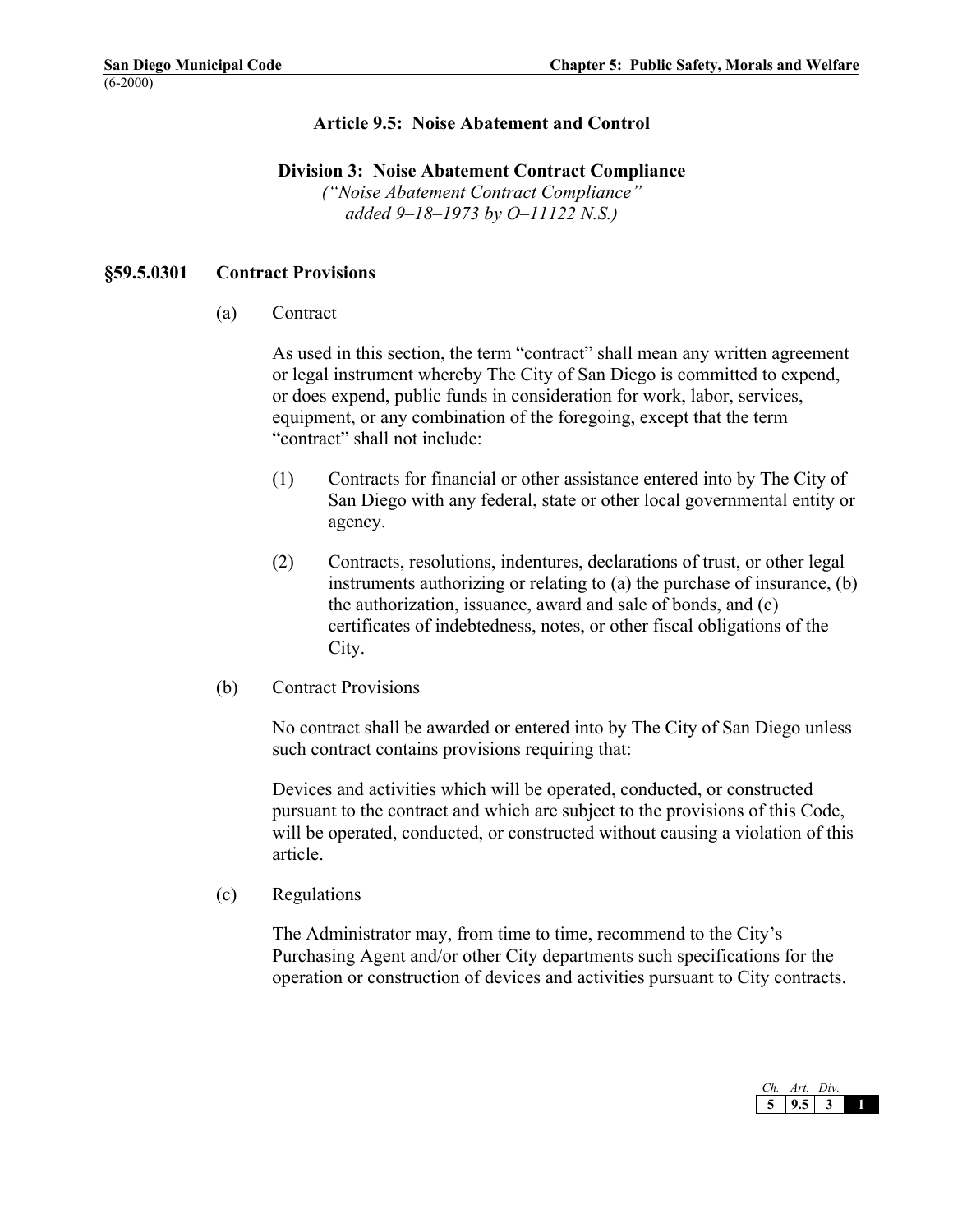# Article 9.5: Noise Abatement and Control

## Division 3: Noise Abatement Contract Compliance

*(“Noise Abatement Contract Compliance” added 9–18–1973 by O–11122 N.S.)*

### §59.5.0301 Contract Provisions

(a) Contract

As used in this section, the term “contract” shall mean any written agreement or legal instrument whereby The City of San Diego is committed to expend, or does expend, public funds in consideration for work, labor, services, equipment, or any combination of the foregoing, except that the term “contract” shall not include:

(1) Contracts for financial or other assistance entered into by The City of San Diego with any federal, state or other local governmental entity or agency.

(2) Contracts, resolutions, indentures, declarations of trust, or other legal instruments authorizing or relating to (a) the purchase of insurance, (b) the authorization, issuance, award and sale of bonds, and (c) certificates of indebtedness, notes, or other fiscal obligations of the City.

(b) Contract Provisions

No contract shall be awarded or entered into by The City of San Diego unless such contract contains provisions requiring that:

Devices and activities which will be operated, conducted, or constructed pursuant to the contract and which are subject to the provisions of this Code, will be operated, conducted, or constructed without causing a violation of this article.

(c) Regulations

The Administrator may, from time to time, recommend to the City’s Purchasing Agent and/or other City departments such specifications for the operation or construction of devices and activities pursuant to City contracts.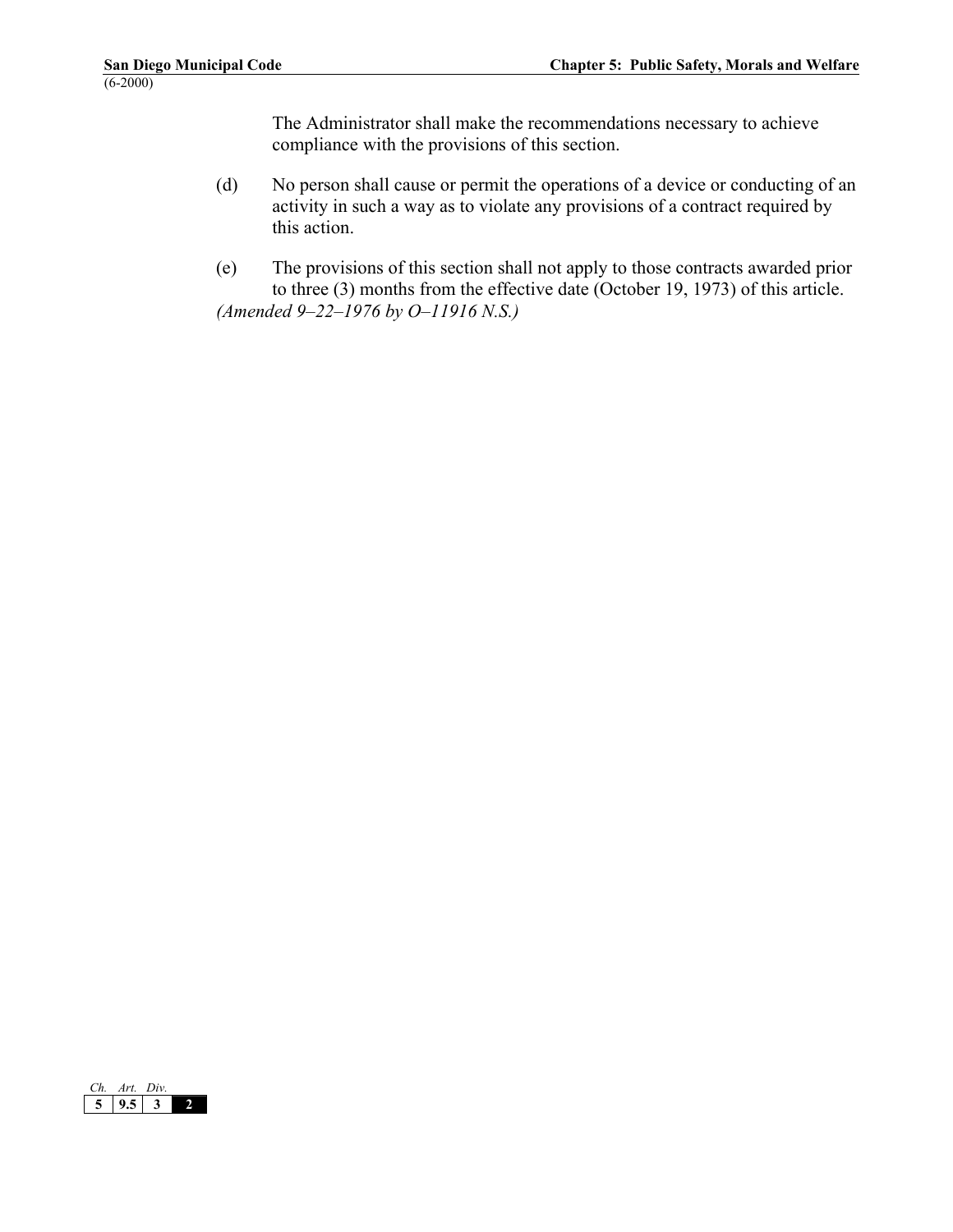The Administrator shall make the recommendations necessary to achieve compliance with the provisions of this section.

(d) No person shall cause or permit the operations of a device or conducting of an activity in such a way as to violate any provisions of a contract required by this action.

(e) The provisions of this section shall not apply to those contracts awarded prior to three (3) months from the effective date (October 19, 1973) of this article.

*(Amended 9–22–1976 by O–11916 N.S.)*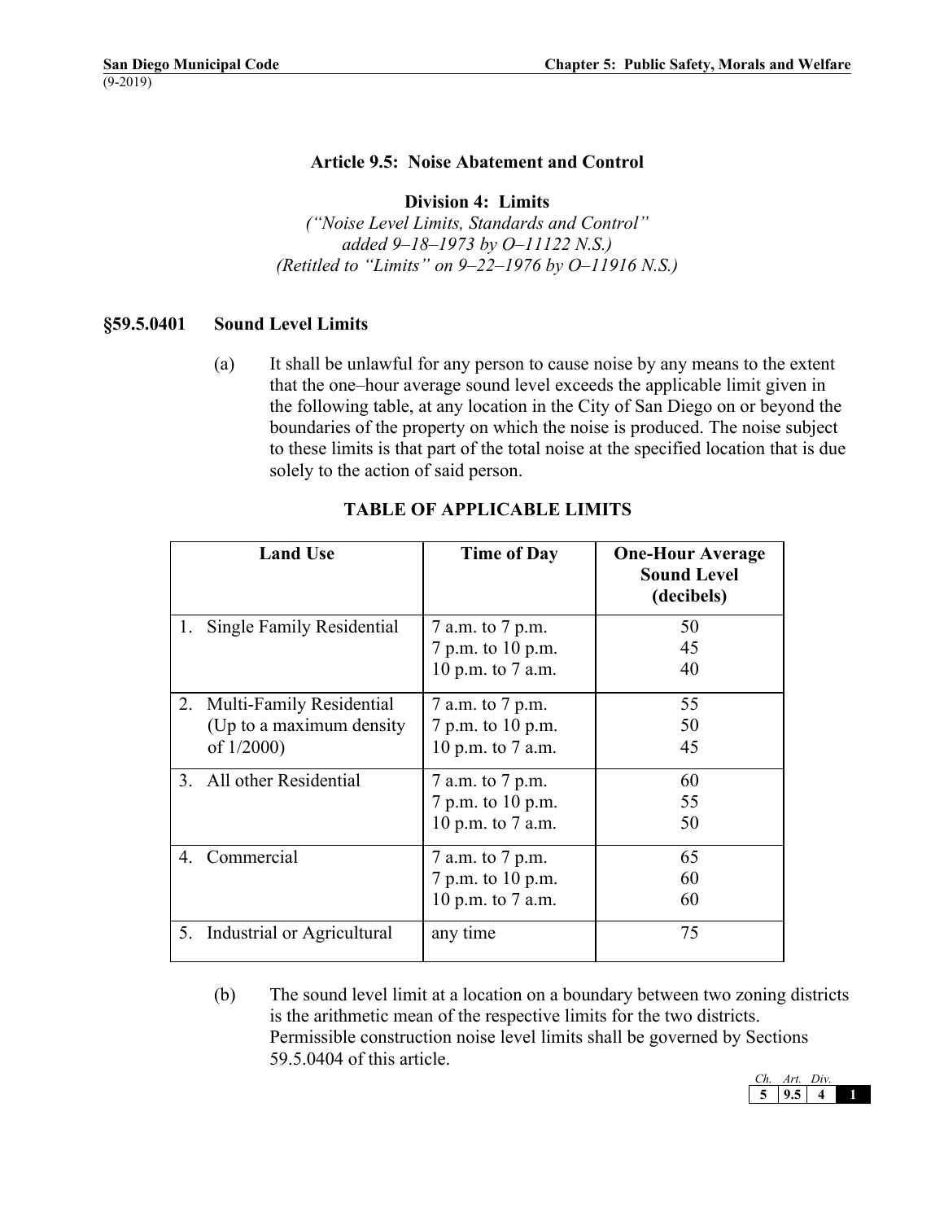## Article 9.5: Noise Abatement and Control

### Division 4: Limits

*("Noise Level Limits, Standards and Control" added 9–18–1973 by O–11122 N.S.)*
*(Retitled to "Limits" on 9–22–1976 by O–11916 N.S.)*

### §59.5.0401 Sound Level Limits

(a) It shall be unlawful for any person to cause noise by any means to the extent that the one–hour average sound level exceeds the applicable limit given in the following table, at any location in the City of San Diego on or beyond the boundaries of the property on which the noise is produced. The noise subject to these limits is that part of the total noise at the specified location that is due solely to the action of said person.

**TABLE OF APPLICABLE LIMITS**

| Land Use | Time of Day | One-Hour Average Sound Level (decibels) |
|---|---|---|
| 1. Single Family Residential | 7 a.m. to 7 p.m.<br>7 p.m. to 10 p.m.<br>10 p.m. to 7 a.m. | 50<br>45<br>40 |
| 2. Multi-Family Residential (Up to a maximum density of 1/2000) | 7 a.m. to 7 p.m.<br>7 p.m. to 10 p.m.<br>10 p.m. to 7 a.m. | 55<br>50<br>45 |
| 3. All other Residential | 7 a.m. to 7 p.m.<br>7 p.m. to 10 p.m.<br>10 p.m. to 7 a.m. | 60<br>55<br>50 |
| 4. Commercial | 7 a.m. to 7 p.m.<br>7 p.m. to 10 p.m.<br>10 p.m. to 7 a.m. | 65<br>60<br>60 |
| 5. Industrial or Agricultural | any time | 75 |

(b) The sound level limit at a location on a boundary between two zoning districts is the arithmetic mean of the respective limits for the two districts. Permissible construction noise level limits shall be governed by Sections 59.5.0404 of this article.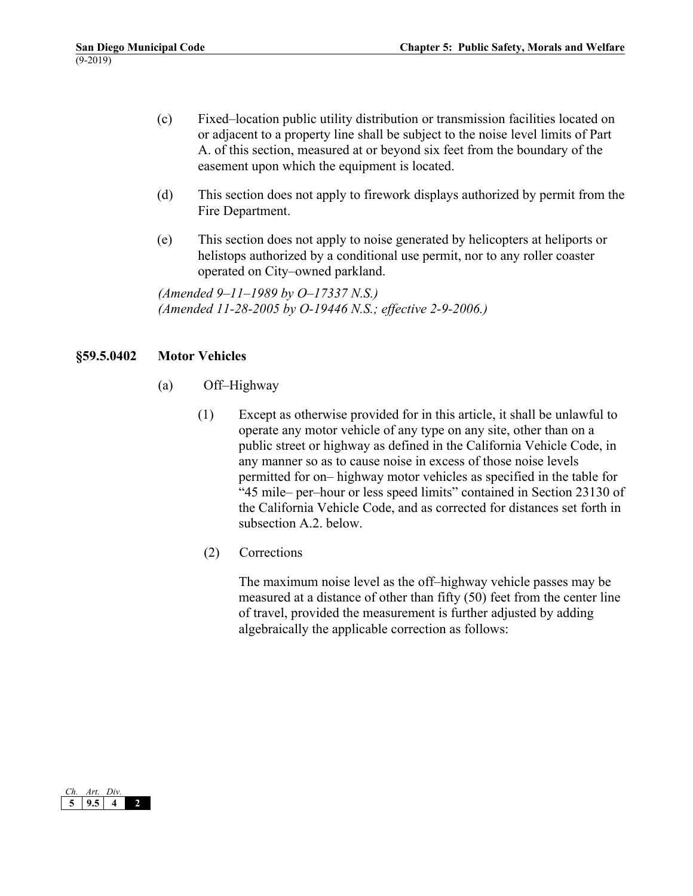(c) Fixed–location public utility distribution or transmission facilities located on or adjacent to a property line shall be subject to the noise level limits of Part A. of this section, measured at or beyond six feet from the boundary of the easement upon which the equipment is located.

(d) This section does not apply to firework displays authorized by permit from the Fire Department.

(e) This section does not apply to noise generated by helicopters at heliports or helistops authorized by a conditional use permit, nor to any roller coaster operated on City–owned parkland.

*(Amended 9–11–1989 by O–17337 N.S.)*
*(Amended 11-28-2005 by O-19446 N.S.; effective 2-9-2006.)*

## §59.5.0402 Motor Vehicles

(a) Off–Highway

(1) Except as otherwise provided for in this article, it shall be unlawful to operate any motor vehicle of any type on any site, other than on a public street or highway as defined in the California Vehicle Code, in any manner so as to cause noise in excess of those noise levels permitted for on– highway motor vehicles as specified in the table for "45 mile– per–hour or less speed limits" contained in Section 23130 of the California Vehicle Code, and as corrected for distances set forth in subsection A.2. below.

(2) Corrections

The maximum noise level as the off–highway vehicle passes may be measured at a distance of other than fifty (50) feet from the center line of travel, provided the measurement is further adjusted by adding algebraically the applicable correction as follows: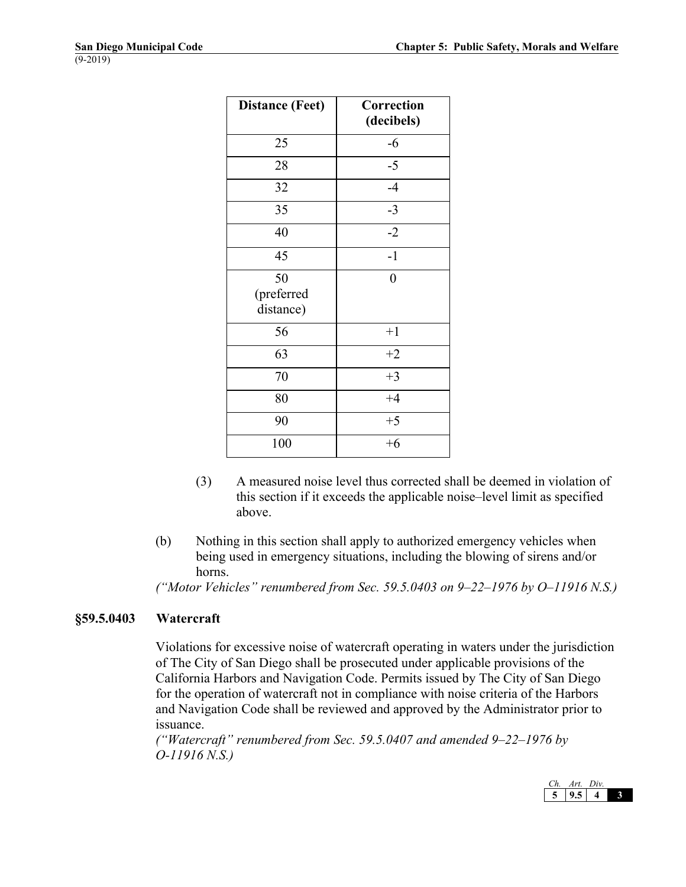| Distance (Feet) | Correction (decibels) |
|---|---|
| 25 | -6 |
| 28 | -5 |
| 32 | -4 |
| 35 | -3 |
| 40 | -2 |
| 45 | -1 |
| 50 (preferred distance) | 0 |
| 56 | +1 |
| 63 | +2 |
| 70 | +3 |
| 80 | +4 |
| 90 | +5 |
| 100 | +6 |

(3) A measured noise level thus corrected shall be deemed in violation of this section if it exceeds the applicable noise–level limit as specified above.

(b) Nothing in this section shall apply to authorized emergency vehicles when being used in emergency situations, including the blowing of sirens and/or horns.

*("Motor Vehicles" renumbered from Sec. 59.5.0403 on 9–22–1976 by O–11916 N.S.)*

### §59.5.0403 Watercraft

Violations for excessive noise of watercraft operating in waters under the jurisdiction of The City of San Diego shall be prosecuted under applicable provisions of the California Harbors and Navigation Code. Permits issued by The City of San Diego for the operation of watercraft not in compliance with noise criteria of the Harbors and Navigation Code shall be reviewed and approved by the Administrator prior to issuance.

*("Watercraft" renumbered from Sec. 59.5.0407 and amended 9–22–1976 by O-11916 N.S.)*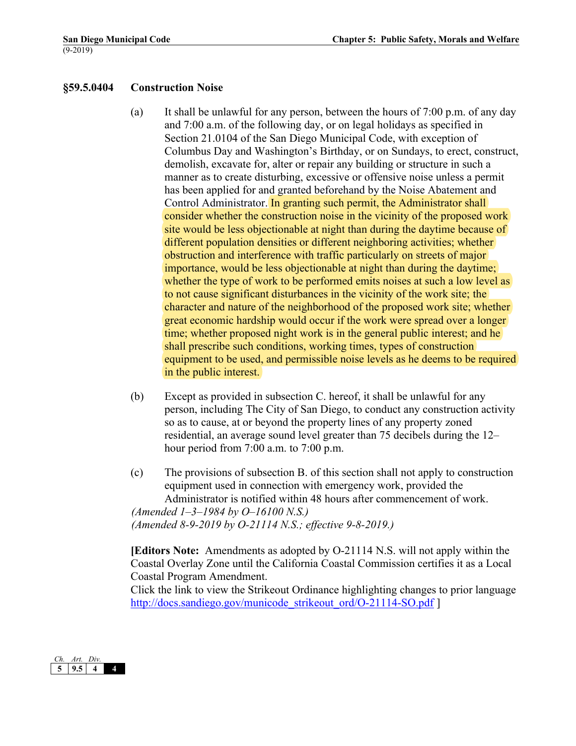## §59.5.0404 Construction Noise

(a) It shall be unlawful for any person, between the hours of 7:00 p.m. of any day and 7:00 a.m. of the following day, or on legal holidays as specified in Section 21.0104 of the San Diego Municipal Code, with exception of Columbus Day and Washington's Birthday, or on Sundays, to erect, construct, demolish, excavate for, alter or repair any building or structure in such a manner as to create disturbing, excessive or offensive noise unless a permit has been applied for and granted beforehand by the Noise Abatement and Control Administrator. In granting such permit, the Administrator shall consider whether the construction noise in the vicinity of the proposed work site would be less objectionable at night than during the daytime because of different population densities or different neighboring activities; whether obstruction and interference with traffic particularly on streets of major importance, would be less objectionable at night than during the daytime; whether the type of work to be performed emits noises at such a low level as to not cause significant disturbances in the vicinity of the work site; the character and nature of the neighborhood of the proposed work site; whether great economic hardship would occur if the work were spread over a longer time; whether proposed night work is in the general public interest; and he shall prescribe such conditions, working times, types of construction equipment to be used, and permissible noise levels as he deems to be required in the public interest.

(b) Except as provided in subsection C. hereof, it shall be unlawful for any person, including The City of San Diego, to conduct any construction activity so as to cause, at or beyond the property lines of any property zoned residential, an average sound level greater than 75 decibels during the 12–hour period from 7:00 a.m. to 7:00 p.m.

(c) The provisions of subsection B. of this section shall not apply to construction equipment used in connection with emergency work, provided the Administrator is notified within 48 hours after commencement of work.

*(Amended 1–3–1984 by O–16100 N.S.)*
*(Amended 8-9-2019 by O-21114 N.S.; effective 9-8-2019.)*

**[Editors Note:** Amendments as adopted by O-21114 N.S. will not apply within the Coastal Overlay Zone until the California Coastal Commission certifies it as a Local Coastal Program Amendment.
Click the link to view the Strikeout Ordinance highlighting changes to prior language http://docs.sandiego.gov/municode_strikeout_ord/O-21114-SO.pdf ]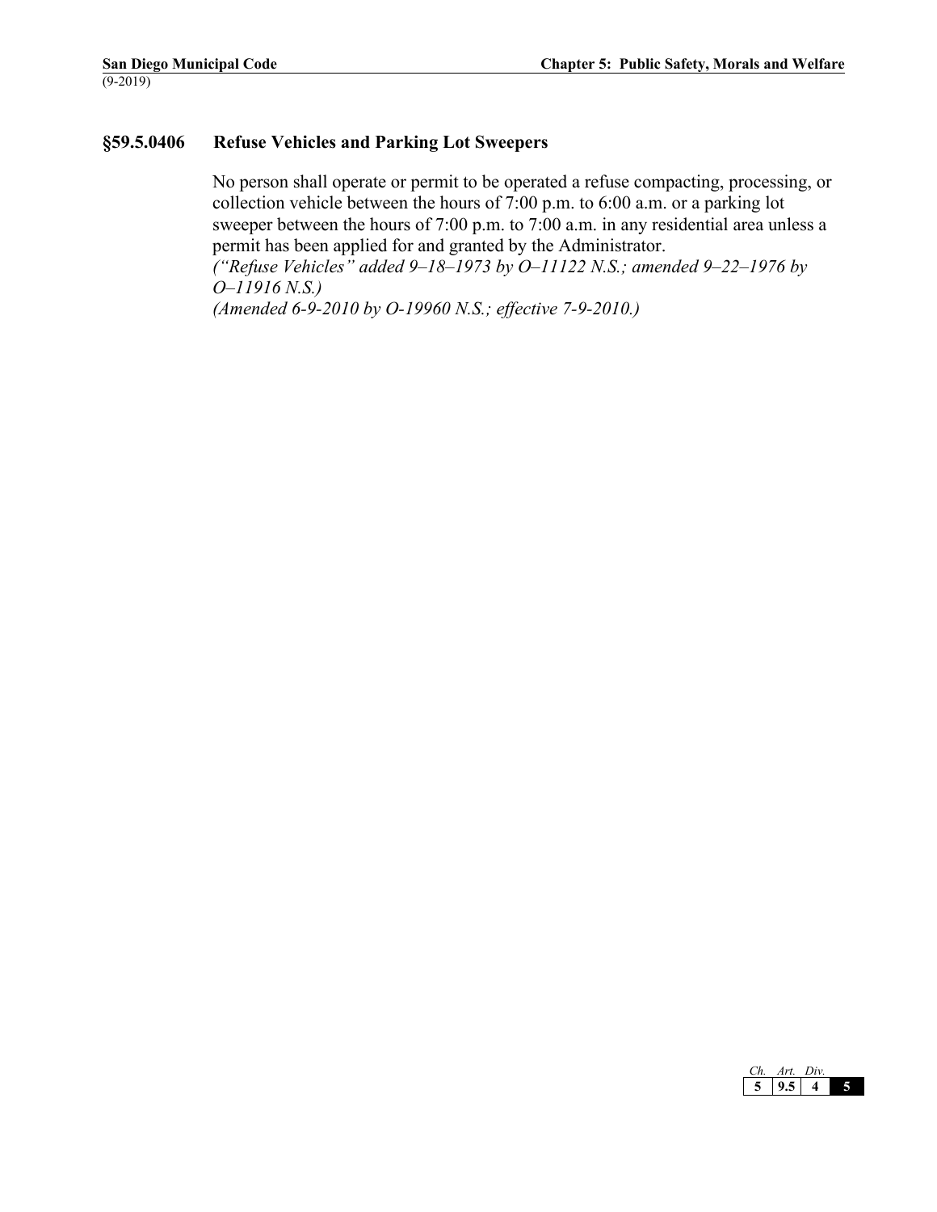## §59.5.0406 Refuse Vehicles and Parking Lot Sweepers

No person shall operate or permit to be operated a refuse compacting, processing, or collection vehicle between the hours of 7:00 p.m. to 6:00 a.m. or a parking lot sweeper between the hours of 7:00 p.m. to 7:00 a.m. in any residential area unless a permit has been applied for and granted by the Administrator.
*("Refuse Vehicles" added 9–18–1973 by O–11122 N.S.; amended 9–22–1976 by O–11916 N.S.)*
*(Amended 6-9-2010 by O-19960 N.S.; effective 7-9-2010.)*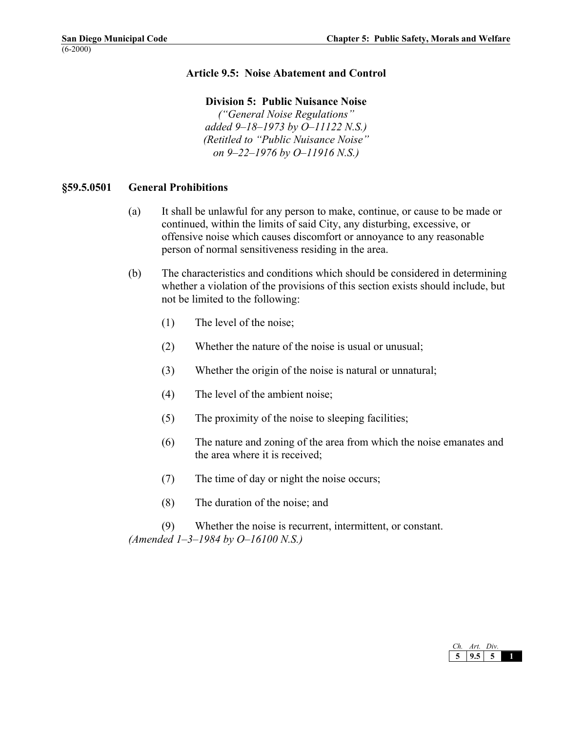## Article 9.5: Noise Abatement and Control

### Division 5: Public Nuisance Noise

*("General Noise Regulations" added 9–18–1973 by O–11122 N.S.)*
*(Retitled to "Public Nuisance Noise" on 9–22–1976 by O–11916 N.S.)*

### §59.5.0501 General Prohibitions

(a) It shall be unlawful for any person to make, continue, or cause to be made or continued, within the limits of said City, any disturbing, excessive, or offensive noise which causes discomfort or annoyance to any reasonable person of normal sensitiveness residing in the area.

(b) The characteristics and conditions which should be considered in determining whether a violation of the provisions of this section exists should include, but not be limited to the following:

(1) The level of the noise;

(2) Whether the nature of the noise is usual or unusual;

(3) Whether the origin of the noise is natural or unnatural;

(4) The level of the ambient noise;

(5) The proximity of the noise to sleeping facilities;

(6) The nature and zoning of the area from which the noise emanates and the area where it is received;

(7) The time of day or night the noise occurs;

(8) The duration of the noise; and

(9) Whether the noise is recurrent, intermittent, or constant.

*(Amended 1–3–1984 by O–16100 N.S.)*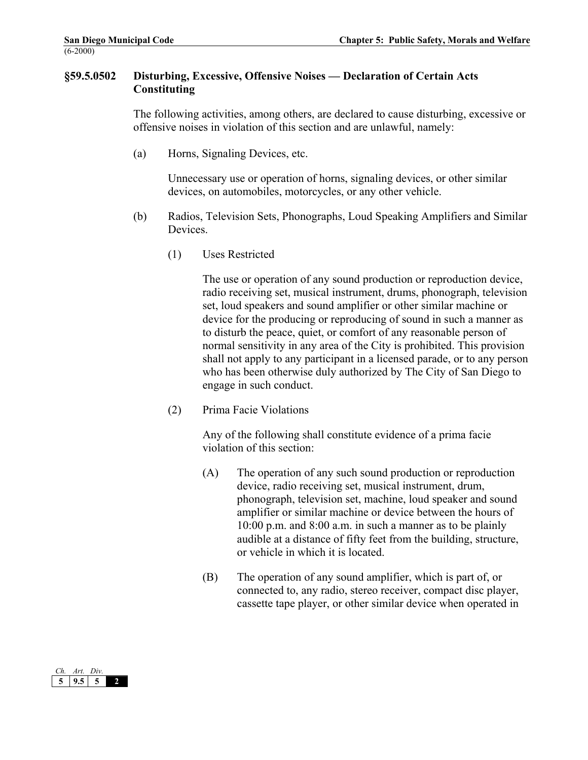## §59.5.0502 Disturbing, Excessive, Offensive Noises — Declaration of Certain Acts Constituting

The following activities, among others, are declared to cause disturbing, excessive or offensive noises in violation of this section and are unlawful, namely:

(a) Horns, Signaling Devices, etc.

Unnecessary use or operation of horns, signaling devices, or other similar devices, on automobiles, motorcycles, or any other vehicle.

(b) Radios, Television Sets, Phonographs, Loud Speaking Amplifiers and Similar Devices.

(1) Uses Restricted

The use or operation of any sound production or reproduction device, radio receiving set, musical instrument, drums, phonograph, television set, loud speakers and sound amplifier or other similar machine or device for the producing or reproducing of sound in such a manner as to disturb the peace, quiet, or comfort of any reasonable person of normal sensitivity in any area of the City is prohibited. This provision shall not apply to any participant in a licensed parade, or to any person who has been otherwise duly authorized by The City of San Diego to engage in such conduct.

(2) Prima Facie Violations

Any of the following shall constitute evidence of a prima facie violation of this section:

(A) The operation of any such sound production or reproduction device, radio receiving set, musical instrument, drum, phonograph, television set, machine, loud speaker and sound amplifier or similar machine or device between the hours of 10:00 p.m. and 8:00 a.m. in such a manner as to be plainly audible at a distance of fifty feet from the building, structure, or vehicle in which it is located.

(B) The operation of any sound amplifier, which is part of, or connected to, any radio, stereo receiver, compact disc player, cassette tape player, or other similar device when operated in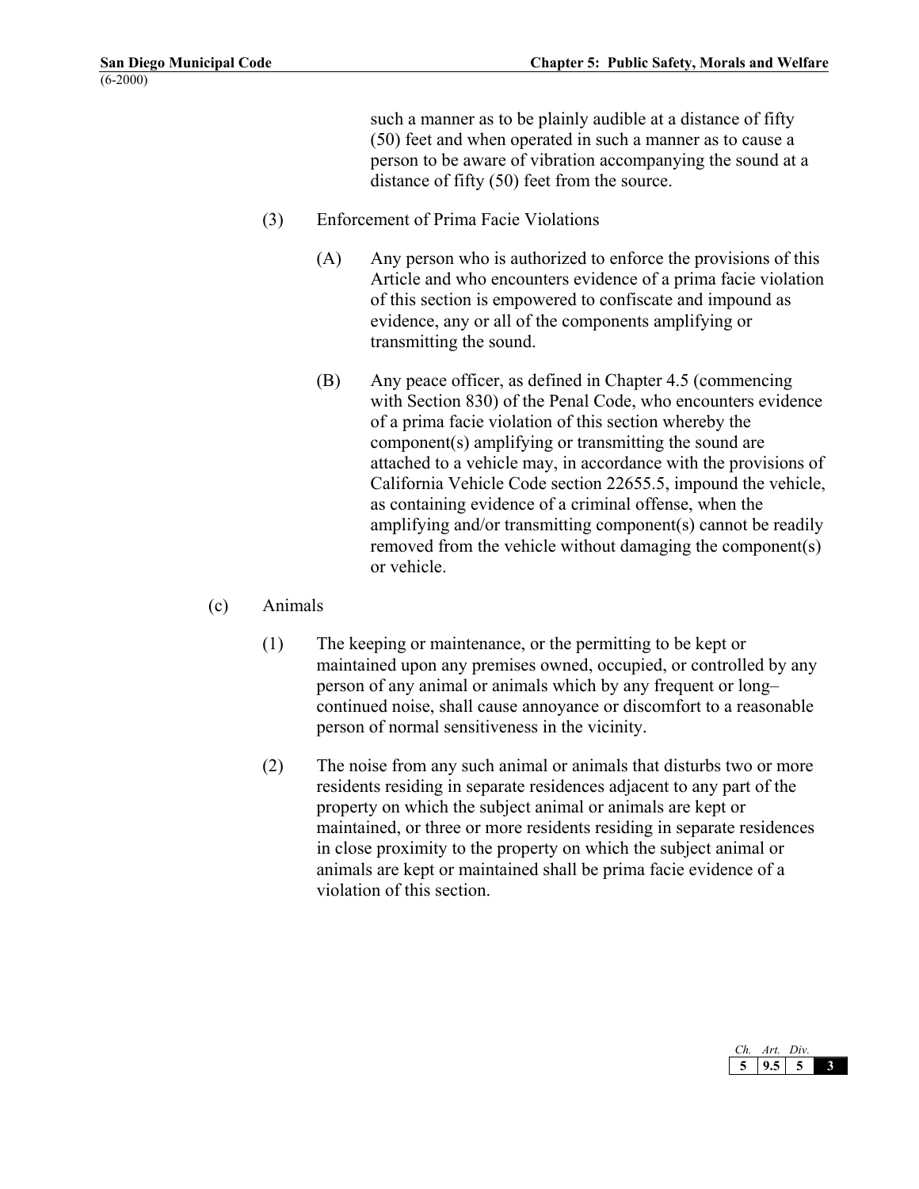such a manner as to be plainly audible at a distance of fifty (50) feet and when operated in such a manner as to cause a person to be aware of vibration accompanying the sound at a distance of fifty (50) feet from the source.

(3) Enforcement of Prima Facie Violations

(A) Any person who is authorized to enforce the provisions of this Article and who encounters evidence of a prima facie violation of this section is empowered to confiscate and impound as evidence, any or all of the components amplifying or transmitting the sound.

(B) Any peace officer, as defined in Chapter 4.5 (commencing with Section 830) of the Penal Code, who encounters evidence of a prima facie violation of this section whereby the component(s) amplifying or transmitting the sound are attached to a vehicle may, in accordance with the provisions of California Vehicle Code section 22655.5, impound the vehicle, as containing evidence of a criminal offense, when the amplifying and/or transmitting component(s) cannot be readily removed from the vehicle without damaging the component(s) or vehicle.

(c) Animals

(1) The keeping or maintenance, or the permitting to be kept or maintained upon any premises owned, occupied, or controlled by any person of any animal or animals which by any frequent or long–continued noise, shall cause annoyance or discomfort to a reasonable person of normal sensitiveness in the vicinity.

(2) The noise from any such animal or animals that disturbs two or more residents residing in separate residences adjacent to any part of the property on which the subject animal or animals are kept or maintained, or three or more residents residing in separate residences in close proximity to the property on which the subject animal or animals are kept or maintained shall be prima facie evidence of a violation of this section.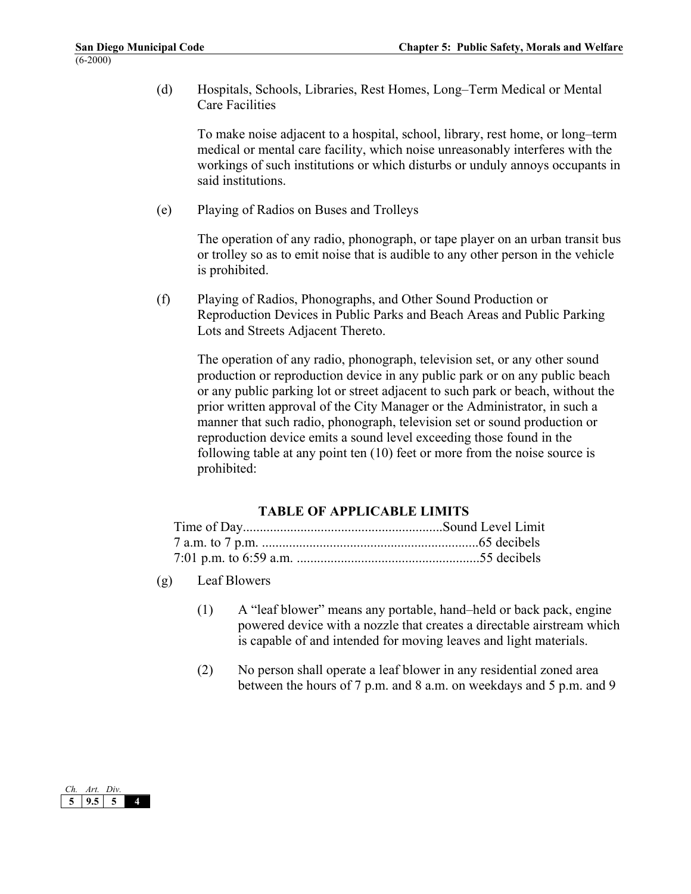(d) Hospitals, Schools, Libraries, Rest Homes, Long–Term Medical or Mental Care Facilities

To make noise adjacent to a hospital, school, library, rest home, or long–term medical or mental care facility, which noise unreasonably interferes with the workings of such institutions or which disturbs or unduly annoys occupants in said institutions.

(e) Playing of Radios on Buses and Trolleys

The operation of any radio, phonograph, or tape player on an urban transit bus or trolley so as to emit noise that is audible to any other person in the vehicle is prohibited.

(f) Playing of Radios, Phonographs, and Other Sound Production or Reproduction Devices in Public Parks and Beach Areas and Public Parking Lots and Streets Adjacent Thereto.

The operation of any radio, phonograph, television set, or any other sound production or reproduction device in any public park or on any public beach or any public parking lot or street adjacent to such park or beach, without the prior written approval of the City Manager or the Administrator, in such a manner that such radio, phonograph, television set or sound production or reproduction device emits a sound level exceeding those found in the following table at any point ten (10) feet or more from the noise source is prohibited:

**TABLE OF APPLICABLE LIMITS**

| Time of Day | Sound Level Limit |
|---|---|
| 7 a.m. to 7 p.m. | 65 decibels |
| 7:01 p.m. to 6:59 a.m. | 55 decibels |

(g) Leaf Blowers

(1) A "leaf blower" means any portable, hand–held or back pack, engine powered device with a nozzle that creates a directable airstream which is capable of and intended for moving leaves and light materials.

(2) No person shall operate a leaf blower in any residential zoned area between the hours of 7 p.m. and 8 a.m. on weekdays and 5 p.m. and 9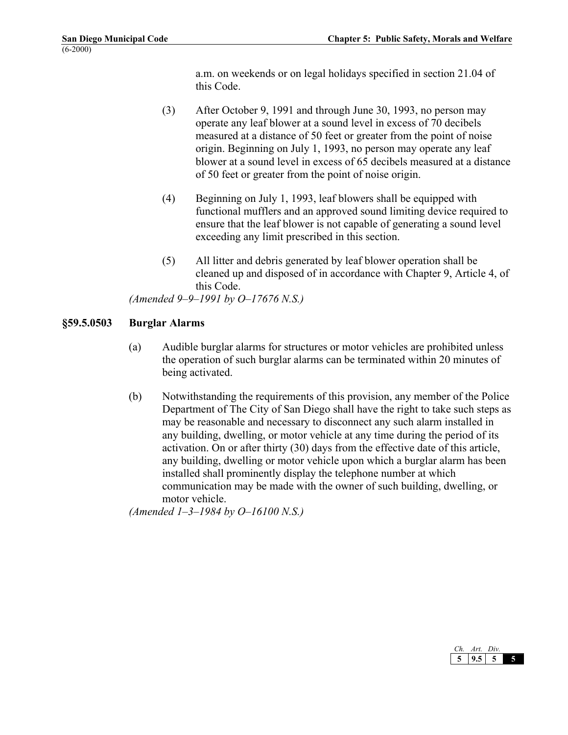a.m. on weekends or on legal holidays specified in section 21.04 of this Code.

(3) After October 9, 1991 and through June 30, 1993, no person may operate any leaf blower at a sound level in excess of 70 decibels measured at a distance of 50 feet or greater from the point of noise origin. Beginning on July 1, 1993, no person may operate any leaf blower at a sound level in excess of 65 decibels measured at a distance of 50 feet or greater from the point of noise origin.

(4) Beginning on July 1, 1993, leaf blowers shall be equipped with functional mufflers and an approved sound limiting device required to ensure that the leaf blower is not capable of generating a sound level exceeding any limit prescribed in this section.

(5) All litter and debris generated by leaf blower operation shall be cleaned up and disposed of in accordance with Chapter 9, Article 4, of this Code.

*(Amended 9–9–1991 by O–17676 N.S.)*

### §59.5.0503 Burglar Alarms

(a) Audible burglar alarms for structures or motor vehicles are prohibited unless the operation of such burglar alarms can be terminated within 20 minutes of being activated.

(b) Notwithstanding the requirements of this provision, any member of the Police Department of The City of San Diego shall have the right to take such steps as may be reasonable and necessary to disconnect any such alarm installed in any building, dwelling, or motor vehicle at any time during the period of its activation. On or after thirty (30) days from the effective date of this article, any building, dwelling or motor vehicle upon which a burglar alarm has been installed shall prominently display the telephone number at which communication may be made with the owner of such building, dwelling, or motor vehicle.

*(Amended 1–3–1984 by O–16100 N.S.)*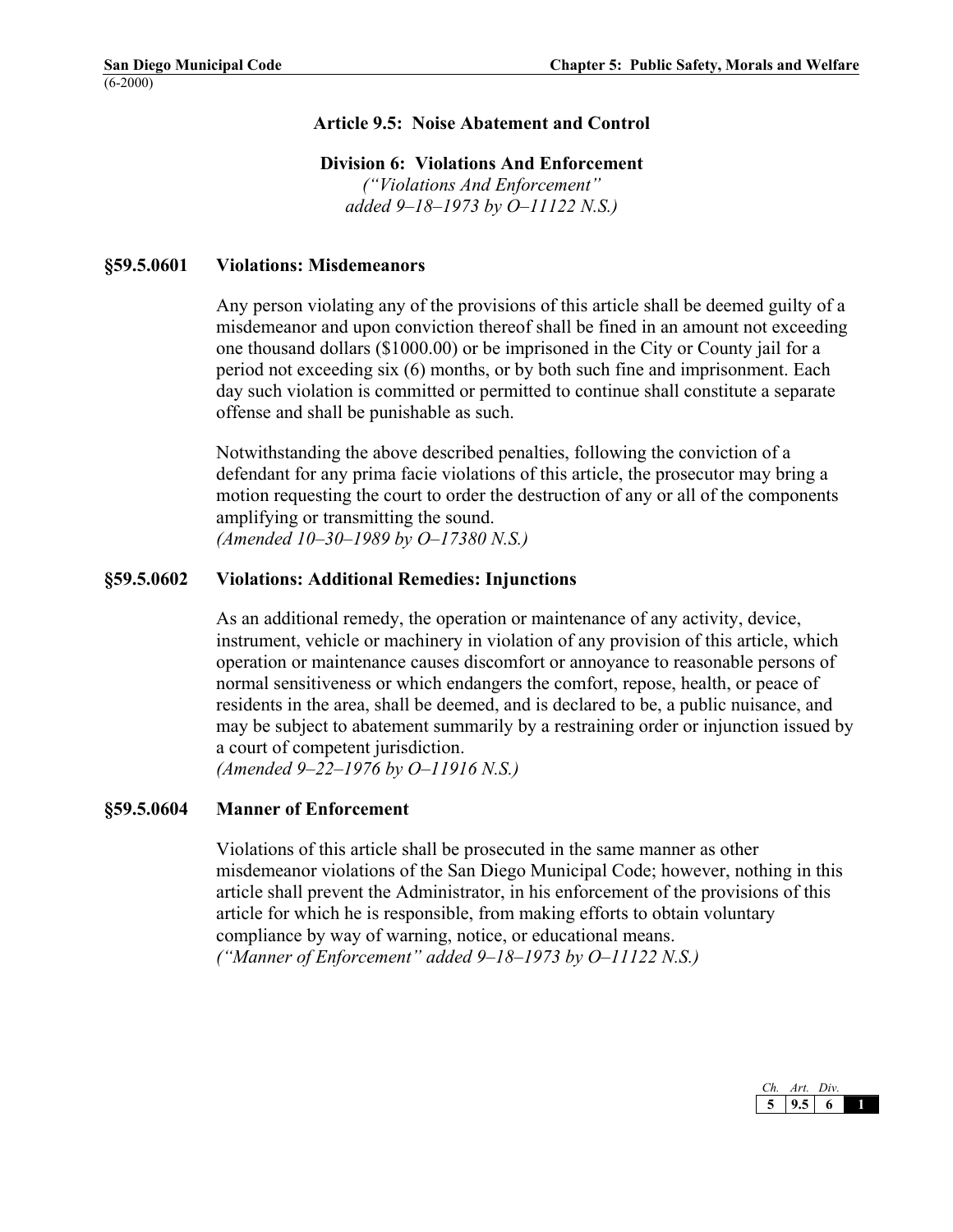## Article 9.5: Noise Abatement and Control

### Division 6: Violations And Enforcement

*(“Violations And Enforcement” added 9–18–1973 by O–11122 N.S.)*

### §59.5.0601 Violations: Misdemeanors

Any person violating any of the provisions of this article shall be deemed guilty of a misdemeanor and upon conviction thereof shall be fined in an amount not exceeding one thousand dollars ($1000.00) or be imprisoned in the City or County jail for a period not exceeding six (6) months, or by both such fine and imprisonment. Each day such violation is committed or permitted to continue shall constitute a separate offense and shall be punishable as such.

Notwithstanding the above described penalties, following the conviction of a defendant for any prima facie violations of this article, the prosecutor may bring a motion requesting the court to order the destruction of any or all of the components amplifying or transmitting the sound.
*(Amended 10–30–1989 by O–17380 N.S.)*

### §59.5.0602 Violations: Additional Remedies: Injunctions

As an additional remedy, the operation or maintenance of any activity, device, instrument, vehicle or machinery in violation of any provision of this article, which operation or maintenance causes discomfort or annoyance to reasonable persons of normal sensitiveness or which endangers the comfort, repose, health, or peace of residents in the area, shall be deemed, and is declared to be, a public nuisance, and may be subject to abatement summarily by a restraining order or injunction issued by a court of competent jurisdiction.
*(Amended 9–22–1976 by O–11916 N.S.)*

### §59.5.0604 Manner of Enforcement

Violations of this article shall be prosecuted in the same manner as other misdemeanor violations of the San Diego Municipal Code; however, nothing in this article shall prevent the Administrator, in his enforcement of the provisions of this article for which he is responsible, from making efforts to obtain voluntary compliance by way of warning, notice, or educational means.
*(“Manner of Enforcement” added 9–18–1973 by O–11122 N.S.)*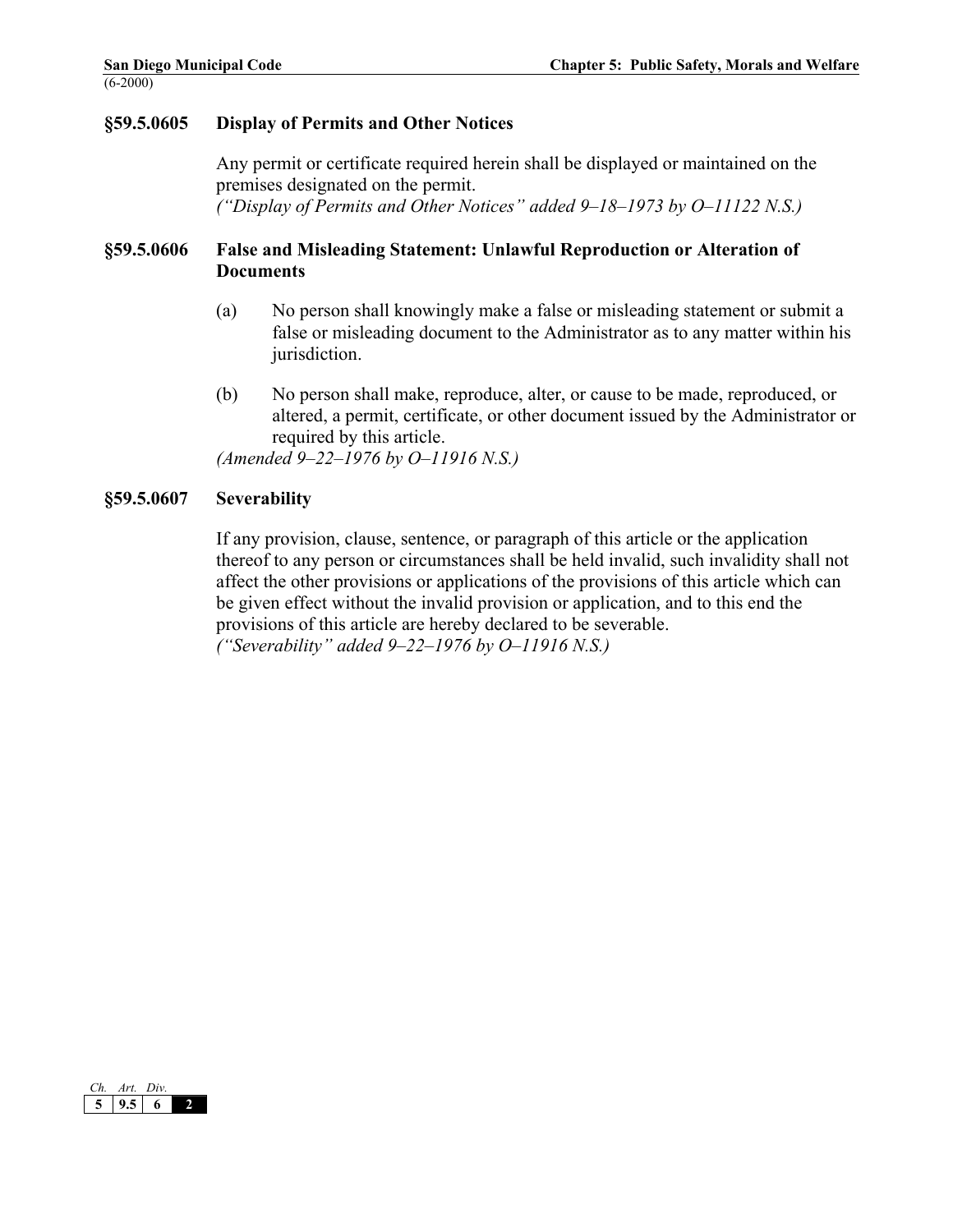### §59.5.0605 Display of Permits and Other Notices

Any permit or certificate required herein shall be displayed or maintained on the premises designated on the permit.
*("Display of Permits and Other Notices" added 9–18–1973 by O–11122 N.S.)*

### §59.5.0606 False and Misleading Statement: Unlawful Reproduction or Alteration of Documents

(a) No person shall knowingly make a false or misleading statement or submit a false or misleading document to the Administrator as to any matter within his jurisdiction.

(b) No person shall make, reproduce, alter, or cause to be made, reproduced, or altered, a permit, certificate, or other document issued by the Administrator or required by this article.

*(Amended 9–22–1976 by O–11916 N.S.)*

### §59.5.0607 Severability

If any provision, clause, sentence, or paragraph of this article or the application thereof to any person or circumstances shall be held invalid, such invalidity shall not affect the other provisions or applications of the provisions of this article which can be given effect without the invalid provision or application, and to this end the provisions of this article are hereby declared to be severable.
*("Severability" added 9–22–1976 by O–11916 N.S.)*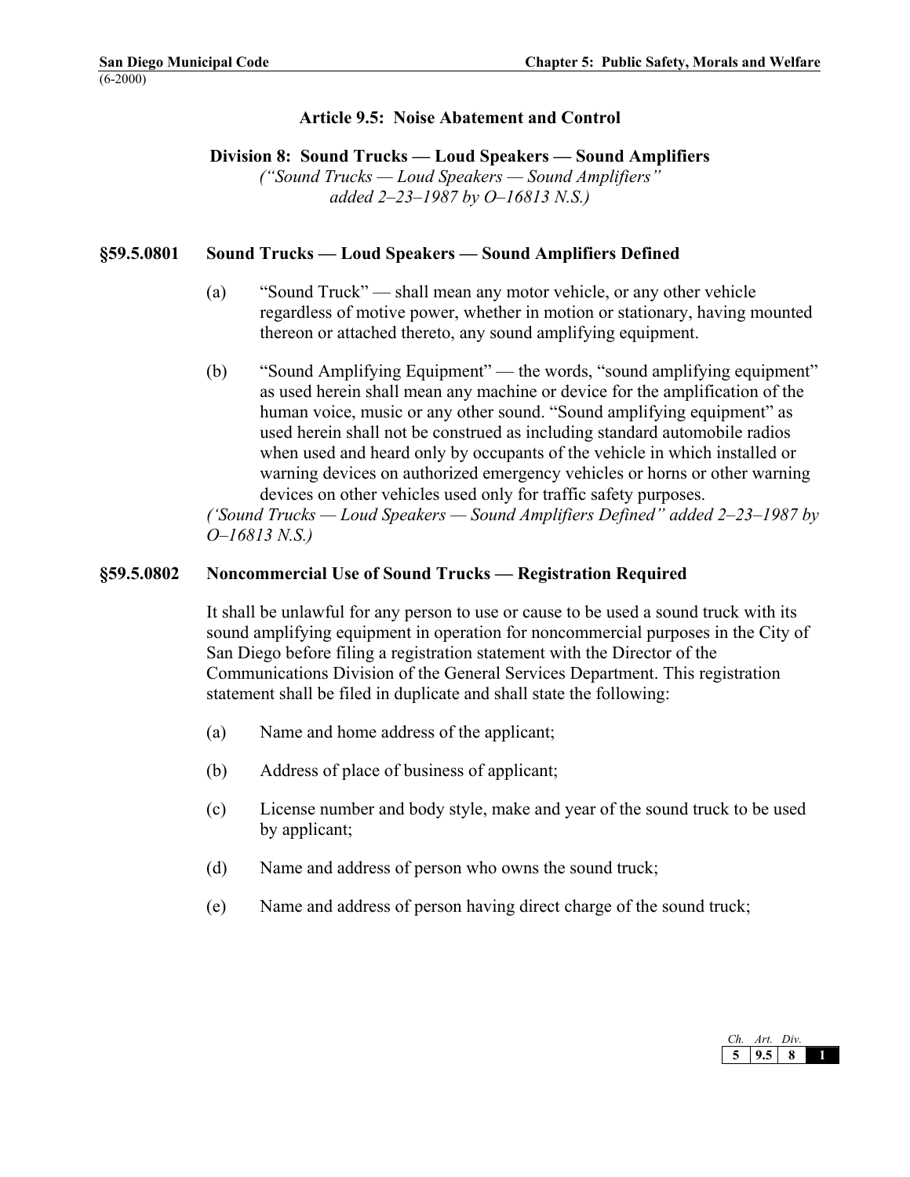## Article 9.5: Noise Abatement and Control

### Division 8: Sound Trucks — Loud Speakers — Sound Amplifiers

*("Sound Trucks — Loud Speakers — Sound Amplifiers" added 2–23–1987 by O–16813 N.S.)*

### §59.5.0801 Sound Trucks — Loud Speakers — Sound Amplifiers Defined

(a) "Sound Truck" — shall mean any motor vehicle, or any other vehicle regardless of motive power, whether in motion or stationary, having mounted thereon or attached thereto, any sound amplifying equipment.

(b) "Sound Amplifying Equipment" — the words, "sound amplifying equipment" as used herein shall mean any machine or device for the amplification of the human voice, music or any other sound. "Sound amplifying equipment" as used herein shall not be construed as including standard automobile radios when used and heard only by occupants of the vehicle in which installed or warning devices on authorized emergency vehicles or horns or other warning devices on other vehicles used only for traffic safety purposes.

*('Sound Trucks — Loud Speakers — Sound Amplifiers Defined" added 2–23–1987 by O–16813 N.S.)*

### §59.5.0802 Noncommercial Use of Sound Trucks — Registration Required

It shall be unlawful for any person to use or cause to be used a sound truck with its sound amplifying equipment in operation for noncommercial purposes in the City of San Diego before filing a registration statement with the Director of the Communications Division of the General Services Department. This registration statement shall be filed in duplicate and shall state the following:

(a) Name and home address of the applicant;

(b) Address of place of business of applicant;

(c) License number and body style, make and year of the sound truck to be used by applicant;

(d) Name and address of person who owns the sound truck;

(e) Name and address of person having direct charge of the sound truck;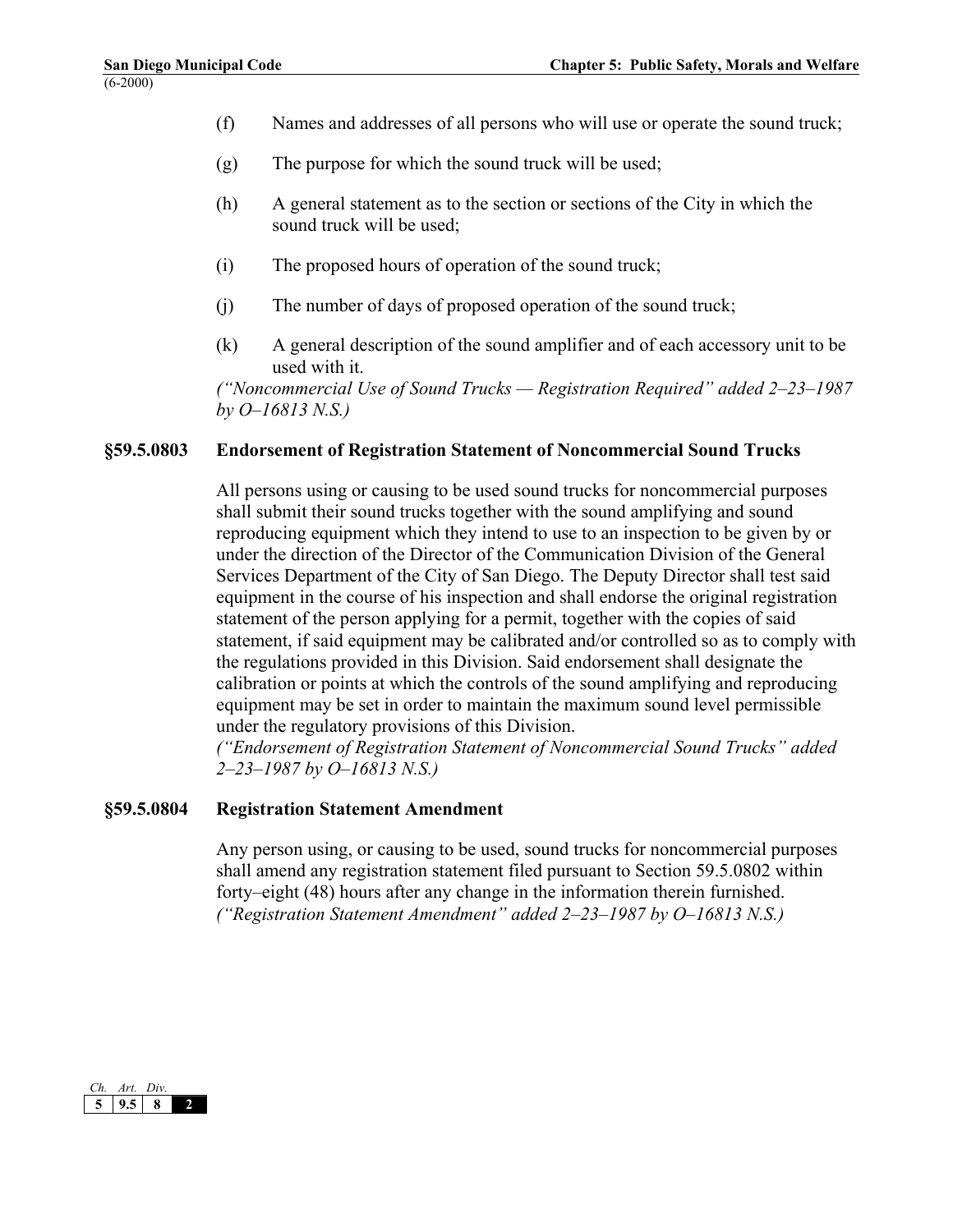(f) Names and addresses of all persons who will use or operate the sound truck;

(g) The purpose for which the sound truck will be used;

(h) A general statement as to the section or sections of the City in which the sound truck will be used;

(i) The proposed hours of operation of the sound truck;

(j) The number of days of proposed operation of the sound truck;

(k) A general description of the sound amplifier and of each accessory unit to be used with it.

*("Noncommercial Use of Sound Trucks — Registration Required" added 2–23–1987 by O–16813 N.S.)*

### §59.5.0803 Endorsement of Registration Statement of Noncommercial Sound Trucks

All persons using or causing to be used sound trucks for noncommercial purposes shall submit their sound trucks together with the sound amplifying and sound reproducing equipment which they intend to use to an inspection to be given by or under the direction of the Director of the Communication Division of the General Services Department of the City of San Diego. The Deputy Director shall test said equipment in the course of his inspection and shall endorse the original registration statement of the person applying for a permit, together with the copies of said statement, if said equipment may be calibrated and/or controlled so as to comply with the regulations provided in this Division. Said endorsement shall designate the calibration or points at which the controls of the sound amplifying and reproducing equipment may be set in order to maintain the maximum sound level permissible under the regulatory provisions of this Division.

*("Endorsement of Registration Statement of Noncommercial Sound Trucks" added 2–23–1987 by O–16813 N.S.)*

### §59.5.0804 Registration Statement Amendment

Any person using, or causing to be used, sound trucks for noncommercial purposes shall amend any registration statement filed pursuant to Section 59.5.0802 within forty–eight (48) hours after any change in the information therein furnished.

*("Registration Statement Amendment" added 2–23–1987 by O–16813 N.S.)*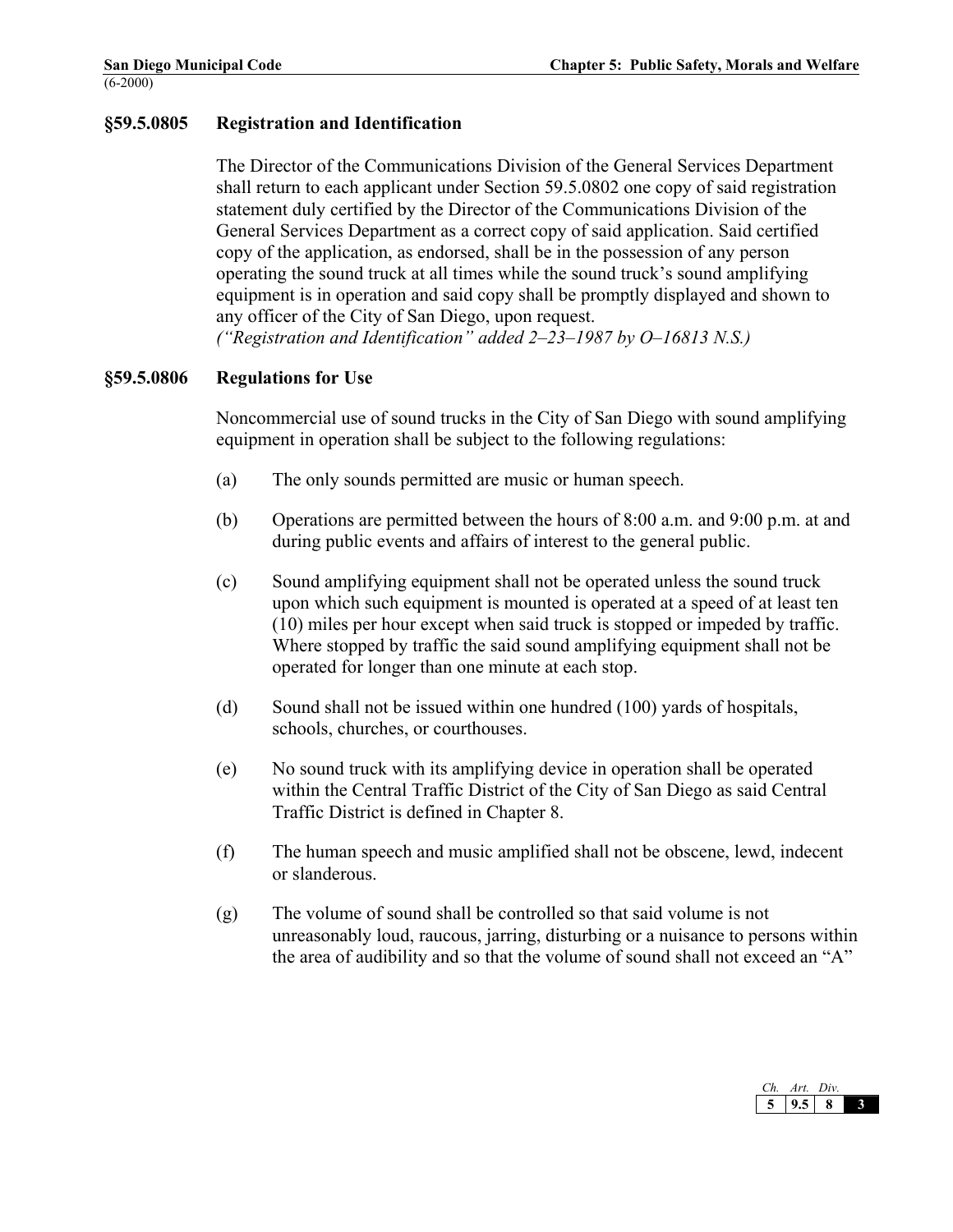### §59.5.0805 Registration and Identification

The Director of the Communications Division of the General Services Department shall return to each applicant under Section 59.5.0802 one copy of said registration statement duly certified by the Director of the Communications Division of the General Services Department as a correct copy of said application. Said certified copy of the application, as endorsed, shall be in the possession of any person operating the sound truck at all times while the sound truck's sound amplifying equipment is in operation and said copy shall be promptly displayed and shown to any officer of the City of San Diego, upon request.

*("Registration and Identification" added 2–23–1987 by O–16813 N.S.)*

### §59.5.0806 Regulations for Use

Noncommercial use of sound trucks in the City of San Diego with sound amplifying equipment in operation shall be subject to the following regulations:

(a) The only sounds permitted are music or human speech.

(b) Operations are permitted between the hours of 8:00 a.m. and 9:00 p.m. at and during public events and affairs of interest to the general public.

(c) Sound amplifying equipment shall not be operated unless the sound truck upon which such equipment is mounted is operated at a speed of at least ten (10) miles per hour except when said truck is stopped or impeded by traffic. Where stopped by traffic the said sound amplifying equipment shall not be operated for longer than one minute at each stop.

(d) Sound shall not be issued within one hundred (100) yards of hospitals, schools, churches, or courthouses.

(e) No sound truck with its amplifying device in operation shall be operated within the Central Traffic District of the City of San Diego as said Central Traffic District is defined in Chapter 8.

(f) The human speech and music amplified shall not be obscene, lewd, indecent or slanderous.

(g) The volume of sound shall be controlled so that said volume is not unreasonably loud, raucous, jarring, disturbing or a nuisance to persons within the area of audibility and so that the volume of sound shall not exceed an "A"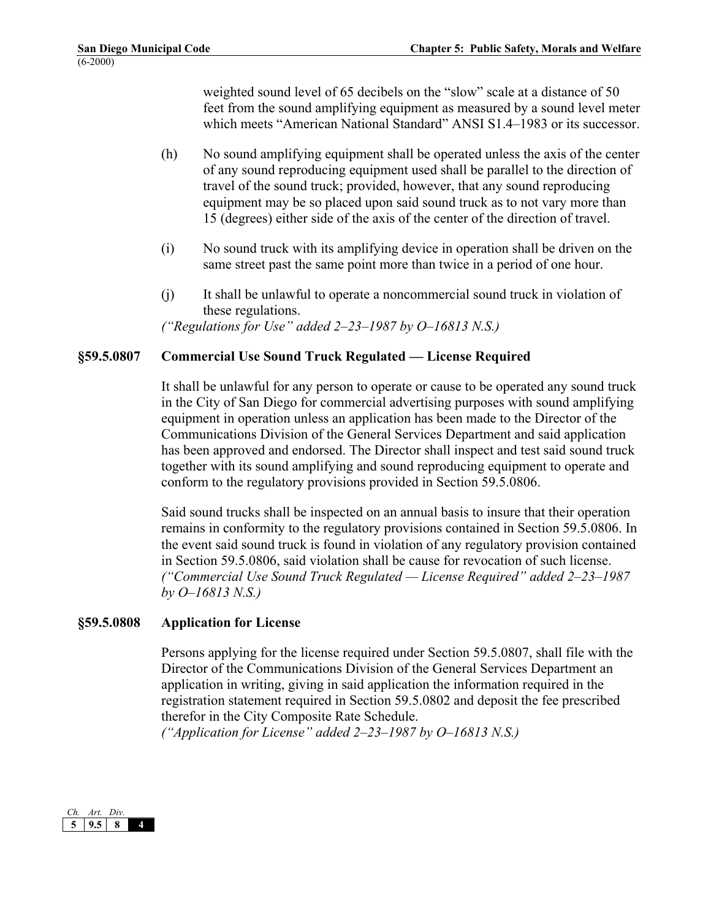weighted sound level of 65 decibels on the "slow" scale at a distance of 50 feet from the sound amplifying equipment as measured by a sound level meter which meets "American National Standard" ANSI S1.4–1983 or its successor.

(h) No sound amplifying equipment shall be operated unless the axis of the center of any sound reproducing equipment used shall be parallel to the direction of travel of the sound truck; provided, however, that any sound reproducing equipment may be so placed upon said sound truck as to not vary more than 15 (degrees) either side of the axis of the center of the direction of travel.

(i) No sound truck with its amplifying device in operation shall be driven on the same street past the same point more than twice in a period of one hour.

(j) It shall be unlawful to operate a noncommercial sound truck in violation of these regulations.

*("Regulations for Use" added 2–23–1987 by O–16813 N.S.)*

### §59.5.0807 Commercial Use Sound Truck Regulated — License Required

It shall be unlawful for any person to operate or cause to be operated any sound truck in the City of San Diego for commercial advertising purposes with sound amplifying equipment in operation unless an application has been made to the Director of the Communications Division of the General Services Department and said application has been approved and endorsed. The Director shall inspect and test said sound truck together with its sound amplifying and sound reproducing equipment to operate and conform to the regulatory provisions provided in Section 59.5.0806.

Said sound trucks shall be inspected on an annual basis to insure that their operation remains in conformity to the regulatory provisions contained in Section 59.5.0806. In the event said sound truck is found in violation of any regulatory provision contained in Section 59.5.0806, said violation shall be cause for revocation of such license.
*("Commercial Use Sound Truck Regulated — License Required" added 2–23–1987 by O–16813 N.S.)*

### §59.5.0808 Application for License

Persons applying for the license required under Section 59.5.0807, shall file with the Director of the Communications Division of the General Services Department an application in writing, giving in said application the information required in the registration statement required in Section 59.5.0802 and deposit the fee prescribed therefor in the City Composite Rate Schedule.
*("Application for License" added 2–23–1987 by O–16813 N.S.)*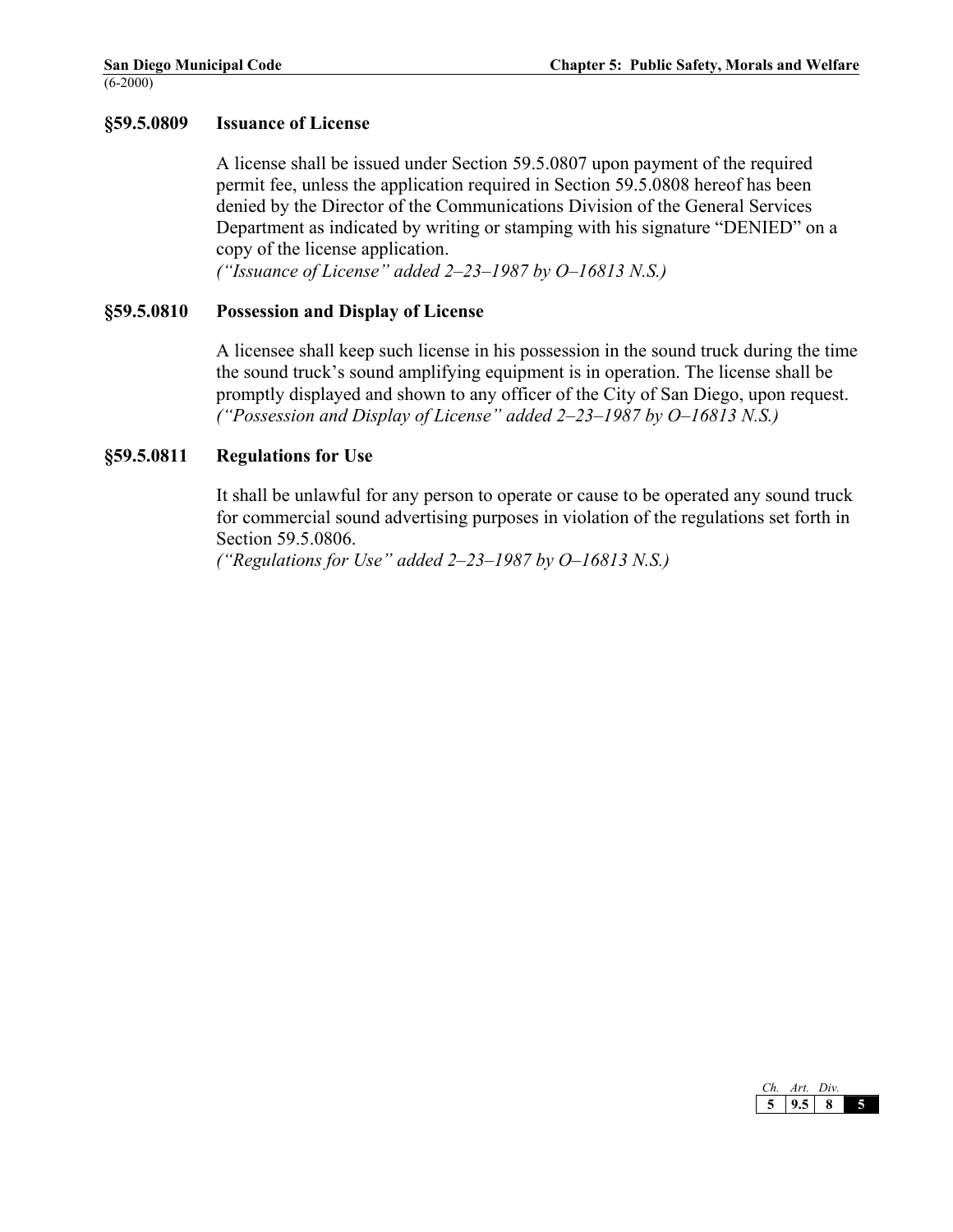## §59.5.0809 Issuance of License

A license shall be issued under Section 59.5.0807 upon payment of the required permit fee, unless the application required in Section 59.5.0808 hereof has been denied by the Director of the Communications Division of the General Services Department as indicated by writing or stamping with his signature "DENIED" on a copy of the license application.

*("Issuance of License" added 2–23–1987 by O–16813 N.S.)*

## §59.5.0810 Possession and Display of License

A licensee shall keep such license in his possession in the sound truck during the time the sound truck's sound amplifying equipment is in operation. The license shall be promptly displayed and shown to any officer of the City of San Diego, upon request.

*("Possession and Display of License" added 2–23–1987 by O–16813 N.S.)*

## §59.5.0811 Regulations for Use

It shall be unlawful for any person to operate or cause to be operated any sound truck for commercial sound advertising purposes in violation of the regulations set forth in Section 59.5.0806.

*("Regulations for Use" added 2–23–1987 by O–16813 N.S.)*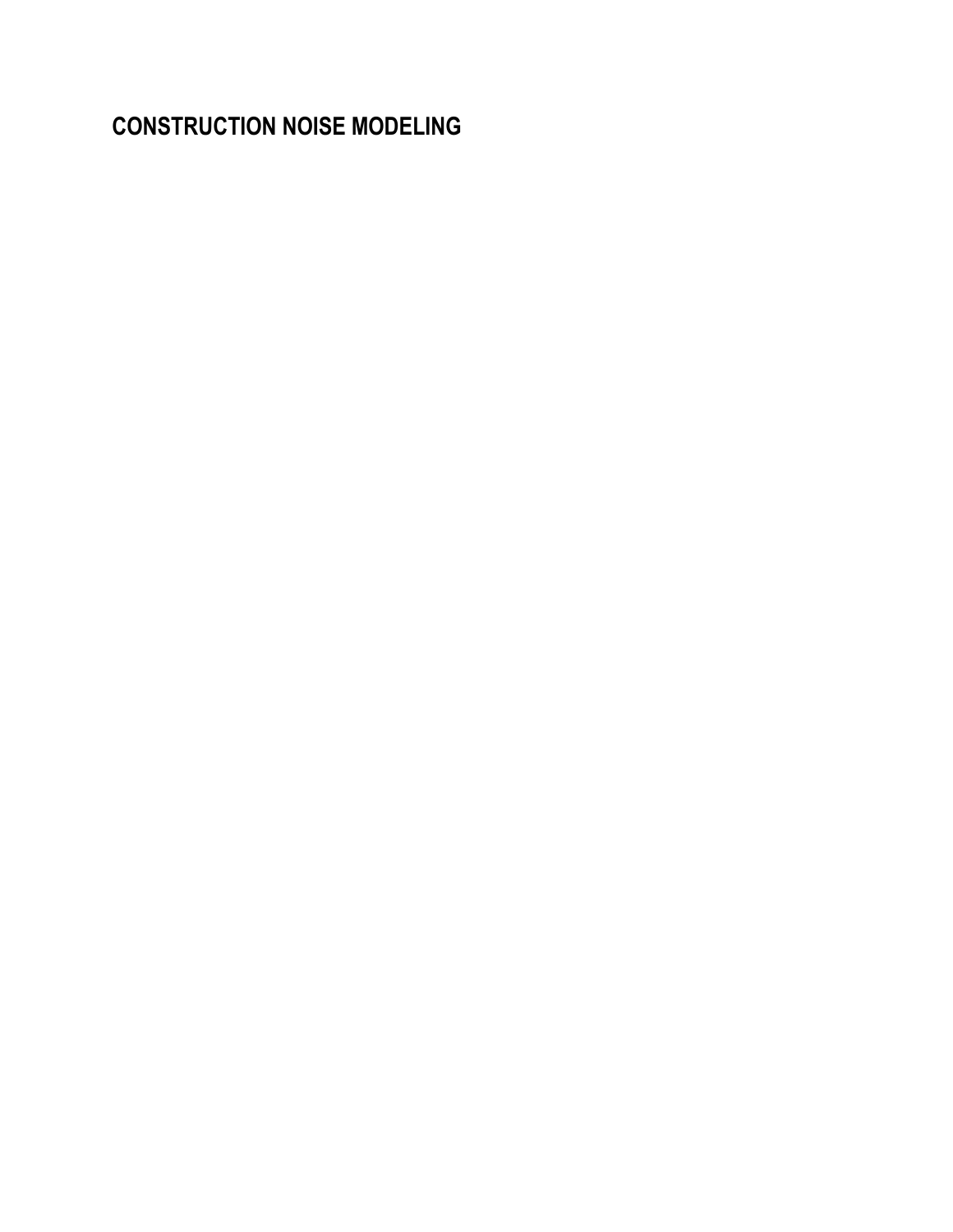# CONSTRUCTION NOISE MODELING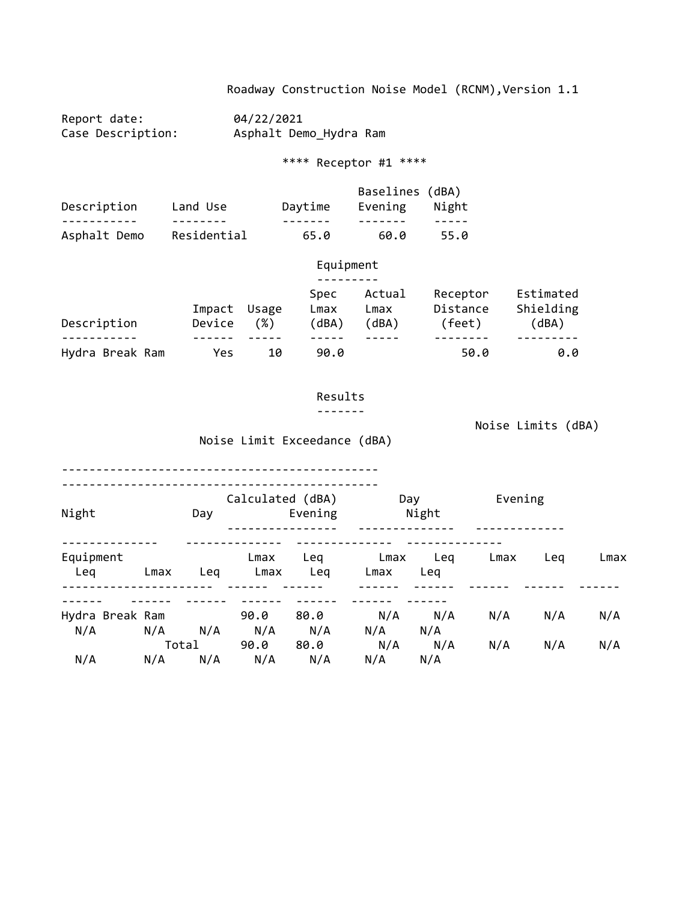Roadway Construction Noise Model (RCNM),Version 1.1

Report date: 04/22/2021
Case Description: Asphalt Demo_Hydra Ram

**** Receptor #1 ****

| Description | Land Use | Baselines (dBA) Daytime | Evening | Night |
|---|---|---|---|---|
| Asphalt Demo | Residential | 65.0 | 60.0 | 55.0 |

Equipment

| Description | Impact Device | Usage (%) | Spec Lmax (dBA) | Actual Lmax (dBA) | Receptor Distance (feet) | Estimated Shielding (dBA) |
|---|---|---|---|---|---|---|
| Hydra Break Ram | Yes | 10 | 90.0 | | 50.0 | 0.0 |

Results

| | Calculated (dBA) | | Noise Limits (dBA) Day | | Evening | | Night | | Noise Limit Exceedance (dBA) Day | | Evening | | Night | |
|---|---|---|---|---|---|---|---|---|---|---|---|---|---|---|
| Equipment | Lmax | Leq | Lmax | Leq | Lmax | Leq | Lmax | Leq | Lmax | Leq | Lmax | Leq | Lmax | Leq |
| Hydra Break Ram | 90.0 | 80.0 | N/A | N/A | N/A | N/A | N/A | N/A | N/A | N/A | N/A | N/A | N/A | N/A |
| Total | 90.0 | 80.0 | N/A | N/A | N/A | N/A | N/A | N/A | N/A | N/A | N/A | N/A | N/A | N/A |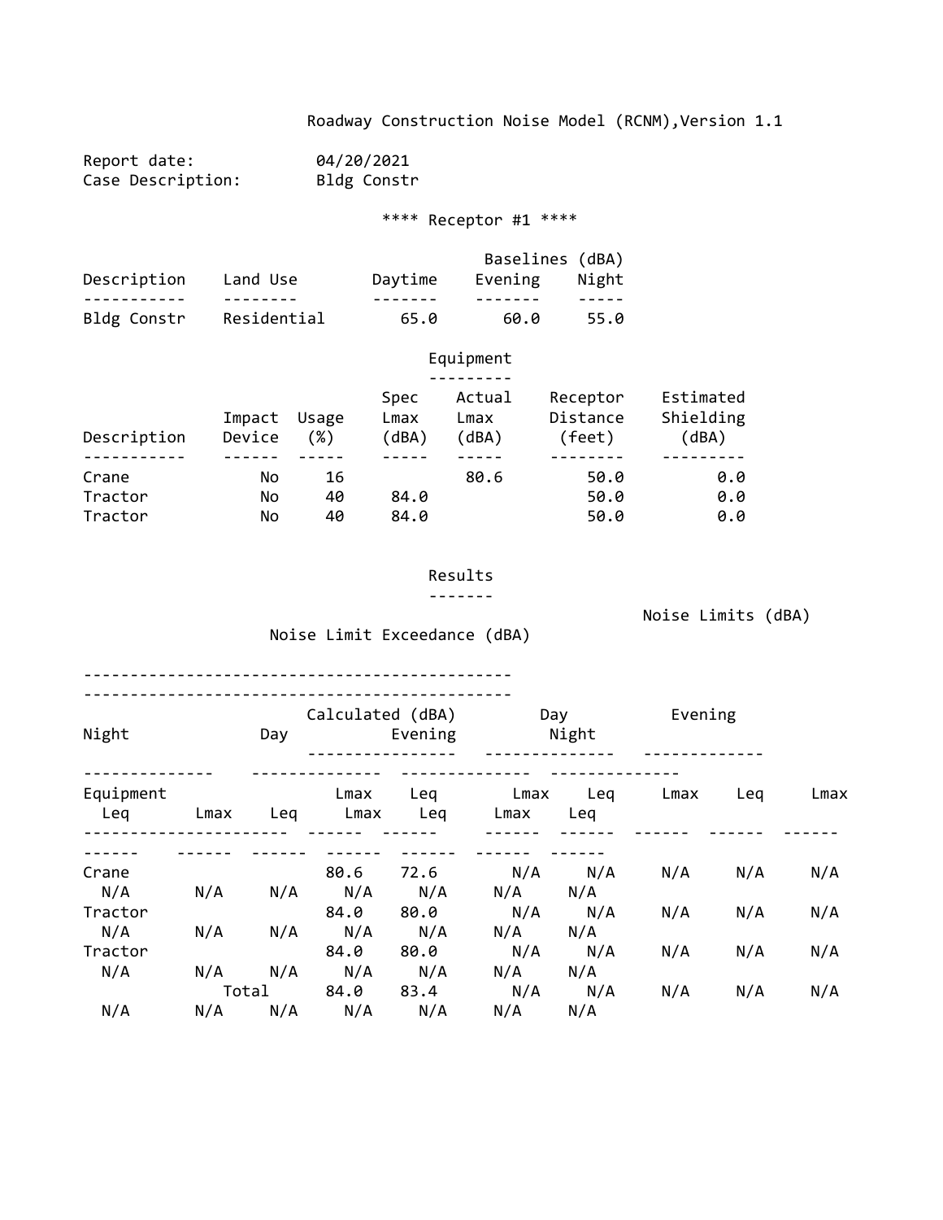Roadway Construction Noise Model (RCNM),Version 1.1

Report date: 04/20/2021
Case Description: Bldg Constr

**** Receptor #1 ****

| | | Baselines (dBA) | | |
|---|---|---|---|---|
| Description | Land Use | Daytime | Evening | Night |
| Bldg Constr | Residential | 65.0 | 60.0 | 55.0 |

Equipment

| Description | Impact Device | Usage (%) | Spec Lmax (dBA) | Actual Lmax (dBA) | Receptor Distance (feet) | Estimated Shielding (dBA) |
|---|---|---|---|---|---|---|
| Crane | No | 16 | | 80.6 | 50.0 | 0.0 |
| Tractor | No | 40 | 84.0 | | 50.0 | 0.0 |
| Tractor | No | 40 | 84.0 | | 50.0 | 0.0 |

Results

| | Calculated (dBA) | | Noise Limits (dBA) | | | | | | Noise Limit Exceedance (dBA) | | | | | |
|---|---|---|---|---|---|---|---|---|---|---|---|---|---|---|
| | | | Day | | Evening | | Night | | Day | | Evening | | Night | |
| Equipment | Lmax | Leq | Lmax | Leq | Lmax | Leq | Lmax | Leq | Lmax | Leq | Lmax | Leq | Lmax | Leq |
| Crane | 80.6 | 72.6 | N/A | N/A | N/A | N/A | N/A | N/A | N/A | N/A | N/A | N/A | N/A | N/A |
| Tractor | 84.0 | 80.0 | N/A | N/A | N/A | N/A | N/A | N/A | N/A | N/A | N/A | N/A | N/A | N/A |
| Tractor | 84.0 | 80.0 | N/A | N/A | N/A | N/A | N/A | N/A | N/A | N/A | N/A | N/A | N/A | N/A |
| Total | 84.0 | 83.4 | N/A | N/A | N/A | N/A | N/A | N/A | N/A | N/A | N/A | N/A | N/A | N/A |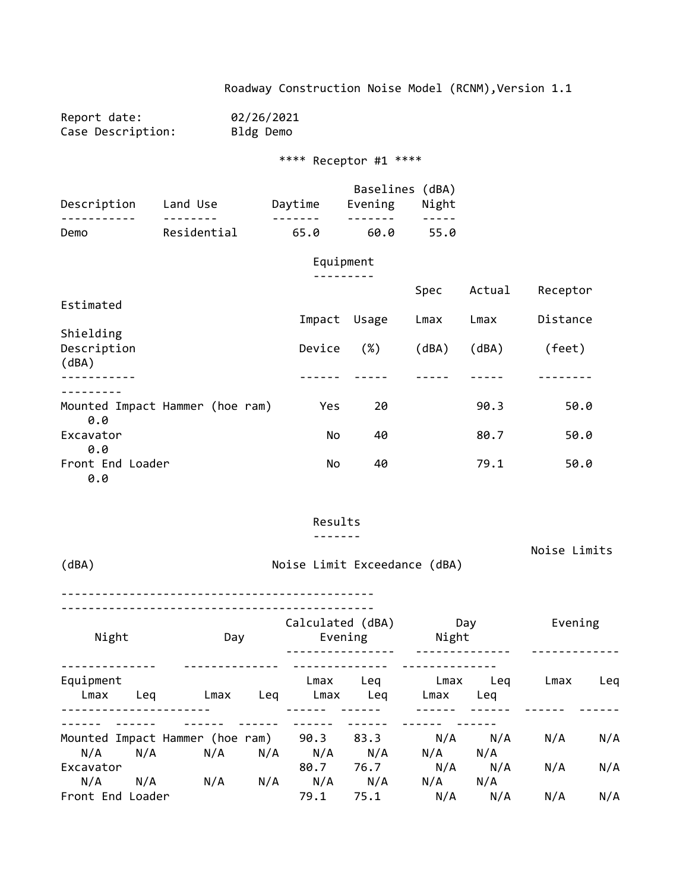Roadway Construction Noise Model (RCNM),Version 1.1

Report date: 02/26/2021
Case Description: Bldg Demo

**** Receptor #1 ****

| Description | Land Use | Baselines (dBA) Daytime | Evening | Night |
|---|---|---|---|---|
| Demo | Residential | 65.0 | 60.0 | 55.0 |

Equipment

| Description | Impact Device | Usage (%) | Spec Lmax (dBA) | Actual Lmax (dBA) | Receptor Distance (feet) | Estimated Shielding (dBA) |
|---|---|---|---|---|---|---|
| Mounted Impact Hammer (hoe ram) | Yes | 20 | | 90.3 | 50.0 | 0.0 |
| Excavator | No | 40 | | 80.7 | 50.0 | 0.0 |
| Front End Loader | No | 40 | | 79.1 | 50.0 | 0.0 |

Results

| Equipment | Calculated (dBA) Lmax | Leq | Noise Limits (dBA) Day Lmax | Day Leq | Evening Lmax | Evening Leq | Night Lmax | Night Leq | Noise Limit Exceedance (dBA) Day Lmax | Day Leq | Evening Lmax | Evening Leq | Night Lmax | Night Leq |
|---|---|---|---|---|---|---|---|---|---|---|---|---|---|---|
| Mounted Impact Hammer (hoe ram) | 90.3 | 83.3 | N/A | N/A | N/A | N/A | N/A | N/A | N/A | N/A | N/A | N/A | N/A | N/A |
| Excavator | 80.7 | 76.7 | N/A | N/A | N/A | N/A | N/A | N/A | N/A | N/A | N/A | N/A | N/A | N/A |
| Front End Loader | 79.1 | 75.1 | N/A | N/A | N/A | N/A | | | | | | | | |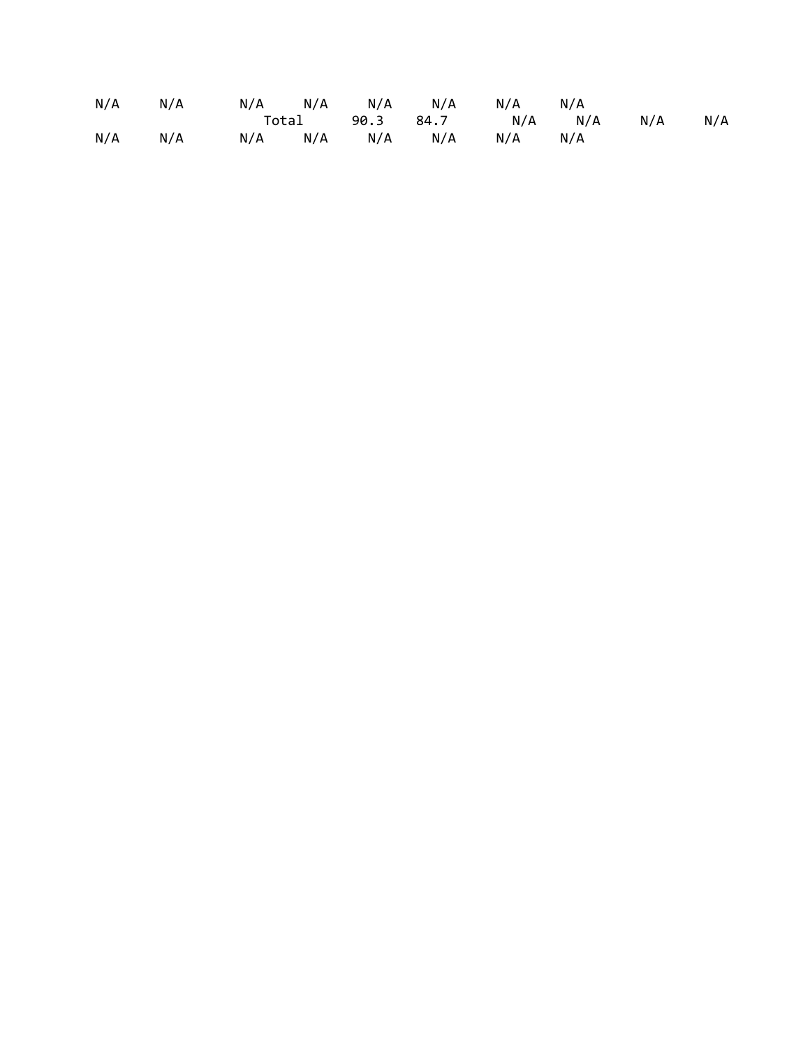N/A N/A N/A N/A N/A N/A N/A N/A

Total 90.3 84.7 N/A N/A N/A N/A

N/A N/A N/A N/A N/A N/A N/A N/A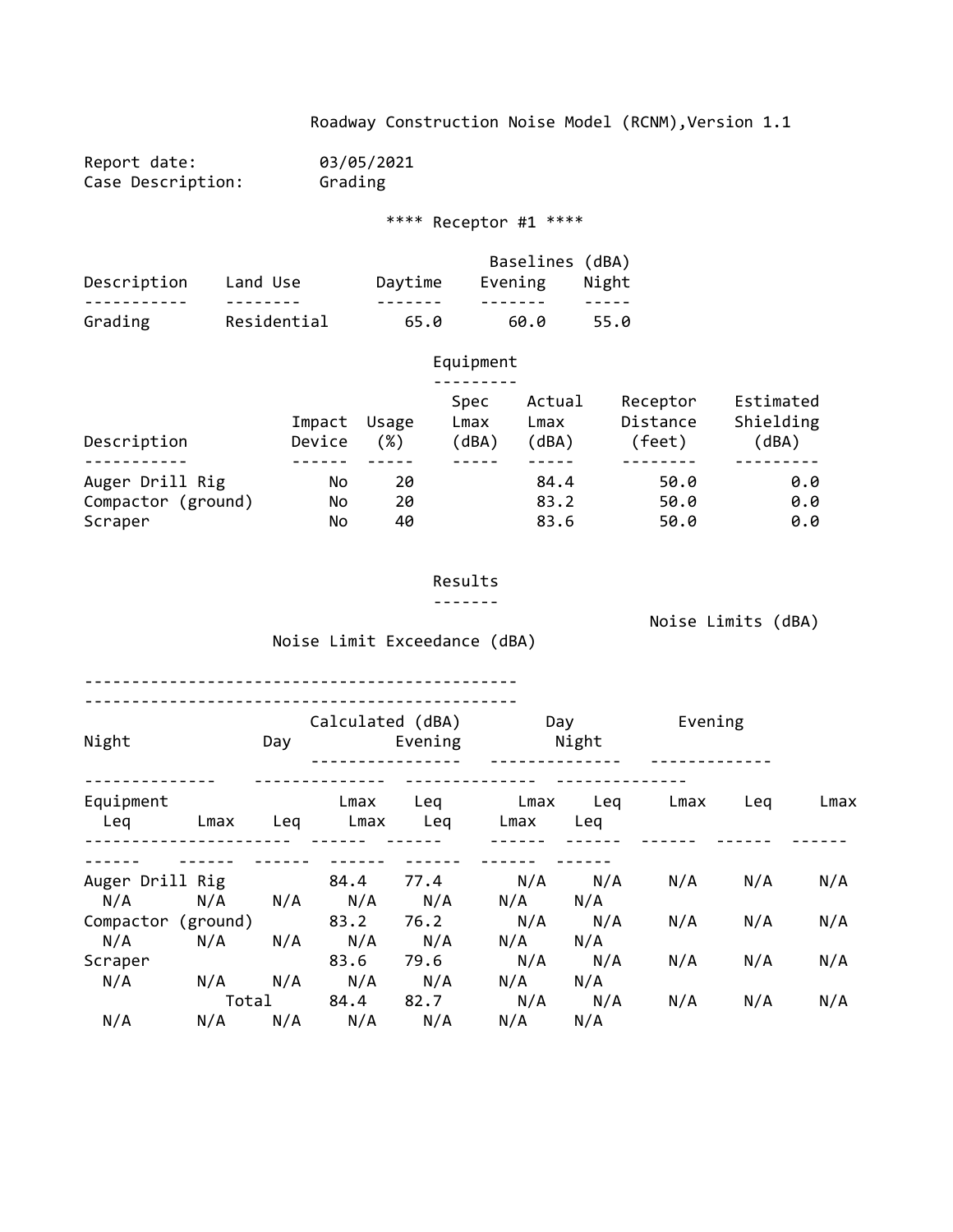Roadway Construction Noise Model (RCNM),Version 1.1

Report date: 03/05/2021
Case Description: Grading

**** Receptor #1 ****

| Description | Land Use | Baselines (dBA) Daytime | Evening | Night |
|---|---|---|---|---|
| Grading | Residential | 65.0 | 60.0 | 55.0 |

Equipment

| Description | Impact Device | Usage (%) | Spec Lmax (dBA) | Actual Lmax (dBA) | Receptor Distance (feet) | Estimated Shielding (dBA) |
|---|---|---|---|---|---|---|
| Auger Drill Rig | No | 20 | | 84.4 | 50.0 | 0.0 |
| Compactor (ground) | No | 20 | | 83.2 | 50.0 | 0.0 |
| Scraper | No | 40 | | 83.6 | 50.0 | 0.0 |

Results

| | Calculated (dBA) | | Noise Limits (dBA) Day | | Evening | | Night | | Noise Limit Exceedance (dBA) Day | | Evening | | Night | |
|---|---|---|---|---|---|---|---|---|---|---|---|---|---|---|
| Equipment | Lmax | Leq | Lmax | Leq | Lmax | Leq | Lmax | Leq | Lmax | Leq | Lmax | Leq | Lmax | Leq |
| Auger Drill Rig | 84.4 | 77.4 | N/A | N/A | N/A | N/A | N/A | N/A | N/A | N/A | N/A | N/A | N/A | N/A |
| Compactor (ground) | 83.2 | 76.2 | N/A | N/A | N/A | N/A | N/A | N/A | N/A | N/A | N/A | N/A | N/A | N/A |
| Scraper | 83.6 | 79.6 | N/A | N/A | N/A | N/A | N/A | N/A | N/A | N/A | N/A | N/A | N/A | N/A |
| Total | 84.4 | 82.7 | N/A | N/A | N/A | N/A | N/A | N/A | N/A | N/A | N/A | N/A | N/A | N/A |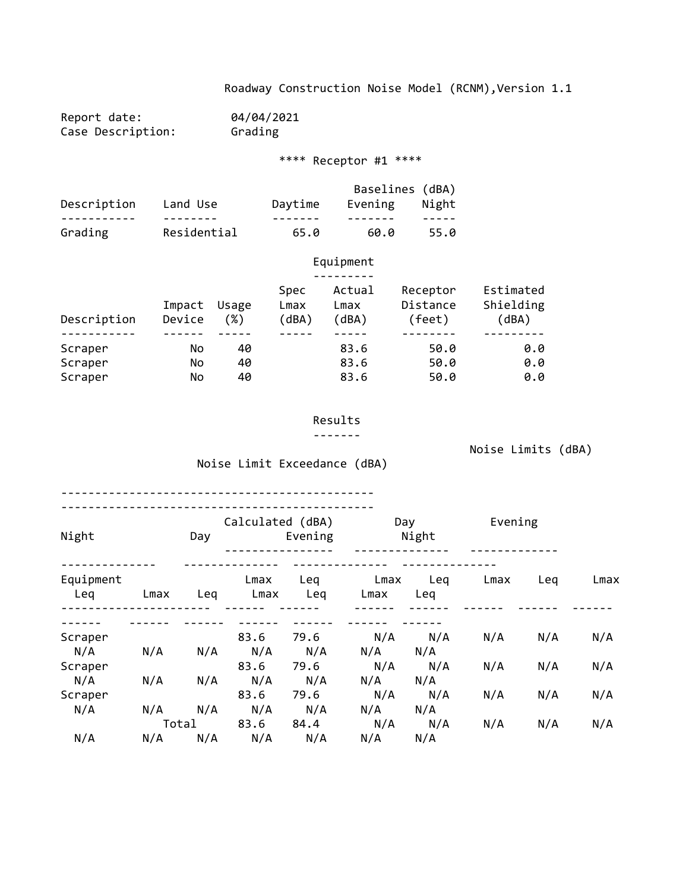Roadway Construction Noise Model (RCNM),Version 1.1

Report date: 04/04/2021
Case Description: Grading

**** Receptor #1 ****

| | | Baselines (dBA) | | |
|---|---|---|---|---|
| Description | Land Use | Daytime | Evening | Night |
| Grading | Residential | 65.0 | 60.0 | 55.0 |

Equipment

| Description | Impact Device | Usage (%) | Spec Lmax (dBA) | Actual Lmax (dBA) | Receptor Distance (feet) | Estimated Shielding (dBA) |
|---|---|---|---|---|---|---|
| Scraper | No | 40 | | 83.6 | 50.0 | 0.0 |
| Scraper | No | 40 | | 83.6 | 50.0 | 0.0 |
| Scraper | No | 40 | | 83.6 | 50.0 | 0.0 |

Results

| | Calculated (dBA) | | Noise Limits (dBA) | | | | | | Noise Limit Exceedance (dBA) | | | | | |
|---|---|---|---|---|---|---|---|---|---|---|---|---|---|---|
| | | | Day | | Evening | | Night | | Day | | Evening | | Night | |
| Equipment | Lmax | Leq | Lmax | Leq | Lmax | Leq | Lmax | Leq | Lmax | Leq | Lmax | Leq | Lmax | Leq |
| Scraper | 83.6 | 79.6 | N/A | N/A | N/A | N/A | N/A | N/A | N/A | N/A | N/A | N/A | N/A | N/A |
| Scraper | 83.6 | 79.6 | N/A | N/A | N/A | N/A | N/A | N/A | N/A | N/A | N/A | N/A | N/A | N/A |
| Scraper | 83.6 | 79.6 | N/A | N/A | N/A | N/A | N/A | N/A | N/A | N/A | N/A | N/A | N/A | N/A |
| Total | 83.6 | 84.4 | N/A | N/A | N/A | N/A | N/A | N/A | N/A | N/A | N/A | N/A | N/A | N/A |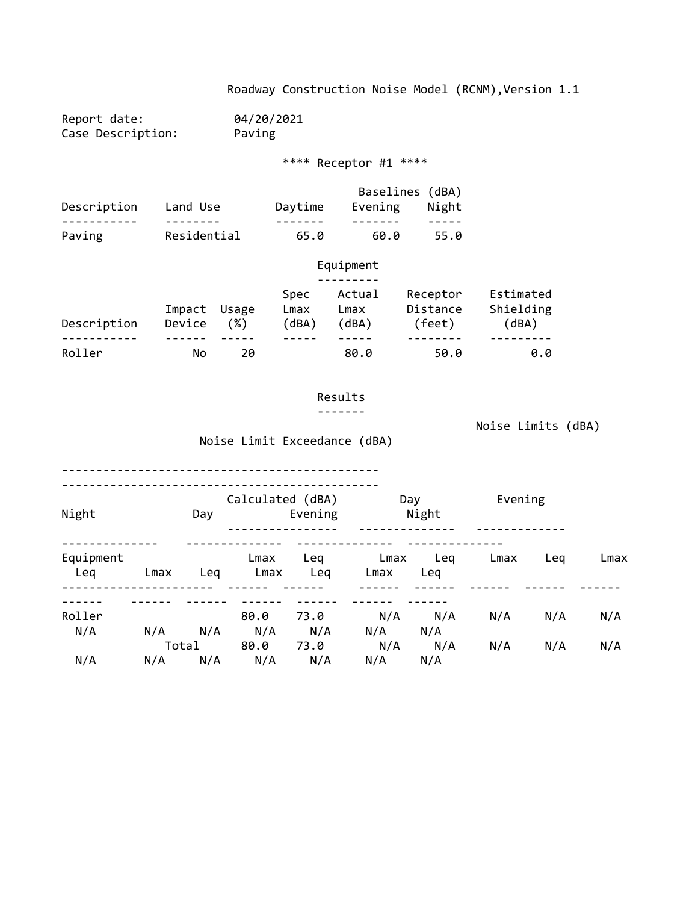Roadway Construction Noise Model (RCNM),Version 1.1

Report date: 04/20/2021
Case Description: Paving

**** Receptor #1 ****

| | | Baselines (dBA) | | |
|---|---|---|---|---|
| Description | Land Use | Daytime | Evening | Night |
| Paving | Residential | 65.0 | 60.0 | 55.0 |

Equipment

| Description | Impact Device | Usage (%) | Spec Lmax (dBA) | Actual Lmax (dBA) | Receptor Distance (feet) | Estimated Shielding (dBA) |
|---|---|---|---|---|---|---|
| Roller | No | 20 | | 80.0 | 50.0 | 0.0 |

Results

| | Calculated (dBA) | | Noise Limits (dBA) | | | | | | Noise Limit Exceedance (dBA) | | | | | |
|---|---|---|---|---|---|---|---|---|---|---|---|---|---|---|
| | | | Day | | Evening | | Night | | Day | | Evening | | Night | |
| Equipment | Lmax | Leq | Lmax | Leq | Lmax | Leq | Lmax | Leq | Lmax | Leq | Lmax | Leq | Lmax | Leq |
| Roller | 80.0 | 73.0 | N/A | N/A | N/A | N/A | N/A | N/A | N/A | N/A | N/A | N/A | N/A | N/A |
| Total | 80.0 | 73.0 | N/A | N/A | N/A | N/A | N/A | N/A | N/A | N/A | N/A | N/A | N/A | N/A |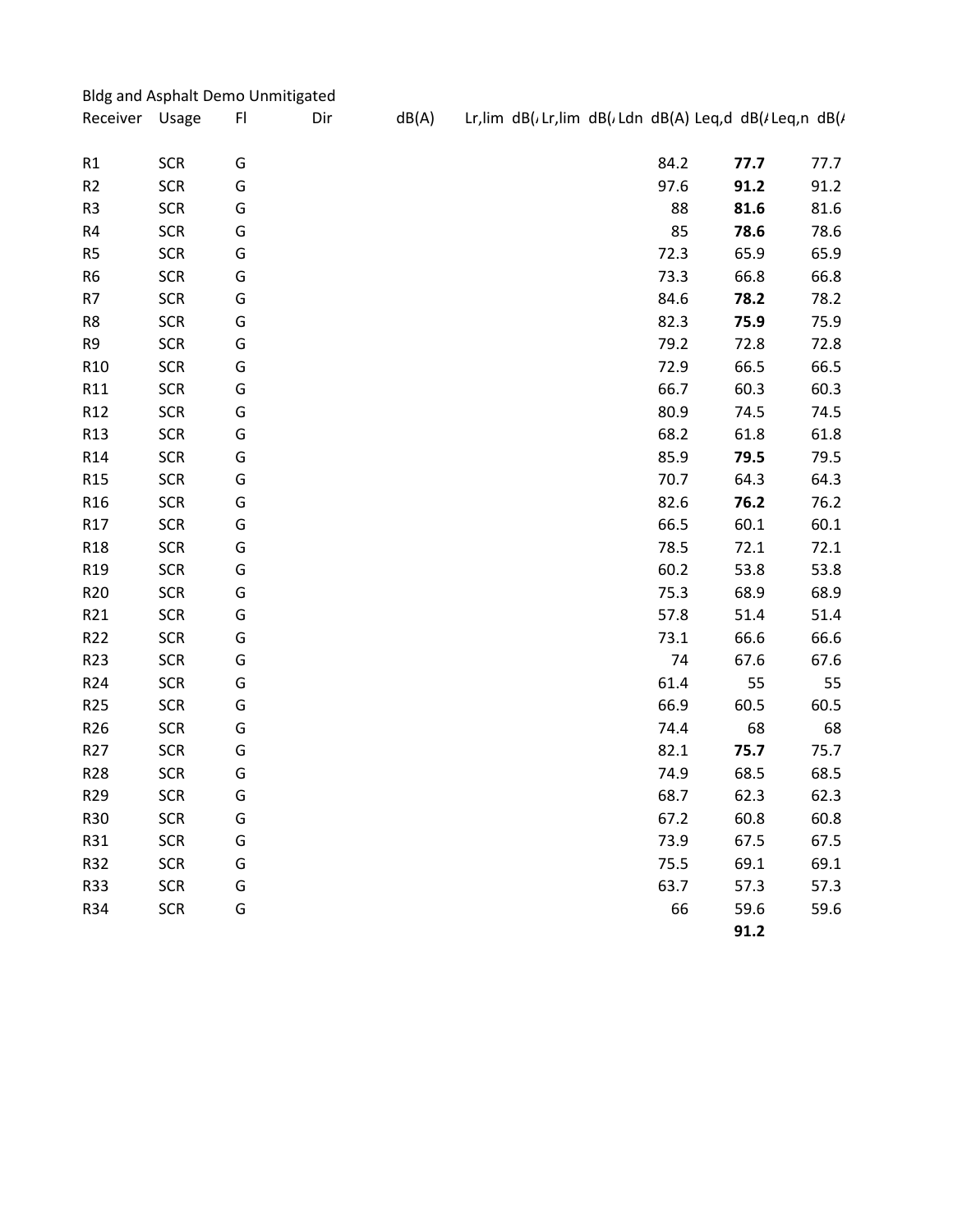Bldg and Asphalt Demo Unmitigated

| Receiver | Usage | Fl | Dir | dB(A) | Lr,lim dB(A) | Lr,lim dB(A) | Ldn dB(A) | Leq,d dB(A) | Leq,n dB(A) |
|---|---|---|---|---|---|---|---|---|---|
| R1 | SCR | G | | | | | 84.2 | **77.7** | 77.7 |
| R2 | SCR | G | | | | | 97.6 | **91.2** | 91.2 |
| R3 | SCR | G | | | | | 88 | **81.6** | 81.6 |
| R4 | SCR | G | | | | | 85 | **78.6** | 78.6 |
| R5 | SCR | G | | | | | 72.3 | 65.9 | 65.9 |
| R6 | SCR | G | | | | | 73.3 | 66.8 | 66.8 |
| R7 | SCR | G | | | | | 84.6 | **78.2** | 78.2 |
| R8 | SCR | G | | | | | 82.3 | **75.9** | 75.9 |
| R9 | SCR | G | | | | | 79.2 | 72.8 | 72.8 |
| R10 | SCR | G | | | | | 72.9 | 66.5 | 66.5 |
| R11 | SCR | G | | | | | 66.7 | 60.3 | 60.3 |
| R12 | SCR | G | | | | | 80.9 | 74.5 | 74.5 |
| R13 | SCR | G | | | | | 68.2 | 61.8 | 61.8 |
| R14 | SCR | G | | | | | 85.9 | **79.5** | 79.5 |
| R15 | SCR | G | | | | | 70.7 | 64.3 | 64.3 |
| R16 | SCR | G | | | | | 82.6 | **76.2** | 76.2 |
| R17 | SCR | G | | | | | 66.5 | 60.1 | 60.1 |
| R18 | SCR | G | | | | | 78.5 | 72.1 | 72.1 |
| R19 | SCR | G | | | | | 60.2 | 53.8 | 53.8 |
| R20 | SCR | G | | | | | 75.3 | 68.9 | 68.9 |
| R21 | SCR | G | | | | | 57.8 | 51.4 | 51.4 |
| R22 | SCR | G | | | | | 73.1 | 66.6 | 66.6 |
| R23 | SCR | G | | | | | 74 | 67.6 | 67.6 |
| R24 | SCR | G | | | | | 61.4 | 55 | 55 |
| R25 | SCR | G | | | | | 66.9 | 60.5 | 60.5 |
| R26 | SCR | G | | | | | 74.4 | 68 | 68 |
| R27 | SCR | G | | | | | 82.1 | **75.7** | 75.7 |
| R28 | SCR | G | | | | | 74.9 | 68.5 | 68.5 |
| R29 | SCR | G | | | | | 68.7 | 62.3 | 62.3 |
| R30 | SCR | G | | | | | 67.2 | 60.8 | 60.8 |
| R31 | SCR | G | | | | | 73.9 | 67.5 | 67.5 |
| R32 | SCR | G | | | | | 75.5 | 69.1 | 69.1 |
| R33 | SCR | G | | | | | 63.7 | 57.3 | 57.3 |
| R34 | SCR | G | | | | | 66 | 59.6 | 59.6 |
| | | | | | | | | **91.2** | |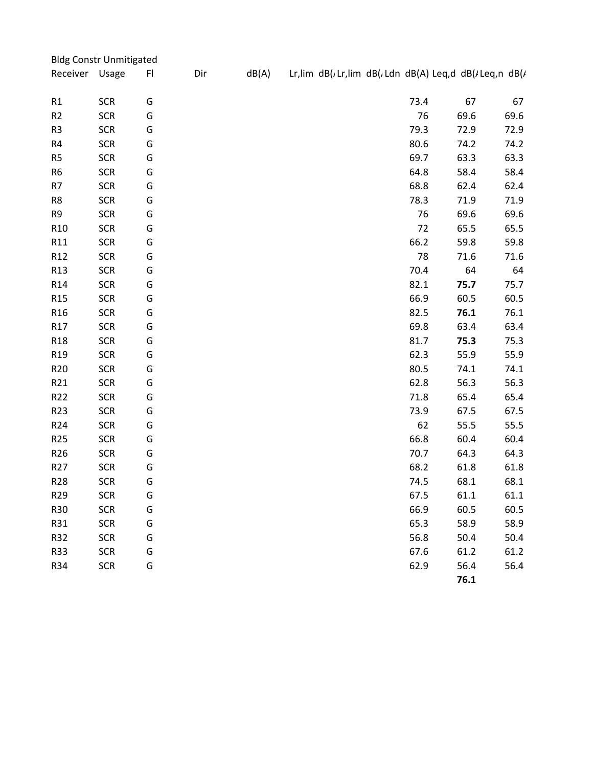Bldg Constr Unmitigated

| Receiver | Usage | Fl | Dir | dB(A) | Lr,lim dB(A) | Lr,lim dB(A) | Ldn dB(A) | Leq,d dB(A) | Leq,n dB(A) |
|---|---|---|---|---|---|---|---|---|---|
| R1 | SCR | G | | | | | 73.4 | 67 | 67 |
| R2 | SCR | G | | | | | 76 | 69.6 | 69.6 |
| R3 | SCR | G | | | | | 79.3 | 72.9 | 72.9 |
| R4 | SCR | G | | | | | 80.6 | 74.2 | 74.2 |
| R5 | SCR | G | | | | | 69.7 | 63.3 | 63.3 |
| R6 | SCR | G | | | | | 64.8 | 58.4 | 58.4 |
| R7 | SCR | G | | | | | 68.8 | 62.4 | 62.4 |
| R8 | SCR | G | | | | | 78.3 | 71.9 | 71.9 |
| R9 | SCR | G | | | | | 76 | 69.6 | 69.6 |
| R10 | SCR | G | | | | | 72 | 65.5 | 65.5 |
| R11 | SCR | G | | | | | 66.2 | 59.8 | 59.8 |
| R12 | SCR | G | | | | | 78 | 71.6 | 71.6 |
| R13 | SCR | G | | | | | 70.4 | 64 | 64 |
| R14 | SCR | G | | | | | 82.1 | **75.7** | 75.7 |
| R15 | SCR | G | | | | | 66.9 | 60.5 | 60.5 |
| R16 | SCR | G | | | | | 82.5 | **76.1** | 76.1 |
| R17 | SCR | G | | | | | 69.8 | 63.4 | 63.4 |
| R18 | SCR | G | | | | | 81.7 | **75.3** | 75.3 |
| R19 | SCR | G | | | | | 62.3 | 55.9 | 55.9 |
| R20 | SCR | G | | | | | 80.5 | 74.1 | 74.1 |
| R21 | SCR | G | | | | | 62.8 | 56.3 | 56.3 |
| R22 | SCR | G | | | | | 71.8 | 65.4 | 65.4 |
| R23 | SCR | G | | | | | 73.9 | 67.5 | 67.5 |
| R24 | SCR | G | | | | | 62 | 55.5 | 55.5 |
| R25 | SCR | G | | | | | 66.8 | 60.4 | 60.4 |
| R26 | SCR | G | | | | | 70.7 | 64.3 | 64.3 |
| R27 | SCR | G | | | | | 68.2 | 61.8 | 61.8 |
| R28 | SCR | G | | | | | 74.5 | 68.1 | 68.1 |
| R29 | SCR | G | | | | | 67.5 | 61.1 | 61.1 |
| R30 | SCR | G | | | | | 66.9 | 60.5 | 60.5 |
| R31 | SCR | G | | | | | 65.3 | 58.9 | 58.9 |
| R32 | SCR | G | | | | | 56.8 | 50.4 | 50.4 |
| R33 | SCR | G | | | | | 67.6 | 61.2 | 61.2 |
| R34 | SCR | G | | | | | 62.9 | 56.4 | 56.4 |
| | | | | | | | | **76.1** | |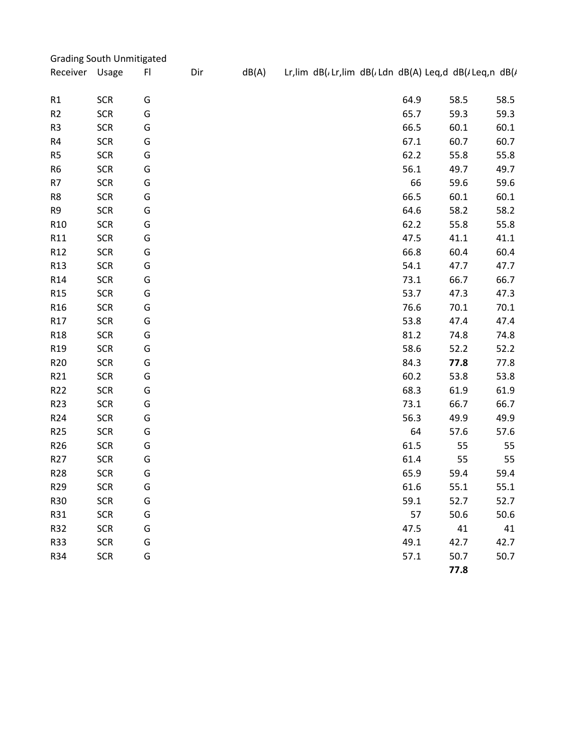Grading South Unmitigated

| Receiver | Usage | Fl | Dir | dB(A) | Lr,lim dB(/ | Lr,lim dB(/ | Ldn dB(A) | Leq,d dB(/ | Leq,n dB(/ |
|---|---|---|---|---|---|---|---|---|---|
| R1 | SCR | G | | | | | 64.9 | 58.5 | 58.5 |
| R2 | SCR | G | | | | | 65.7 | 59.3 | 59.3 |
| R3 | SCR | G | | | | | 66.5 | 60.1 | 60.1 |
| R4 | SCR | G | | | | | 67.1 | 60.7 | 60.7 |
| R5 | SCR | G | | | | | 62.2 | 55.8 | 55.8 |
| R6 | SCR | G | | | | | 56.1 | 49.7 | 49.7 |
| R7 | SCR | G | | | | | 66 | 59.6 | 59.6 |
| R8 | SCR | G | | | | | 66.5 | 60.1 | 60.1 |
| R9 | SCR | G | | | | | 64.6 | 58.2 | 58.2 |
| R10 | SCR | G | | | | | 62.2 | 55.8 | 55.8 |
| R11 | SCR | G | | | | | 47.5 | 41.1 | 41.1 |
| R12 | SCR | G | | | | | 66.8 | 60.4 | 60.4 |
| R13 | SCR | G | | | | | 54.1 | 47.7 | 47.7 |
| R14 | SCR | G | | | | | 73.1 | 66.7 | 66.7 |
| R15 | SCR | G | | | | | 53.7 | 47.3 | 47.3 |
| R16 | SCR | G | | | | | 76.6 | 70.1 | 70.1 |
| R17 | SCR | G | | | | | 53.8 | 47.4 | 47.4 |
| R18 | SCR | G | | | | | 81.2 | 74.8 | 74.8 |
| R19 | SCR | G | | | | | 58.6 | 52.2 | 52.2 |
| R20 | SCR | G | | | | | 84.3 | **77.8** | 77.8 |
| R21 | SCR | G | | | | | 60.2 | 53.8 | 53.8 |
| R22 | SCR | G | | | | | 68.3 | 61.9 | 61.9 |
| R23 | SCR | G | | | | | 73.1 | 66.7 | 66.7 |
| R24 | SCR | G | | | | | 56.3 | 49.9 | 49.9 |
| R25 | SCR | G | | | | | 64 | 57.6 | 57.6 |
| R26 | SCR | G | | | | | 61.5 | 55 | 55 |
| R27 | SCR | G | | | | | 61.4 | 55 | 55 |
| R28 | SCR | G | | | | | 65.9 | 59.4 | 59.4 |
| R29 | SCR | G | | | | | 61.6 | 55.1 | 55.1 |
| R30 | SCR | G | | | | | 59.1 | 52.7 | 52.7 |
| R31 | SCR | G | | | | | 57 | 50.6 | 50.6 |
| R32 | SCR | G | | | | | 47.5 | 41 | 41 |
| R33 | SCR | G | | | | | 49.1 | 42.7 | 42.7 |
| R34 | SCR | G | | | | | 57.1 | 50.7 | 50.7 |
| | | | | | | | | **77.8** | |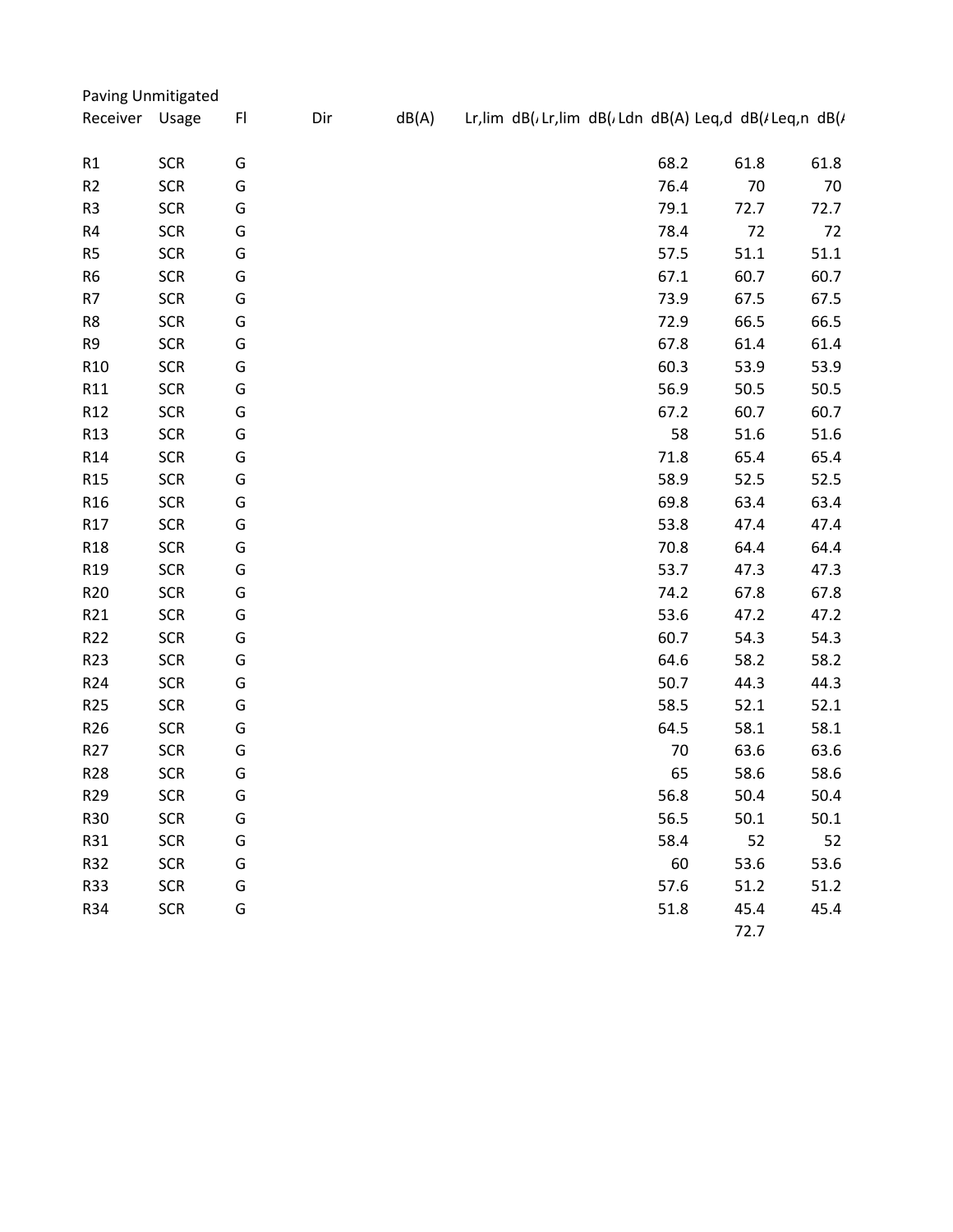Paving Unmitigated

| Receiver | Usage | Fl | Dir | dB(A) | Lr,lim dB(/ | Lr,lim dB(/ | Ldn dB(A) | Leq,d dB(/ | Leq,n dB(/ |
|---|---|---|---|---|---|---|---|---|---|
| R1 | SCR | G | | | | | 68.2 | 61.8 | 61.8 |
| R2 | SCR | G | | | | | 76.4 | 70 | 70 |
| R3 | SCR | G | | | | | 79.1 | 72.7 | 72.7 |
| R4 | SCR | G | | | | | 78.4 | 72 | 72 |
| R5 | SCR | G | | | | | 57.5 | 51.1 | 51.1 |
| R6 | SCR | G | | | | | 67.1 | 60.7 | 60.7 |
| R7 | SCR | G | | | | | 73.9 | 67.5 | 67.5 |
| R8 | SCR | G | | | | | 72.9 | 66.5 | 66.5 |
| R9 | SCR | G | | | | | 67.8 | 61.4 | 61.4 |
| R10 | SCR | G | | | | | 60.3 | 53.9 | 53.9 |
| R11 | SCR | G | | | | | 56.9 | 50.5 | 50.5 |
| R12 | SCR | G | | | | | 67.2 | 60.7 | 60.7 |
| R13 | SCR | G | | | | | 58 | 51.6 | 51.6 |
| R14 | SCR | G | | | | | 71.8 | 65.4 | 65.4 |
| R15 | SCR | G | | | | | 58.9 | 52.5 | 52.5 |
| R16 | SCR | G | | | | | 69.8 | 63.4 | 63.4 |
| R17 | SCR | G | | | | | 53.8 | 47.4 | 47.4 |
| R18 | SCR | G | | | | | 70.8 | 64.4 | 64.4 |
| R19 | SCR | G | | | | | 53.7 | 47.3 | 47.3 |
| R20 | SCR | G | | | | | 74.2 | 67.8 | 67.8 |
| R21 | SCR | G | | | | | 53.6 | 47.2 | 47.2 |
| R22 | SCR | G | | | | | 60.7 | 54.3 | 54.3 |
| R23 | SCR | G | | | | | 64.6 | 58.2 | 58.2 |
| R24 | SCR | G | | | | | 50.7 | 44.3 | 44.3 |
| R25 | SCR | G | | | | | 58.5 | 52.1 | 52.1 |
| R26 | SCR | G | | | | | 64.5 | 58.1 | 58.1 |
| R27 | SCR | G | | | | | 70 | 63.6 | 63.6 |
| R28 | SCR | G | | | | | 65 | 58.6 | 58.6 |
| R29 | SCR | G | | | | | 56.8 | 50.4 | 50.4 |
| R30 | SCR | G | | | | | 56.5 | 50.1 | 50.1 |
| R31 | SCR | G | | | | | 58.4 | 52 | 52 |
| R32 | SCR | G | | | | | 60 | 53.6 | 53.6 |
| R33 | SCR | G | | | | | 57.6 | 51.2 | 51.2 |
| R34 | SCR | G | | | | | 51.8 | 45.4 | 45.4 |
| | | | | | | | | 72.7 | |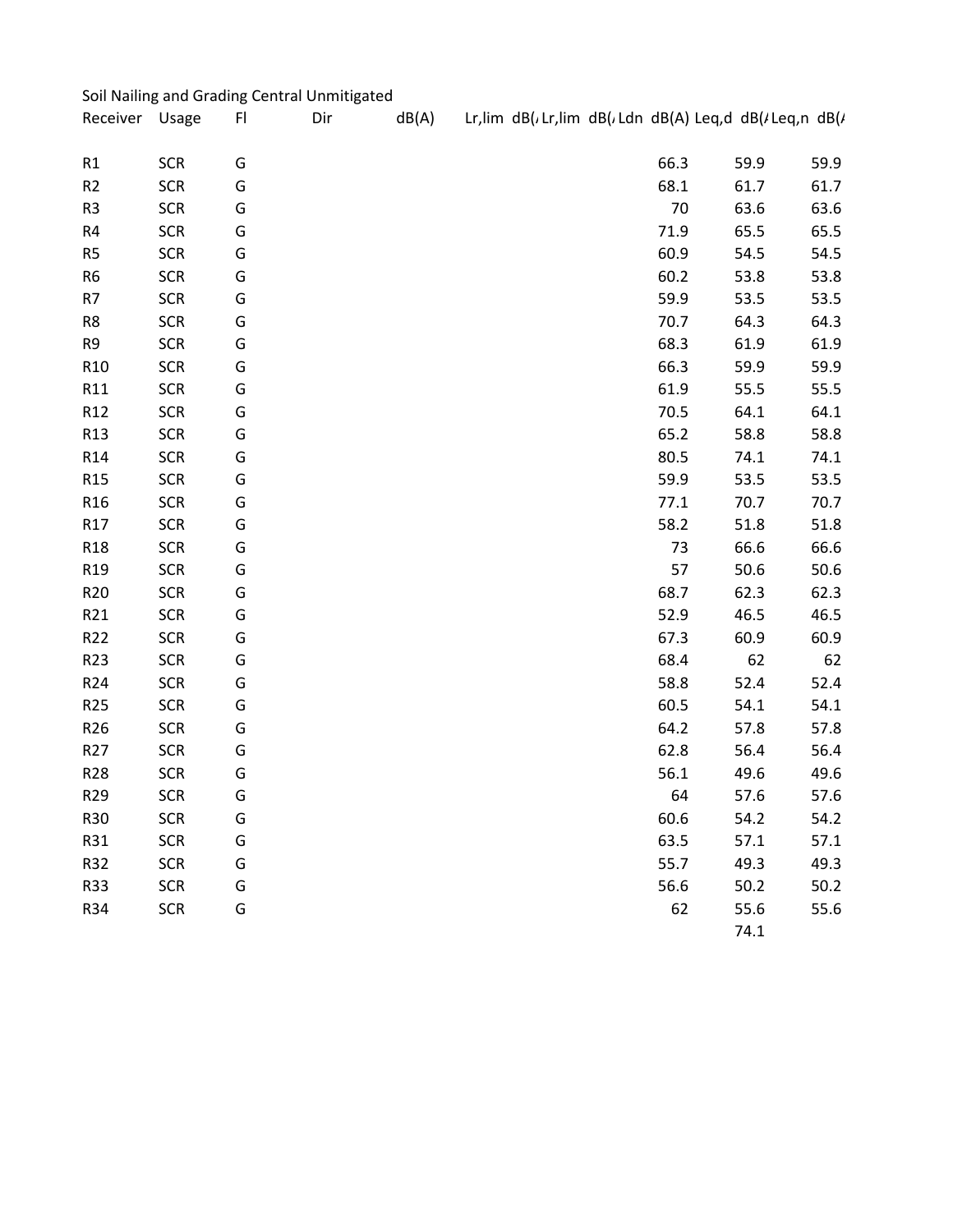Soil Nailing and Grading Central Unmitigated

| Receiver | Usage | Fl | Dir | dB(A) | Lr,lim dB(A | Lr,lim dB(A | Ldn dB(A) | Leq,d dB(A | Leq,n dB(A |
|---|---|---|---|---|---|---|---|---|---|
| R1 | SCR | G | | | | | 66.3 | 59.9 | 59.9 |
| R2 | SCR | G | | | | | 68.1 | 61.7 | 61.7 |
| R3 | SCR | G | | | | | 70 | 63.6 | 63.6 |
| R4 | SCR | G | | | | | 71.9 | 65.5 | 65.5 |
| R5 | SCR | G | | | | | 60.9 | 54.5 | 54.5 |
| R6 | SCR | G | | | | | 60.2 | 53.8 | 53.8 |
| R7 | SCR | G | | | | | 59.9 | 53.5 | 53.5 |
| R8 | SCR | G | | | | | 70.7 | 64.3 | 64.3 |
| R9 | SCR | G | | | | | 68.3 | 61.9 | 61.9 |
| R10 | SCR | G | | | | | 66.3 | 59.9 | 59.9 |
| R11 | SCR | G | | | | | 61.9 | 55.5 | 55.5 |
| R12 | SCR | G | | | | | 70.5 | 64.1 | 64.1 |
| R13 | SCR | G | | | | | 65.2 | 58.8 | 58.8 |
| R14 | SCR | G | | | | | 80.5 | 74.1 | 74.1 |
| R15 | SCR | G | | | | | 59.9 | 53.5 | 53.5 |
| R16 | SCR | G | | | | | 77.1 | 70.7 | 70.7 |
| R17 | SCR | G | | | | | 58.2 | 51.8 | 51.8 |
| R18 | SCR | G | | | | | 73 | 66.6 | 66.6 |
| R19 | SCR | G | | | | | 57 | 50.6 | 50.6 |
| R20 | SCR | G | | | | | 68.7 | 62.3 | 62.3 |
| R21 | SCR | G | | | | | 52.9 | 46.5 | 46.5 |
| R22 | SCR | G | | | | | 67.3 | 60.9 | 60.9 |
| R23 | SCR | G | | | | | 68.4 | 62 | 62 |
| R24 | SCR | G | | | | | 58.8 | 52.4 | 52.4 |
| R25 | SCR | G | | | | | 60.5 | 54.1 | 54.1 |
| R26 | SCR | G | | | | | 64.2 | 57.8 | 57.8 |
| R27 | SCR | G | | | | | 62.8 | 56.4 | 56.4 |
| R28 | SCR | G | | | | | 56.1 | 49.6 | 49.6 |
| R29 | SCR | G | | | | | 64 | 57.6 | 57.6 |
| R30 | SCR | G | | | | | 60.6 | 54.2 | 54.2 |
| R31 | SCR | G | | | | | 63.5 | 57.1 | 57.1 |
| R32 | SCR | G | | | | | 55.7 | 49.3 | 49.3 |
| R33 | SCR | G | | | | | 56.6 | 50.2 | 50.2 |
| R34 | SCR | G | | | | | 62 | 55.6 | 55.6 |
| | | | | | | | | 74.1 | |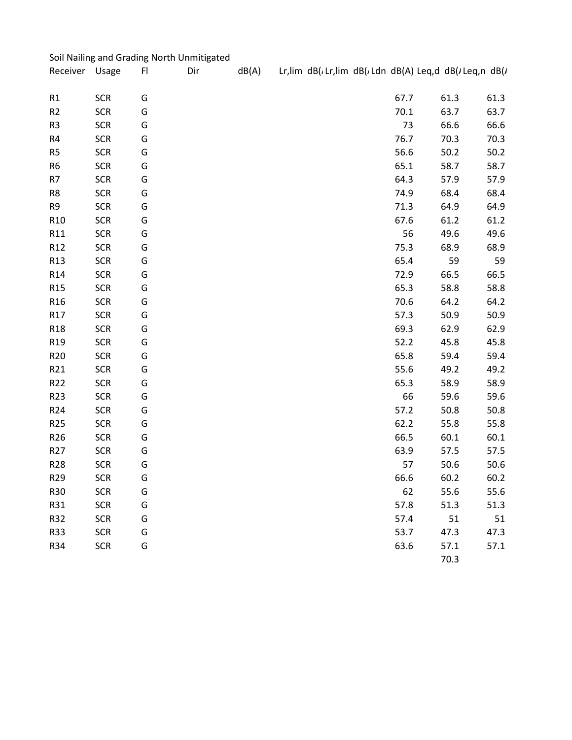Soil Nailing and Grading North Unmitigated

| Receiver | Usage | Fl | Dir | dB(A) | Lr,lim dB(/ | Lr,lim dB(/ | Ldn dB(A) | Leq,d dB(/ | Leq,n dB(/ |
|---|---|---|---|---|---|---|---|---|---|
| R1 | SCR | G | | | | | 67.7 | 61.3 | 61.3 |
| R2 | SCR | G | | | | | 70.1 | 63.7 | 63.7 |
| R3 | SCR | G | | | | | 73 | 66.6 | 66.6 |
| R4 | SCR | G | | | | | 76.7 | 70.3 | 70.3 |
| R5 | SCR | G | | | | | 56.6 | 50.2 | 50.2 |
| R6 | SCR | G | | | | | 65.1 | 58.7 | 58.7 |
| R7 | SCR | G | | | | | 64.3 | 57.9 | 57.9 |
| R8 | SCR | G | | | | | 74.9 | 68.4 | 68.4 |
| R9 | SCR | G | | | | | 71.3 | 64.9 | 64.9 |
| R10 | SCR | G | | | | | 67.6 | 61.2 | 61.2 |
| R11 | SCR | G | | | | | 56 | 49.6 | 49.6 |
| R12 | SCR | G | | | | | 75.3 | 68.9 | 68.9 |
| R13 | SCR | G | | | | | 65.4 | 59 | 59 |
| R14 | SCR | G | | | | | 72.9 | 66.5 | 66.5 |
| R15 | SCR | G | | | | | 65.3 | 58.8 | 58.8 |
| R16 | SCR | G | | | | | 70.6 | 64.2 | 64.2 |
| R17 | SCR | G | | | | | 57.3 | 50.9 | 50.9 |
| R18 | SCR | G | | | | | 69.3 | 62.9 | 62.9 |
| R19 | SCR | G | | | | | 52.2 | 45.8 | 45.8 |
| R20 | SCR | G | | | | | 65.8 | 59.4 | 59.4 |
| R21 | SCR | G | | | | | 55.6 | 49.2 | 49.2 |
| R22 | SCR | G | | | | | 65.3 | 58.9 | 58.9 |
| R23 | SCR | G | | | | | 66 | 59.6 | 59.6 |
| R24 | SCR | G | | | | | 57.2 | 50.8 | 50.8 |
| R25 | SCR | G | | | | | 62.2 | 55.8 | 55.8 |
| R26 | SCR | G | | | | | 66.5 | 60.1 | 60.1 |
| R27 | SCR | G | | | | | 63.9 | 57.5 | 57.5 |
| R28 | SCR | G | | | | | 57 | 50.6 | 50.6 |
| R29 | SCR | G | | | | | 66.6 | 60.2 | 60.2 |
| R30 | SCR | G | | | | | 62 | 55.6 | 55.6 |
| R31 | SCR | G | | | | | 57.8 | 51.3 | 51.3 |
| R32 | SCR | G | | | | | 57.4 | 51 | 51 |
| R33 | SCR | G | | | | | 53.7 | 47.3 | 47.3 |
| R34 | SCR | G | | | | | 63.6 | 57.1 | 57.1 |
| | | | | | | | | 70.3 | |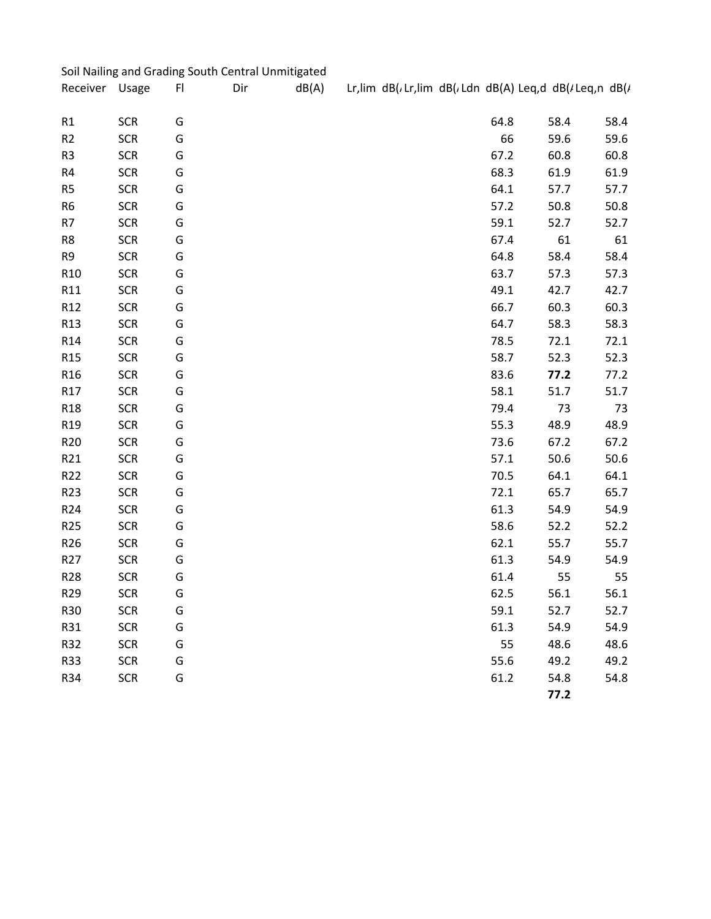Soil Nailing and Grading South Central Unmitigated

| Receiver | Usage | Fl | Dir | dB(A) | Lr,lim dB(A) | Lr,lim dB(A) | Ldn dB(A) | Leq,d dB(A) | Leq,n dB(A) |
|---|---|---|---|---|---|---|---|---|---|
| R1 | SCR | G | | | | | 64.8 | 58.4 | 58.4 |
| R2 | SCR | G | | | | | 66 | 59.6 | 59.6 |
| R3 | SCR | G | | | | | 67.2 | 60.8 | 60.8 |
| R4 | SCR | G | | | | | 68.3 | 61.9 | 61.9 |
| R5 | SCR | G | | | | | 64.1 | 57.7 | 57.7 |
| R6 | SCR | G | | | | | 57.2 | 50.8 | 50.8 |
| R7 | SCR | G | | | | | 59.1 | 52.7 | 52.7 |
| R8 | SCR | G | | | | | 67.4 | 61 | 61 |
| R9 | SCR | G | | | | | 64.8 | 58.4 | 58.4 |
| R10 | SCR | G | | | | | 63.7 | 57.3 | 57.3 |
| R11 | SCR | G | | | | | 49.1 | 42.7 | 42.7 |
| R12 | SCR | G | | | | | 66.7 | 60.3 | 60.3 |
| R13 | SCR | G | | | | | 64.7 | 58.3 | 58.3 |
| R14 | SCR | G | | | | | 78.5 | 72.1 | 72.1 |
| R15 | SCR | G | | | | | 58.7 | 52.3 | 52.3 |
| R16 | SCR | G | | | | | 83.6 | **77.2** | 77.2 |
| R17 | SCR | G | | | | | 58.1 | 51.7 | 51.7 |
| R18 | SCR | G | | | | | 79.4 | 73 | 73 |
| R19 | SCR | G | | | | | 55.3 | 48.9 | 48.9 |
| R20 | SCR | G | | | | | 73.6 | 67.2 | 67.2 |
| R21 | SCR | G | | | | | 57.1 | 50.6 | 50.6 |
| R22 | SCR | G | | | | | 70.5 | 64.1 | 64.1 |
| R23 | SCR | G | | | | | 72.1 | 65.7 | 65.7 |
| R24 | SCR | G | | | | | 61.3 | 54.9 | 54.9 |
| R25 | SCR | G | | | | | 58.6 | 52.2 | 52.2 |
| R26 | SCR | G | | | | | 62.1 | 55.7 | 55.7 |
| R27 | SCR | G | | | | | 61.3 | 54.9 | 54.9 |
| R28 | SCR | G | | | | | 61.4 | 55 | 55 |
| R29 | SCR | G | | | | | 62.5 | 56.1 | 56.1 |
| R30 | SCR | G | | | | | 59.1 | 52.7 | 52.7 |
| R31 | SCR | G | | | | | 61.3 | 54.9 | 54.9 |
| R32 | SCR | G | | | | | 55 | 48.6 | 48.6 |
| R33 | SCR | G | | | | | 55.6 | 49.2 | 49.2 |
| R34 | SCR | G | | | | | 61.2 | 54.8 | 54.8 |
| | | | | | | | | **77.2** | |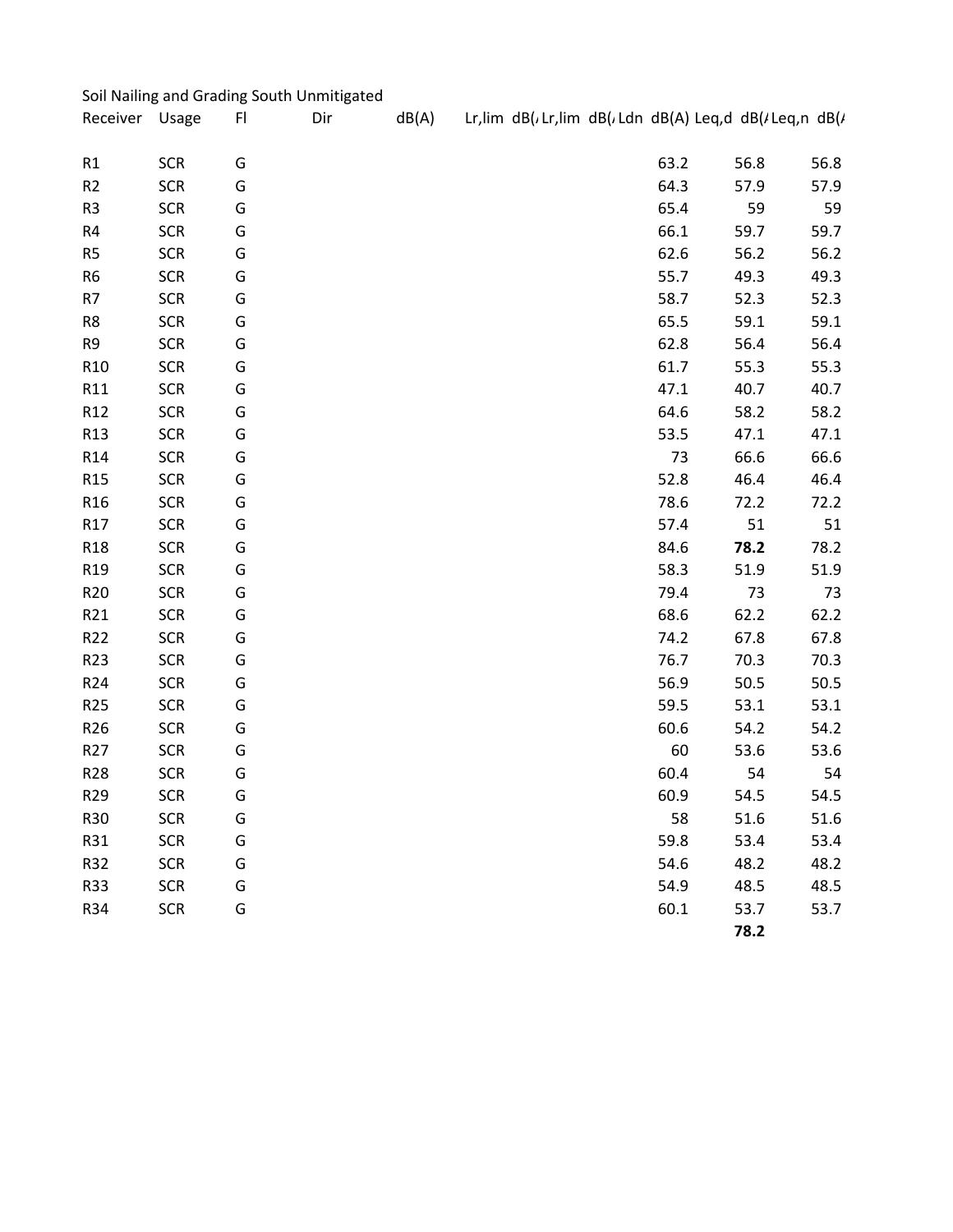Soil Nailing and Grading South Unmitigated

| Receiver | Usage | Fl | Dir | dB(A) | Lr,lim dB(A) | Lr,lim dB(A) | Ldn dB(A) | Leq,d dB(A) | Leq,n dB(A) |
|---|---|---|---|---|---|---|---|---|---|
| R1 | SCR | G | | | | | 63.2 | 56.8 | 56.8 |
| R2 | SCR | G | | | | | 64.3 | 57.9 | 57.9 |
| R3 | SCR | G | | | | | 65.4 | 59 | 59 |
| R4 | SCR | G | | | | | 66.1 | 59.7 | 59.7 |
| R5 | SCR | G | | | | | 62.6 | 56.2 | 56.2 |
| R6 | SCR | G | | | | | 55.7 | 49.3 | 49.3 |
| R7 | SCR | G | | | | | 58.7 | 52.3 | 52.3 |
| R8 | SCR | G | | | | | 65.5 | 59.1 | 59.1 |
| R9 | SCR | G | | | | | 62.8 | 56.4 | 56.4 |
| R10 | SCR | G | | | | | 61.7 | 55.3 | 55.3 |
| R11 | SCR | G | | | | | 47.1 | 40.7 | 40.7 |
| R12 | SCR | G | | | | | 64.6 | 58.2 | 58.2 |
| R13 | SCR | G | | | | | 53.5 | 47.1 | 47.1 |
| R14 | SCR | G | | | | | 73 | 66.6 | 66.6 |
| R15 | SCR | G | | | | | 52.8 | 46.4 | 46.4 |
| R16 | SCR | G | | | | | 78.6 | 72.2 | 72.2 |
| R17 | SCR | G | | | | | 57.4 | 51 | 51 |
| R18 | SCR | G | | | | | 84.6 | **78.2** | 78.2 |
| R19 | SCR | G | | | | | 58.3 | 51.9 | 51.9 |
| R20 | SCR | G | | | | | 79.4 | 73 | 73 |
| R21 | SCR | G | | | | | 68.6 | 62.2 | 62.2 |
| R22 | SCR | G | | | | | 74.2 | 67.8 | 67.8 |
| R23 | SCR | G | | | | | 76.7 | 70.3 | 70.3 |
| R24 | SCR | G | | | | | 56.9 | 50.5 | 50.5 |
| R25 | SCR | G | | | | | 59.5 | 53.1 | 53.1 |
| R26 | SCR | G | | | | | 60.6 | 54.2 | 54.2 |
| R27 | SCR | G | | | | | 60 | 53.6 | 53.6 |
| R28 | SCR | G | | | | | 60.4 | 54 | 54 |
| R29 | SCR | G | | | | | 60.9 | 54.5 | 54.5 |
| R30 | SCR | G | | | | | 58 | 51.6 | 51.6 |
| R31 | SCR | G | | | | | 59.8 | 53.4 | 53.4 |
| R32 | SCR | G | | | | | 54.6 | 48.2 | 48.2 |
| R33 | SCR | G | | | | | 54.9 | 48.5 | 48.5 |
| R34 | SCR | G | | | | | 60.1 | 53.7 | 53.7 |
| | | | | | | | | **78.2** | |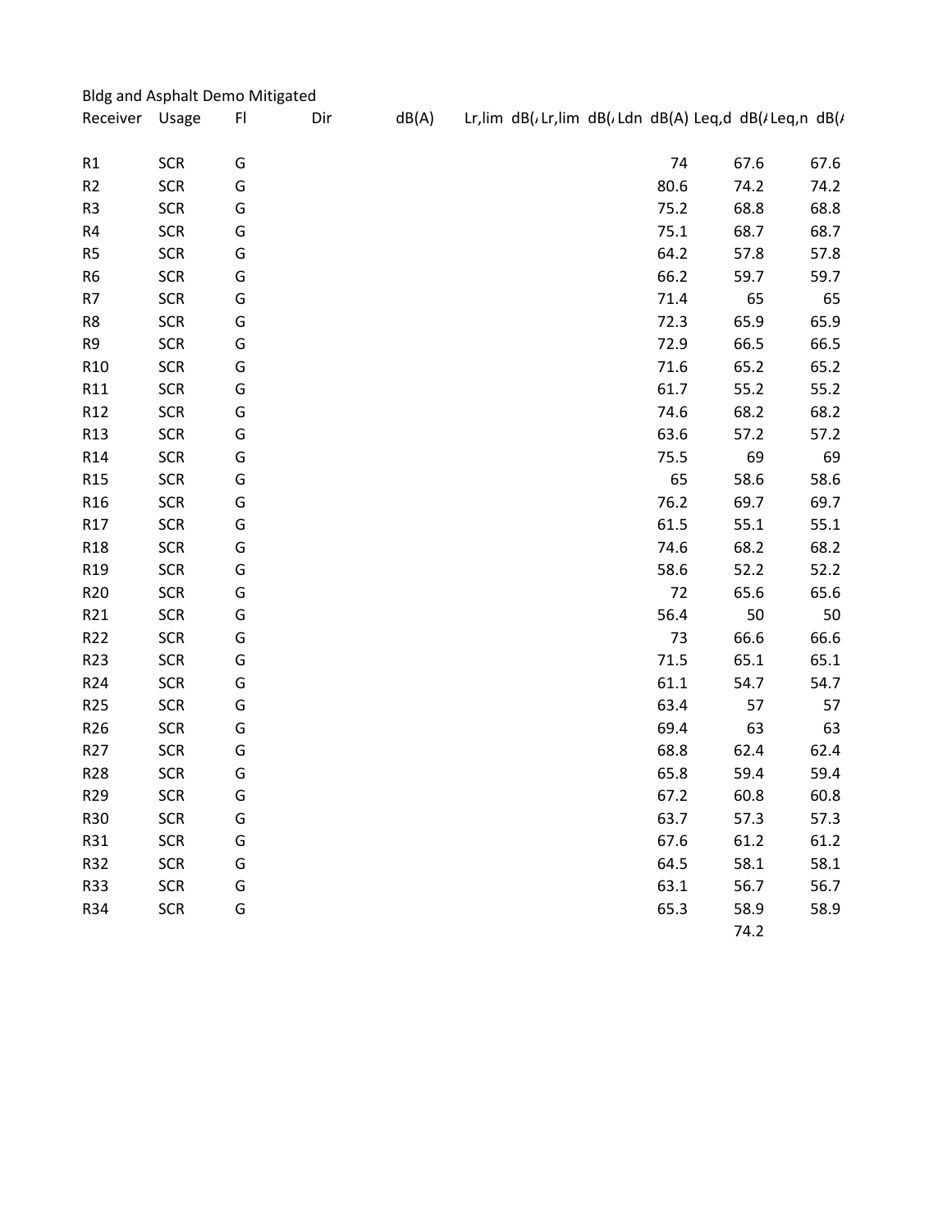Bldg and Asphalt Demo Mitigated

| Receiver | Usage | Fl | Dir | dB(A) | Lr,lim dB(/ | Lr,lim dB(/ | Ldn dB(A) | Leq,d dB(/ | Leq,n dB(/ |
|---|---|---|---|---|---|---|---|---|---|
| R1 | SCR | G | | | | | 74 | 67.6 | 67.6 |
| R2 | SCR | G | | | | | 80.6 | 74.2 | 74.2 |
| R3 | SCR | G | | | | | 75.2 | 68.8 | 68.8 |
| R4 | SCR | G | | | | | 75.1 | 68.7 | 68.7 |
| R5 | SCR | G | | | | | 64.2 | 57.8 | 57.8 |
| R6 | SCR | G | | | | | 66.2 | 59.7 | 59.7 |
| R7 | SCR | G | | | | | 71.4 | 65 | 65 |
| R8 | SCR | G | | | | | 72.3 | 65.9 | 65.9 |
| R9 | SCR | G | | | | | 72.9 | 66.5 | 66.5 |
| R10 | SCR | G | | | | | 71.6 | 65.2 | 65.2 |
| R11 | SCR | G | | | | | 61.7 | 55.2 | 55.2 |
| R12 | SCR | G | | | | | 74.6 | 68.2 | 68.2 |
| R13 | SCR | G | | | | | 63.6 | 57.2 | 57.2 |
| R14 | SCR | G | | | | | 75.5 | 69 | 69 |
| R15 | SCR | G | | | | | 65 | 58.6 | 58.6 |
| R16 | SCR | G | | | | | 76.2 | 69.7 | 69.7 |
| R17 | SCR | G | | | | | 61.5 | 55.1 | 55.1 |
| R18 | SCR | G | | | | | 74.6 | 68.2 | 68.2 |
| R19 | SCR | G | | | | | 58.6 | 52.2 | 52.2 |
| R20 | SCR | G | | | | | 72 | 65.6 | 65.6 |
| R21 | SCR | G | | | | | 56.4 | 50 | 50 |
| R22 | SCR | G | | | | | 73 | 66.6 | 66.6 |
| R23 | SCR | G | | | | | 71.5 | 65.1 | 65.1 |
| R24 | SCR | G | | | | | 61.1 | 54.7 | 54.7 |
| R25 | SCR | G | | | | | 63.4 | 57 | 57 |
| R26 | SCR | G | | | | | 69.4 | 63 | 63 |
| R27 | SCR | G | | | | | 68.8 | 62.4 | 62.4 |
| R28 | SCR | G | | | | | 65.8 | 59.4 | 59.4 |
| R29 | SCR | G | | | | | 67.2 | 60.8 | 60.8 |
| R30 | SCR | G | | | | | 63.7 | 57.3 | 57.3 |
| R31 | SCR | G | | | | | 67.6 | 61.2 | 61.2 |
| R32 | SCR | G | | | | | 64.5 | 58.1 | 58.1 |
| R33 | SCR | G | | | | | 63.1 | 56.7 | 56.7 |
| R34 | SCR | G | | | | | 65.3 | 58.9 | 58.9 |
| | | | | | | | | 74.2 | |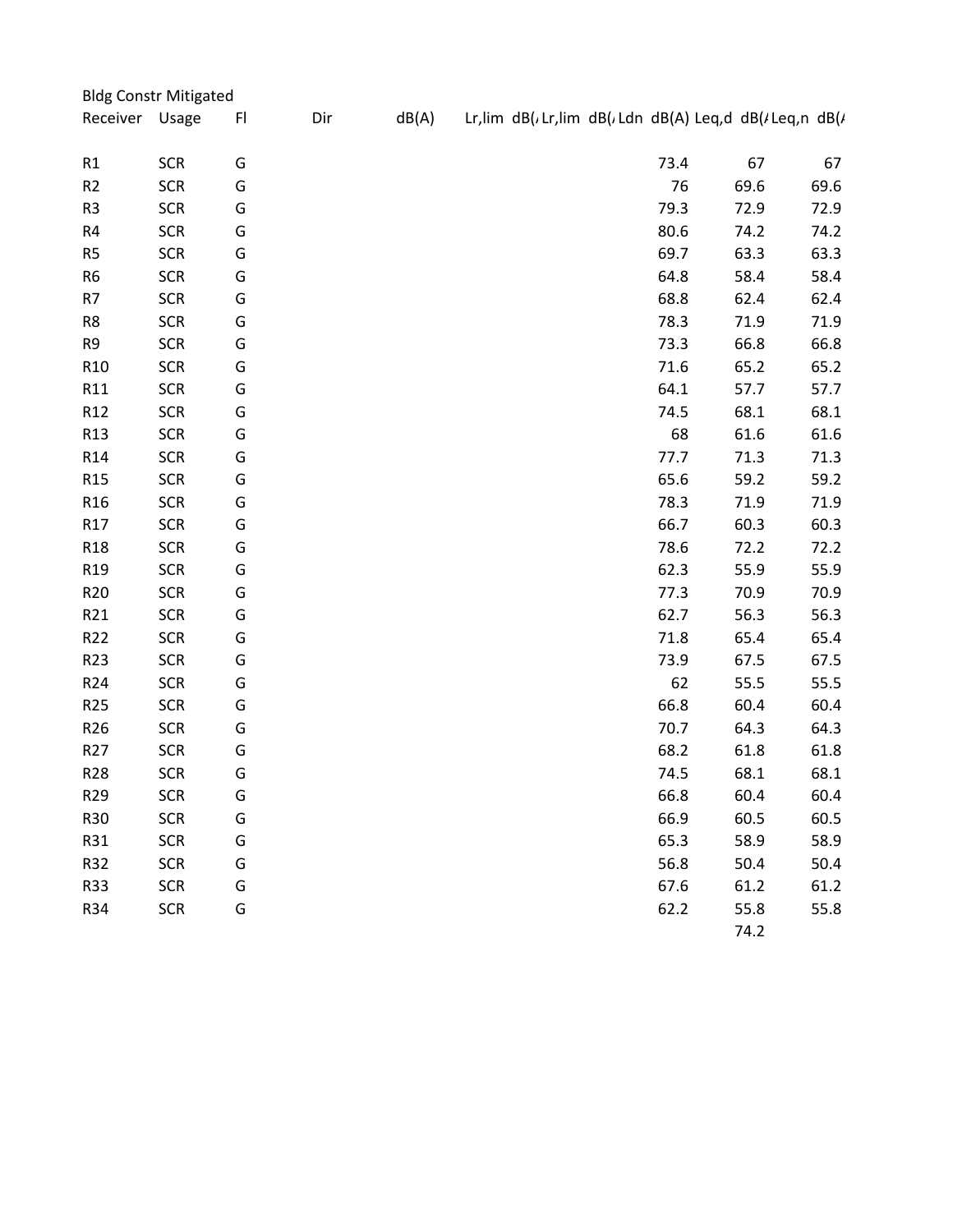Bldg Constr Mitigated

| Receiver | Usage | Fl | Dir | dB(A) | Lr,lim dB(A) | Lr,lim dB(A) | Ldn dB(A) | Leq,d dB(A) | Leq,n dB(A) |
|---|---|---|---|---|---|---|---|---|---|
| R1 | SCR | G | | | | | 73.4 | 67 | 67 |
| R2 | SCR | G | | | | | 76 | 69.6 | 69.6 |
| R3 | SCR | G | | | | | 79.3 | 72.9 | 72.9 |
| R4 | SCR | G | | | | | 80.6 | 74.2 | 74.2 |
| R5 | SCR | G | | | | | 69.7 | 63.3 | 63.3 |
| R6 | SCR | G | | | | | 64.8 | 58.4 | 58.4 |
| R7 | SCR | G | | | | | 68.8 | 62.4 | 62.4 |
| R8 | SCR | G | | | | | 78.3 | 71.9 | 71.9 |
| R9 | SCR | G | | | | | 73.3 | 66.8 | 66.8 |
| R10 | SCR | G | | | | | 71.6 | 65.2 | 65.2 |
| R11 | SCR | G | | | | | 64.1 | 57.7 | 57.7 |
| R12 | SCR | G | | | | | 74.5 | 68.1 | 68.1 |
| R13 | SCR | G | | | | | 68 | 61.6 | 61.6 |
| R14 | SCR | G | | | | | 77.7 | 71.3 | 71.3 |
| R15 | SCR | G | | | | | 65.6 | 59.2 | 59.2 |
| R16 | SCR | G | | | | | 78.3 | 71.9 | 71.9 |
| R17 | SCR | G | | | | | 66.7 | 60.3 | 60.3 |
| R18 | SCR | G | | | | | 78.6 | 72.2 | 72.2 |
| R19 | SCR | G | | | | | 62.3 | 55.9 | 55.9 |
| R20 | SCR | G | | | | | 77.3 | 70.9 | 70.9 |
| R21 | SCR | G | | | | | 62.7 | 56.3 | 56.3 |
| R22 | SCR | G | | | | | 71.8 | 65.4 | 65.4 |
| R23 | SCR | G | | | | | 73.9 | 67.5 | 67.5 |
| R24 | SCR | G | | | | | 62 | 55.5 | 55.5 |
| R25 | SCR | G | | | | | 66.8 | 60.4 | 60.4 |
| R26 | SCR | G | | | | | 70.7 | 64.3 | 64.3 |
| R27 | SCR | G | | | | | 68.2 | 61.8 | 61.8 |
| R28 | SCR | G | | | | | 74.5 | 68.1 | 68.1 |
| R29 | SCR | G | | | | | 66.8 | 60.4 | 60.4 |
| R30 | SCR | G | | | | | 66.9 | 60.5 | 60.5 |
| R31 | SCR | G | | | | | 65.3 | 58.9 | 58.9 |
| R32 | SCR | G | | | | | 56.8 | 50.4 | 50.4 |
| R33 | SCR | G | | | | | 67.6 | 61.2 | 61.2 |
| R34 | SCR | G | | | | | 62.2 | 55.8 | 55.8 |
| | | | | | | | | 74.2 | |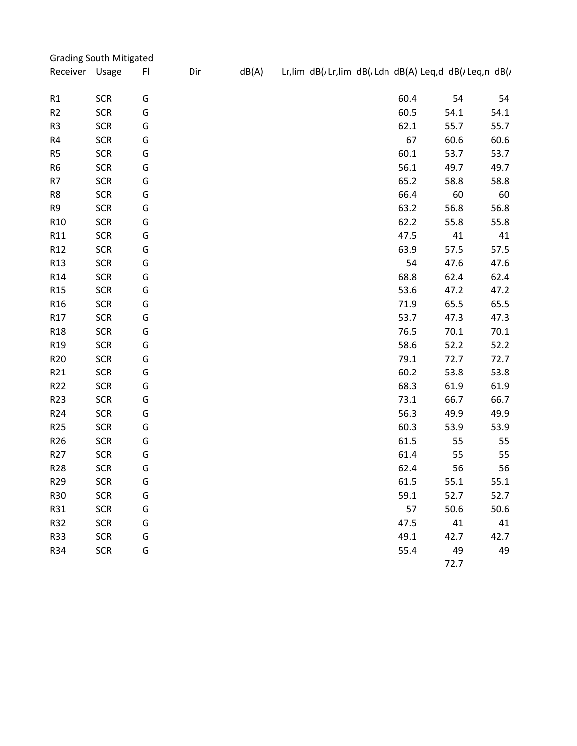Grading South Mitigated

| Receiver | Usage | Fl | Dir | dB(A) | Lr,lim dB(A) | Lr,lim dB(A) | Ldn dB(A) | Leq,d dB(A) | Leq,n dB(A) |
|---|---|---|---|---|---|---|---|---|---|
| R1 | SCR | G | | | | | 60.4 | 54 | 54 |
| R2 | SCR | G | | | | | 60.5 | 54.1 | 54.1 |
| R3 | SCR | G | | | | | 62.1 | 55.7 | 55.7 |
| R4 | SCR | G | | | | | 67 | 60.6 | 60.6 |
| R5 | SCR | G | | | | | 60.1 | 53.7 | 53.7 |
| R6 | SCR | G | | | | | 56.1 | 49.7 | 49.7 |
| R7 | SCR | G | | | | | 65.2 | 58.8 | 58.8 |
| R8 | SCR | G | | | | | 66.4 | 60 | 60 |
| R9 | SCR | G | | | | | 63.2 | 56.8 | 56.8 |
| R10 | SCR | G | | | | | 62.2 | 55.8 | 55.8 |
| R11 | SCR | G | | | | | 47.5 | 41 | 41 |
| R12 | SCR | G | | | | | 63.9 | 57.5 | 57.5 |
| R13 | SCR | G | | | | | 54 | 47.6 | 47.6 |
| R14 | SCR | G | | | | | 68.8 | 62.4 | 62.4 |
| R15 | SCR | G | | | | | 53.6 | 47.2 | 47.2 |
| R16 | SCR | G | | | | | 71.9 | 65.5 | 65.5 |
| R17 | SCR | G | | | | | 53.7 | 47.3 | 47.3 |
| R18 | SCR | G | | | | | 76.5 | 70.1 | 70.1 |
| R19 | SCR | G | | | | | 58.6 | 52.2 | 52.2 |
| R20 | SCR | G | | | | | 79.1 | 72.7 | 72.7 |
| R21 | SCR | G | | | | | 60.2 | 53.8 | 53.8 |
| R22 | SCR | G | | | | | 68.3 | 61.9 | 61.9 |
| R23 | SCR | G | | | | | 73.1 | 66.7 | 66.7 |
| R24 | SCR | G | | | | | 56.3 | 49.9 | 49.9 |
| R25 | SCR | G | | | | | 60.3 | 53.9 | 53.9 |
| R26 | SCR | G | | | | | 61.5 | 55 | 55 |
| R27 | SCR | G | | | | | 61.4 | 55 | 55 |
| R28 | SCR | G | | | | | 62.4 | 56 | 56 |
| R29 | SCR | G | | | | | 61.5 | 55.1 | 55.1 |
| R30 | SCR | G | | | | | 59.1 | 52.7 | 52.7 |
| R31 | SCR | G | | | | | 57 | 50.6 | 50.6 |
| R32 | SCR | G | | | | | 47.5 | 41 | 41 |
| R33 | SCR | G | | | | | 49.1 | 42.7 | 42.7 |
| R34 | SCR | G | | | | | 55.4 | 49 | 49 |
| | | | | | | | | 72.7 | |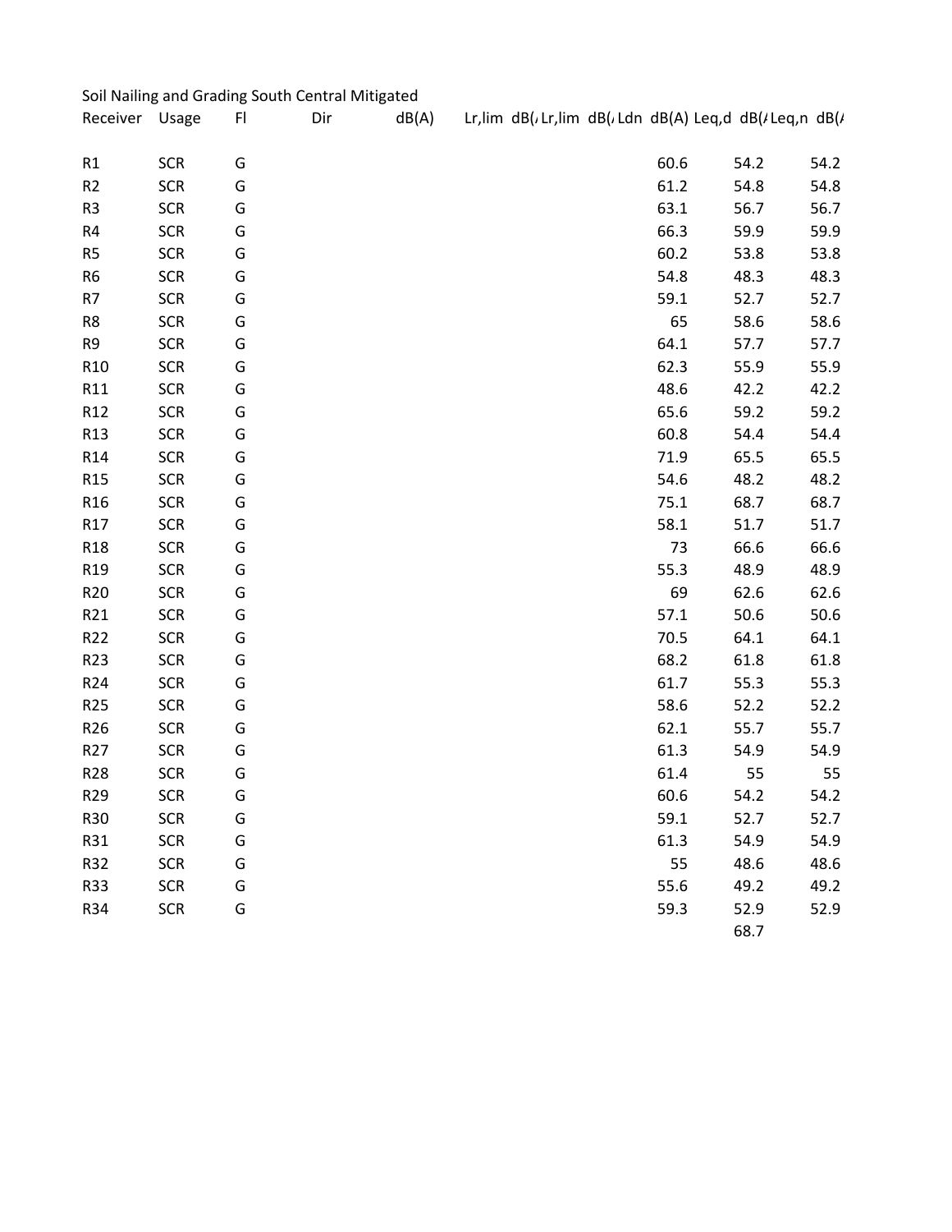Soil Nailing and Grading South Central Mitigated

| Receiver | Usage | Fl | Dir | dB(A) | Lr,lim dB(/ | Lr,lim dB(/ | Ldn dB(A) | Leq,d dB(/ | Leq,n dB(/ |
|---|---|---|---|---|---|---|---|---|---|
| R1 | SCR | G | | | | | 60.6 | 54.2 | 54.2 |
| R2 | SCR | G | | | | | 61.2 | 54.8 | 54.8 |
| R3 | SCR | G | | | | | 63.1 | 56.7 | 56.7 |
| R4 | SCR | G | | | | | 66.3 | 59.9 | 59.9 |
| R5 | SCR | G | | | | | 60.2 | 53.8 | 53.8 |
| R6 | SCR | G | | | | | 54.8 | 48.3 | 48.3 |
| R7 | SCR | G | | | | | 59.1 | 52.7 | 52.7 |
| R8 | SCR | G | | | | | 65 | 58.6 | 58.6 |
| R9 | SCR | G | | | | | 64.1 | 57.7 | 57.7 |
| R10 | SCR | G | | | | | 62.3 | 55.9 | 55.9 |
| R11 | SCR | G | | | | | 48.6 | 42.2 | 42.2 |
| R12 | SCR | G | | | | | 65.6 | 59.2 | 59.2 |
| R13 | SCR | G | | | | | 60.8 | 54.4 | 54.4 |
| R14 | SCR | G | | | | | 71.9 | 65.5 | 65.5 |
| R15 | SCR | G | | | | | 54.6 | 48.2 | 48.2 |
| R16 | SCR | G | | | | | 75.1 | 68.7 | 68.7 |
| R17 | SCR | G | | | | | 58.1 | 51.7 | 51.7 |
| R18 | SCR | G | | | | | 73 | 66.6 | 66.6 |
| R19 | SCR | G | | | | | 55.3 | 48.9 | 48.9 |
| R20 | SCR | G | | | | | 69 | 62.6 | 62.6 |
| R21 | SCR | G | | | | | 57.1 | 50.6 | 50.6 |
| R22 | SCR | G | | | | | 70.5 | 64.1 | 64.1 |
| R23 | SCR | G | | | | | 68.2 | 61.8 | 61.8 |
| R24 | SCR | G | | | | | 61.7 | 55.3 | 55.3 |
| R25 | SCR | G | | | | | 58.6 | 52.2 | 52.2 |
| R26 | SCR | G | | | | | 62.1 | 55.7 | 55.7 |
| R27 | SCR | G | | | | | 61.3 | 54.9 | 54.9 |
| R28 | SCR | G | | | | | 61.4 | 55 | 55 |
| R29 | SCR | G | | | | | 60.6 | 54.2 | 54.2 |
| R30 | SCR | G | | | | | 59.1 | 52.7 | 52.7 |
| R31 | SCR | G | | | | | 61.3 | 54.9 | 54.9 |
| R32 | SCR | G | | | | | 55 | 48.6 | 48.6 |
| R33 | SCR | G | | | | | 55.6 | 49.2 | 49.2 |
| R34 | SCR | G | | | | | 59.3 | 52.9 | 52.9 |
| | | | | | | | | 68.7 | |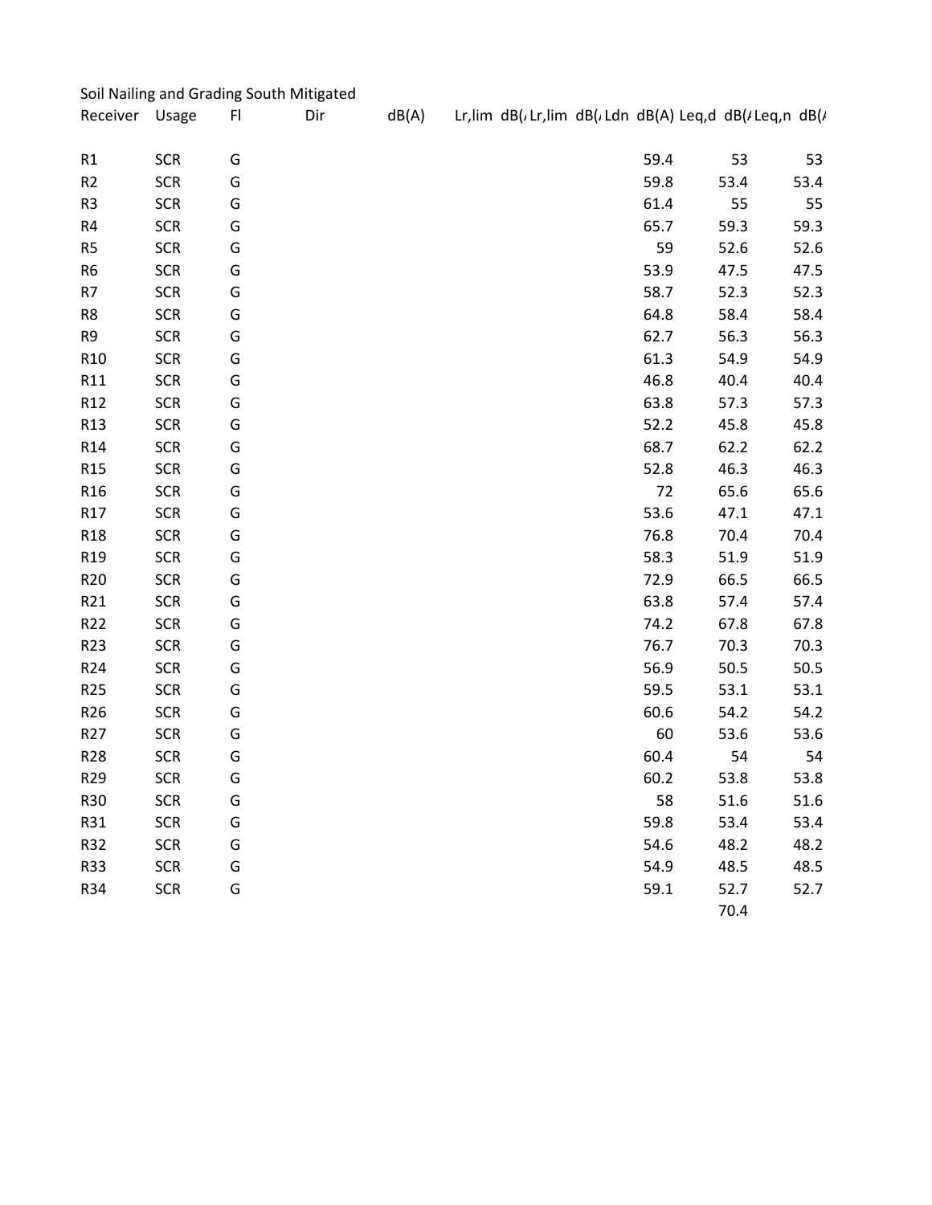Soil Nailing and Grading South Mitigated

| Receiver | Usage | Fl | Dir | dB(A) | Lr,lim dB(A) | Lr,lim dB(A) | Ldn dB(A) | Leq,d dB(A) | Leq,n dB(A) |
|---|---|---|---|---|---|---|---|---|---|
| R1 | SCR | G | | | | | 59.4 | 53 | 53 |
| R2 | SCR | G | | | | | 59.8 | 53.4 | 53.4 |
| R3 | SCR | G | | | | | 61.4 | 55 | 55 |
| R4 | SCR | G | | | | | 65.7 | 59.3 | 59.3 |
| R5 | SCR | G | | | | | 59 | 52.6 | 52.6 |
| R6 | SCR | G | | | | | 53.9 | 47.5 | 47.5 |
| R7 | SCR | G | | | | | 58.7 | 52.3 | 52.3 |
| R8 | SCR | G | | | | | 64.8 | 58.4 | 58.4 |
| R9 | SCR | G | | | | | 62.7 | 56.3 | 56.3 |
| R10 | SCR | G | | | | | 61.3 | 54.9 | 54.9 |
| R11 | SCR | G | | | | | 46.8 | 40.4 | 40.4 |
| R12 | SCR | G | | | | | 63.8 | 57.3 | 57.3 |
| R13 | SCR | G | | | | | 52.2 | 45.8 | 45.8 |
| R14 | SCR | G | | | | | 68.7 | 62.2 | 62.2 |
| R15 | SCR | G | | | | | 52.8 | 46.3 | 46.3 |
| R16 | SCR | G | | | | | 72 | 65.6 | 65.6 |
| R17 | SCR | G | | | | | 53.6 | 47.1 | 47.1 |
| R18 | SCR | G | | | | | 76.8 | 70.4 | 70.4 |
| R19 | SCR | G | | | | | 58.3 | 51.9 | 51.9 |
| R20 | SCR | G | | | | | 72.9 | 66.5 | 66.5 |
| R21 | SCR | G | | | | | 63.8 | 57.4 | 57.4 |
| R22 | SCR | G | | | | | 74.2 | 67.8 | 67.8 |
| R23 | SCR | G | | | | | 76.7 | 70.3 | 70.3 |
| R24 | SCR | G | | | | | 56.9 | 50.5 | 50.5 |
| R25 | SCR | G | | | | | 59.5 | 53.1 | 53.1 |
| R26 | SCR | G | | | | | 60.6 | 54.2 | 54.2 |
| R27 | SCR | G | | | | | 60 | 53.6 | 53.6 |
| R28 | SCR | G | | | | | 60.4 | 54 | 54 |
| R29 | SCR | G | | | | | 60.2 | 53.8 | 53.8 |
| R30 | SCR | G | | | | | 58 | 51.6 | 51.6 |
| R31 | SCR | G | | | | | 59.8 | 53.4 | 53.4 |
| R32 | SCR | G | | | | | 54.6 | 48.2 | 48.2 |
| R33 | SCR | G | | | | | 54.9 | 48.5 | 48.5 |
| R34 | SCR | G | | | | | 59.1 | 52.7 | 52.7 |
| | | | | | | | | 70.4 | |